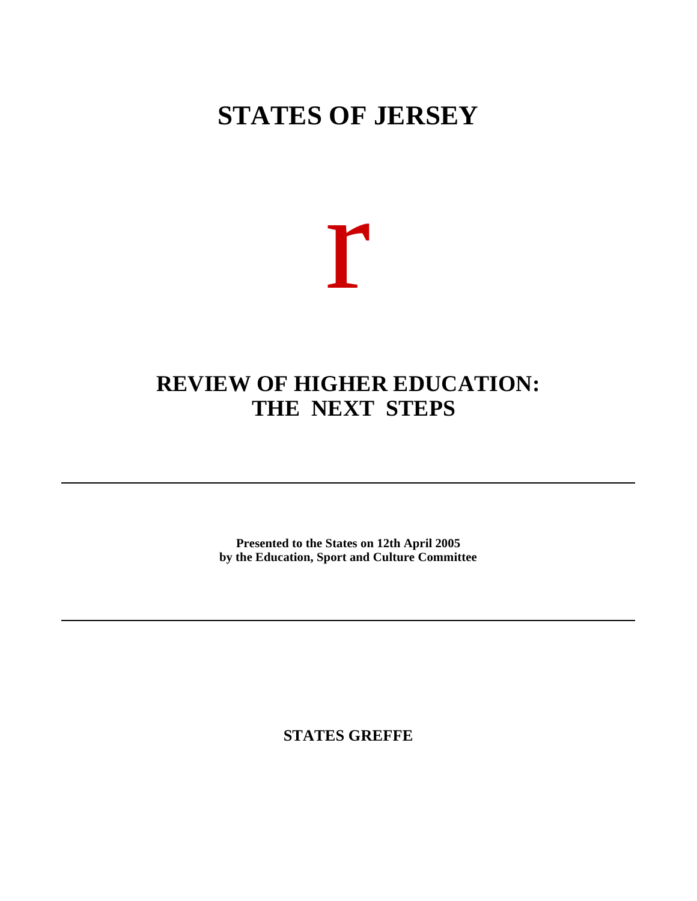# STATES OF JERSEY

r

## REVIEW OF HIGHER EDUCATION: THE NEXT STEPS

---

**Presented to the States on 12th April 2005**
**by the Education, Sport and Culture Committee**

---

**STATES GREFFE**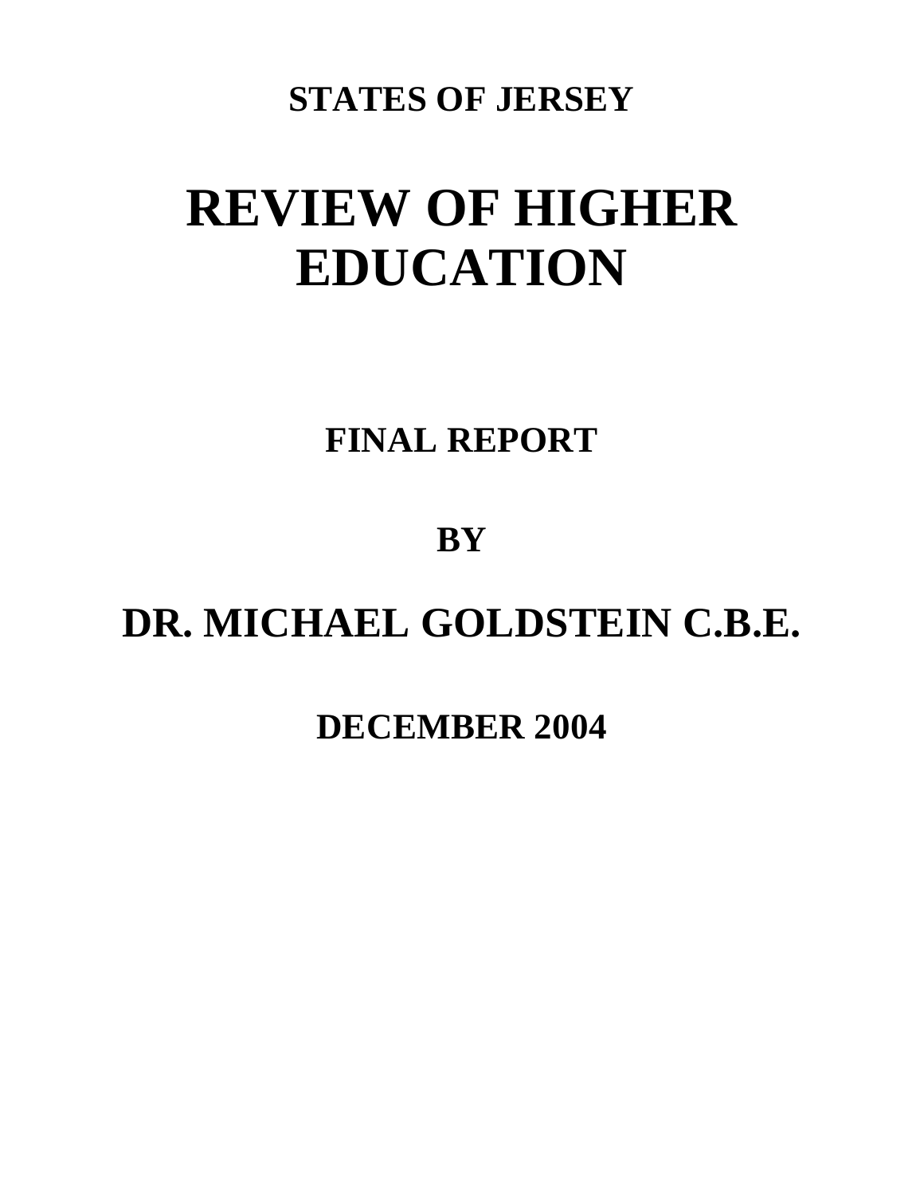**STATES OF JERSEY**

# REVIEW OF HIGHER EDUCATION

**FINAL REPORT**

**BY**

## DR. MICHAEL GOLDSTEIN C.B.E.

**DECEMBER 2004**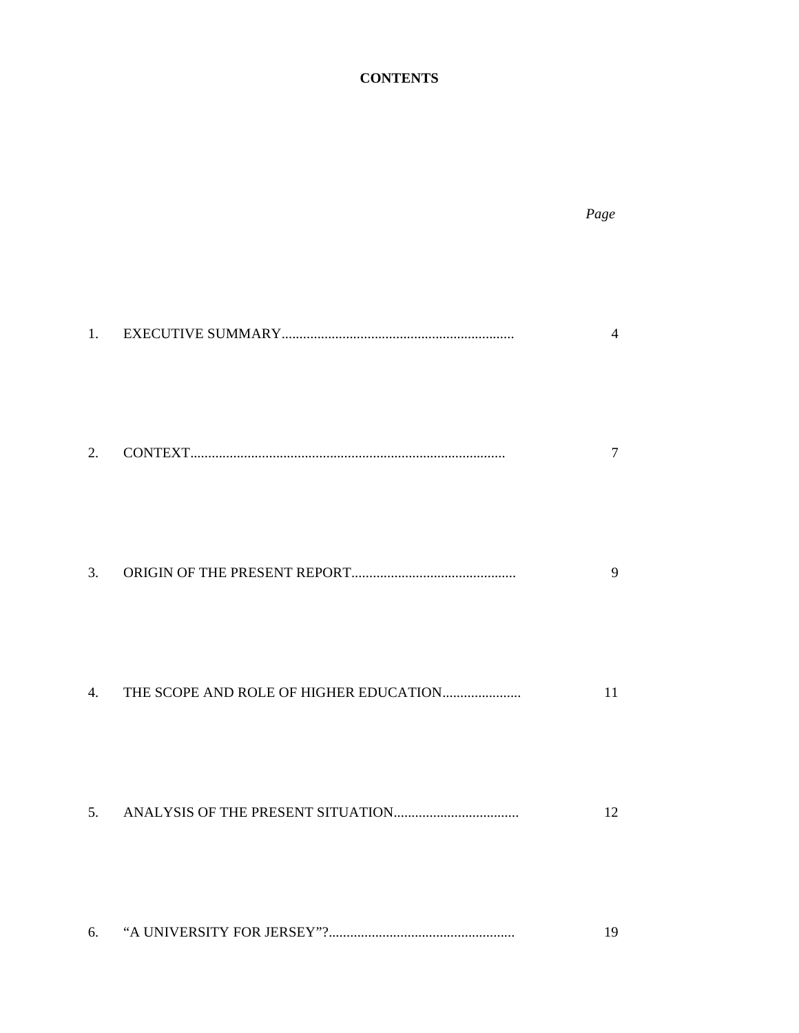# CONTENTS

| | | *Page* |
|---|---|---|
| 1. | EXECUTIVE SUMMARY | 4 |
| 2. | CONTEXT | 7 |
| 3. | ORIGIN OF THE PRESENT REPORT | 9 |
| 4. | THE SCOPE AND ROLE OF HIGHER EDUCATION | 11 |
| 5. | ANALYSIS OF THE PRESENT SITUATION | 12 |
| 6. | "A UNIVERSITY FOR JERSEY"? | 19 |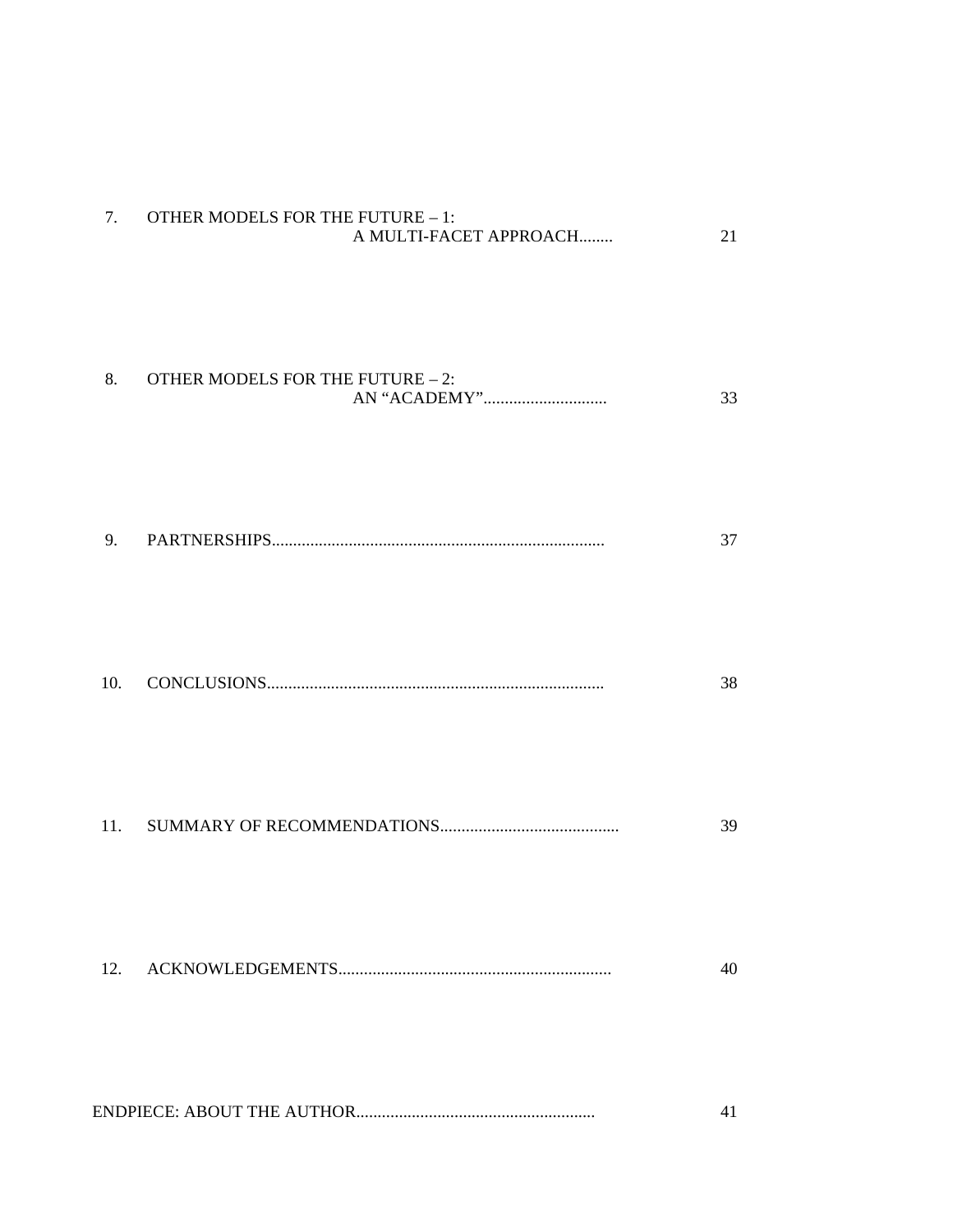7. OTHER MODELS FOR THE FUTURE – 1: A MULTI-FACET APPROACH........ 21

8. OTHER MODELS FOR THE FUTURE – 2: AN “ACADEMY”............................. 33

9. PARTNERSHIPS.............................................................................. 37

10. CONCLUSIONS.............................................................................. 38

11. SUMMARY OF RECOMMENDATIONS.......................................... 39

12. ACKNOWLEDGEMENTS................................................................ 40

ENDPIECE: ABOUT THE AUTHOR........................................................ 41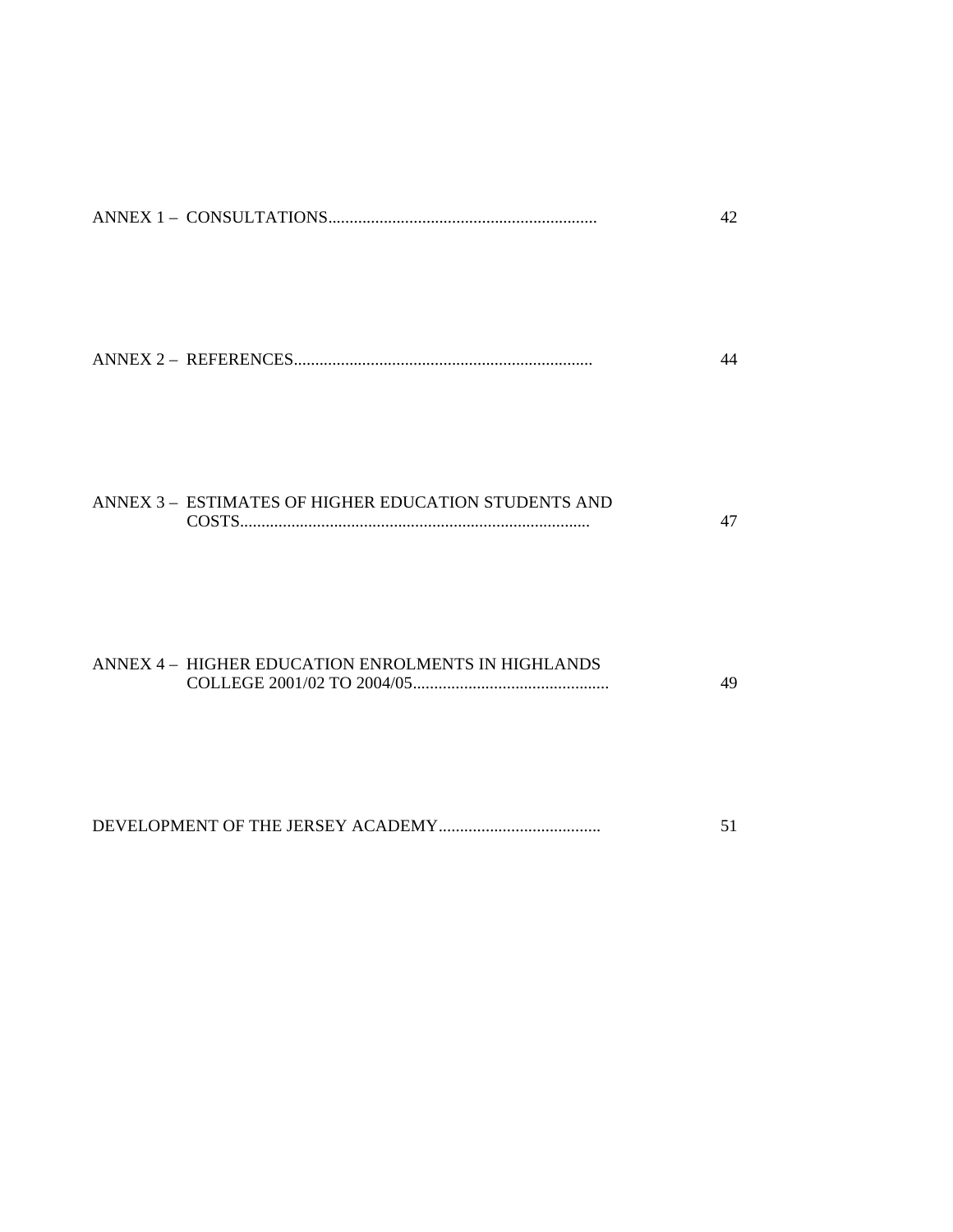ANNEX 1 – CONSULTATIONS.............................................................. 42

ANNEX 2 – REFERENCES...................................................................... 44

ANNEX 3 – ESTIMATES OF HIGHER EDUCATION STUDENTS AND COSTS.................................................................................. 47

ANNEX 4 – HIGHER EDUCATION ENROLMENTS IN HIGHLANDS COLLEGE 2001/02 TO 2004/05.............................................. 49

DEVELOPMENT OF THE JERSEY ACADEMY...................................... 51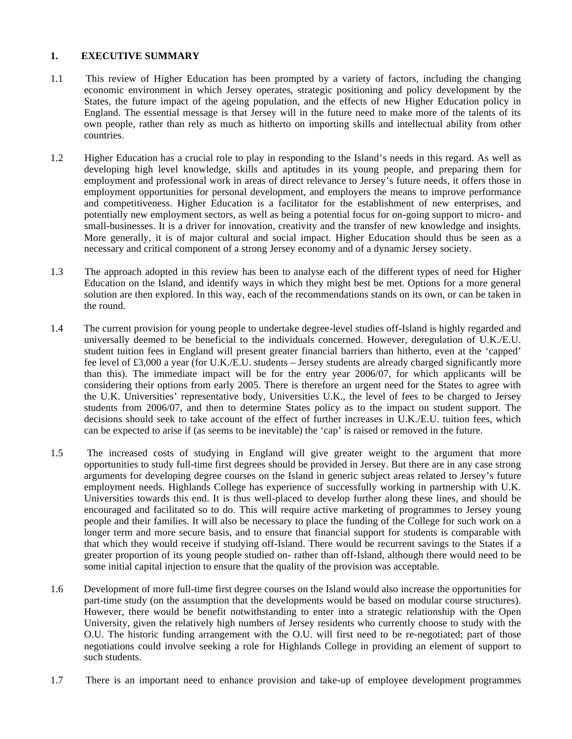## 1. EXECUTIVE SUMMARY

1.1 This review of Higher Education has been prompted by a variety of factors, including the changing economic environment in which Jersey operates, strategic positioning and policy development by the States, the future impact of the ageing population, and the effects of new Higher Education policy in England. The essential message is that Jersey will in the future need to make more of the talents of its own people, rather than rely as much as hitherto on importing skills and intellectual ability from other countries.

1.2 Higher Education has a crucial role to play in responding to the Island's needs in this regard. As well as developing high level knowledge, skills and aptitudes in its young people, and preparing them for employment and professional work in areas of direct relevance to Jersey's future needs, it offers those in employment opportunities for personal development, and employers the means to improve performance and competitiveness. Higher Education is a facilitator for the establishment of new enterprises, and potentially new employment sectors, as well as being a potential focus for on-going support to micro- and small-businesses. It is a driver for innovation, creativity and the transfer of new knowledge and insights. More generally, it is of major cultural and social impact. Higher Education should thus be seen as a necessary and critical component of a strong Jersey economy and of a dynamic Jersey society.

1.3 The approach adopted in this review has been to analyse each of the different types of need for Higher Education on the Island, and identify ways in which they might best be met. Options for a more general solution are then explored. In this way, each of the recommendations stands on its own, or can be taken in the round.

1.4 The current provision for young people to undertake degree-level studies off-Island is highly regarded and universally deemed to be beneficial to the individuals concerned. However, deregulation of U.K./E.U. student tuition fees in England will present greater financial barriers than hitherto, even at the 'capped' fee level of £3,000 a year (for U.K./E.U. students – Jersey students are already charged significantly more than this). The immediate impact will be for the entry year 2006/07, for which applicants will be considering their options from early 2005. There is therefore an urgent need for the States to agree with the U.K. Universities' representative body, Universities U.K., the level of fees to be charged to Jersey students from 2006/07, and then to determine States policy as to the impact on student support. The decisions should seek to take account of the effect of further increases in U.K./E.U. tuition fees, which can be expected to arise if (as seems to be inevitable) the 'cap' is raised or removed in the future.

1.5 The increased costs of studying in England will give greater weight to the argument that more opportunities to study full-time first degrees should be provided in Jersey. But there are in any case strong arguments for developing degree courses on the Island in generic subject areas related to Jersey's future employment needs. Highlands College has experience of successfully working in partnership with U.K. Universities towards this end. It is thus well-placed to develop further along these lines, and should be encouraged and facilitated so to do. This will require active marketing of programmes to Jersey young people and their families. It will also be necessary to place the funding of the College for such work on a longer term and more secure basis, and to ensure that financial support for students is comparable with that which they would receive if studying off-Island. There would be recurrent savings to the States if a greater proportion of its young people studied on- rather than off-Island, although there would need to be some initial capital injection to ensure that the quality of the provision was acceptable.

1.6 Development of more full-time first degree courses on the Island would also increase the opportunities for part-time study (on the assumption that the developments would be based on modular course structures). However, there would be benefit notwithstanding to enter into a strategic relationship with the Open University, given the relatively high numbers of Jersey residents who currently choose to study with the O.U. The historic funding arrangement with the O.U. will first need to be re-negotiated; part of those negotiations could involve seeking a role for Highlands College in providing an element of support to such students.

1.7 There is an important need to enhance provision and take-up of employee development programmes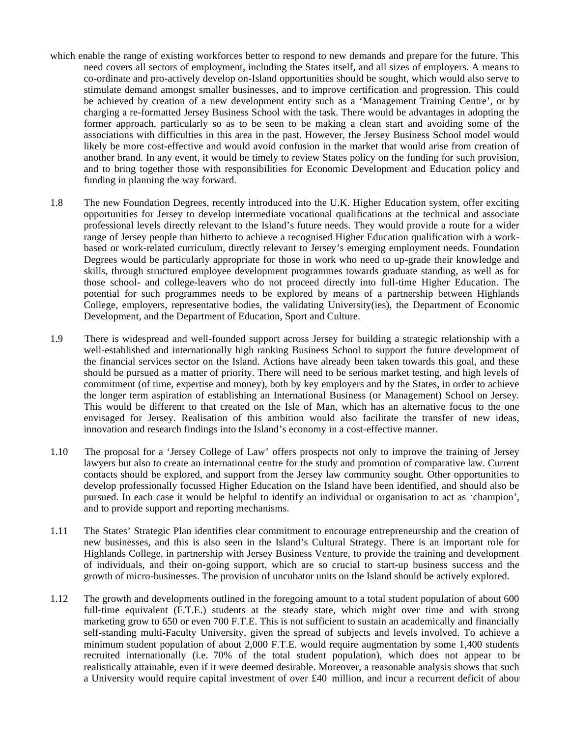which enable the range of existing workforces better to respond to new demands and prepare for the future. This need covers all sectors of employment, including the States itself, and all sizes of employers. A means to co-ordinate and pro-actively develop on-Island opportunities should be sought, which would also serve to stimulate demand amongst smaller businesses, and to improve certification and progression. This could be achieved by creation of a new development entity such as a 'Management Training Centre', or by charging a re-formatted Jersey Business School with the task. There would be advantages in adopting the former approach, particularly so as to be seen to be making a clean start and avoiding some of the associations with difficulties in this area in the past. However, the Jersey Business School model would likely be more cost-effective and would avoid confusion in the market that would arise from creation of another brand. In any event, it would be timely to review States policy on the funding for such provision, and to bring together those with responsibilities for Economic Development and Education policy and funding in planning the way forward.

1.8 The new Foundation Degrees, recently introduced into the U.K. Higher Education system, offer exciting opportunities for Jersey to develop intermediate vocational qualifications at the technical and associate professional levels directly relevant to the Island's future needs. They would provide a route for a wider range of Jersey people than hitherto to achieve a recognised Higher Education qualification with a work-based or work-related curriculum, directly relevant to Jersey's emerging employment needs. Foundation Degrees would be particularly appropriate for those in work who need to up-grade their knowledge and skills, through structured employee development programmes towards graduate standing, as well as for those school- and college-leavers who do not proceed directly into full-time Higher Education. The potential for such programmes needs to be explored by means of a partnership between Highlands College, employers, representative bodies, the validating University(ies), the Department of Economic Development, and the Department of Education, Sport and Culture.

1.9 There is widespread and well-founded support across Jersey for building a strategic relationship with a well-established and internationally high ranking Business School to support the future development of the financial services sector on the Island. Actions have already been taken towards this goal, and these should be pursued as a matter of priority. There will need to be serious market testing, and high levels of commitment (of time, expertise and money), both by key employers and by the States, in order to achieve the longer term aspiration of establishing an International Business (or Management) School on Jersey. This would be different to that created on the Isle of Man, which has an alternative focus to the one envisaged for Jersey. Realisation of this ambition would also facilitate the transfer of new ideas, innovation and research findings into the Island's economy in a cost-effective manner.

1.10 The proposal for a 'Jersey College of Law' offers prospects not only to improve the training of Jersey lawyers but also to create an international centre for the study and promotion of comparative law. Current contacts should be explored, and support from the Jersey law community sought. Other opportunities to develop professionally focussed Higher Education on the Island have been identified, and should also be pursued. In each case it would be helpful to identify an individual or organisation to act as 'champion', and to provide support and reporting mechanisms.

1.11 The States' Strategic Plan identifies clear commitment to encourage entrepreneurship and the creation of new businesses, and this is also seen in the Island's Cultural Strategy. There is an important role for Highlands College, in partnership with Jersey Business Venture, to provide the training and development of individuals, and their on-going support, which are so crucial to start-up business success and the growth of micro-businesses. The provision of uncubator units on the Island should be actively explored.

1.12 The growth and developments outlined in the foregoing amount to a total student population of about 600 full-time equivalent (F.T.E.) students at the steady state, which might over time and with strong marketing grow to 650 or even 700 F.T.E. This is not sufficient to sustain an academically and financially self-standing multi-Faculty University, given the spread of subjects and levels involved. To achieve a minimum student population of about 2,000 F.T.E. would require augmentation by some 1,400 students recruited internationally (i.e. 70% of the total student population), which does not appear to be realistically attainable, even if it were deemed desirable. Moreover, a reasonable analysis shows that such a University would require capital investment of over £40 million, and incur a recurrent deficit of about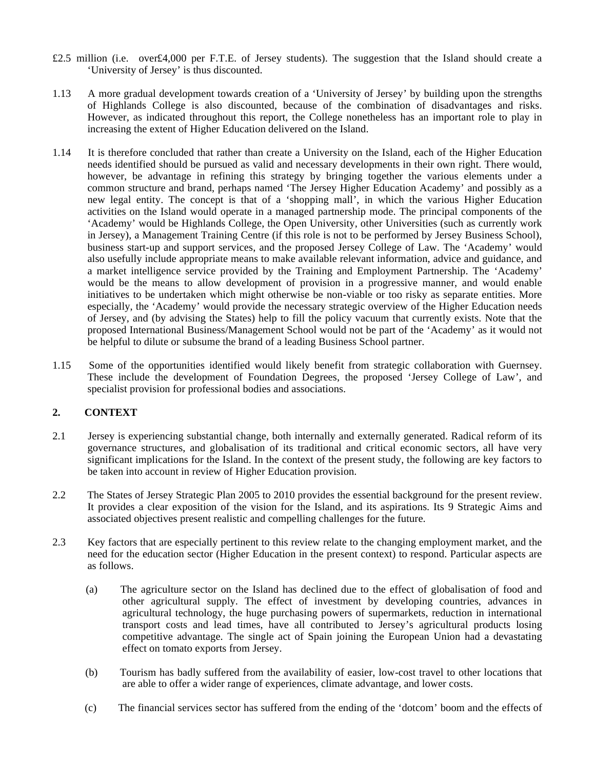£2.5 million (i.e. over£4,000 per F.T.E. of Jersey students). The suggestion that the Island should create a 'University of Jersey' is thus discounted.

1.13 A more gradual development towards creation of a 'University of Jersey' by building upon the strengths of Highlands College is also discounted, because of the combination of disadvantages and risks. However, as indicated throughout this report, the College nonetheless has an important role to play in increasing the extent of Higher Education delivered on the Island.

1.14 It is therefore concluded that rather than create a University on the Island, each of the Higher Education needs identified should be pursued as valid and necessary developments in their own right. There would, however, be advantage in refining this strategy by bringing together the various elements under a common structure and brand, perhaps named 'The Jersey Higher Education Academy' and possibly as a new legal entity. The concept is that of a 'shopping mall', in which the various Higher Education activities on the Island would operate in a managed partnership mode. The principal components of the 'Academy' would be Highlands College, the Open University, other Universities (such as currently work in Jersey), a Management Training Centre (if this role is not to be performed by Jersey Business School), business start-up and support services, and the proposed Jersey College of Law. The 'Academy' would also usefully include appropriate means to make available relevant information, advice and guidance, and a market intelligence service provided by the Training and Employment Partnership. The 'Academy' would be the means to allow development of provision in a progressive manner, and would enable initiatives to be undertaken which might otherwise be non-viable or too risky as separate entities. More especially, the 'Academy' would provide the necessary strategic overview of the Higher Education needs of Jersey, and (by advising the States) help to fill the policy vacuum that currently exists. Note that the proposed International Business/Management School would not be part of the 'Academy' as it would not be helpful to dilute or subsume the brand of a leading Business School partner.

1.15 Some of the opportunities identified would likely benefit from strategic collaboration with Guernsey. These include the development of Foundation Degrees, the proposed 'Jersey College of Law', and specialist provision for professional bodies and associations.

## 2. CONTEXT

2.1 Jersey is experiencing substantial change, both internally and externally generated. Radical reform of its governance structures, and globalisation of its traditional and critical economic sectors, all have very significant implications for the Island. In the context of the present study, the following are key factors to be taken into account in review of Higher Education provision.

2.2 The States of Jersey Strategic Plan 2005 to 2010 provides the essential background for the present review. It provides a clear exposition of the vision for the Island, and its aspirations. Its 9 Strategic Aims and associated objectives present realistic and compelling challenges for the future.

2.3 Key factors that are especially pertinent to this review relate to the changing employment market, and the need for the education sector (Higher Education in the present context) to respond. Particular aspects are as follows.

(a) The agriculture sector on the Island has declined due to the effect of globalisation of food and other agricultural supply. The effect of investment by developing countries, advances in agricultural technology, the huge purchasing powers of supermarkets, reduction in international transport costs and lead times, have all contributed to Jersey's agricultural products losing competitive advantage. The single act of Spain joining the European Union had a devastating effect on tomato exports from Jersey.

(b) Tourism has badly suffered from the availability of easier, low-cost travel to other locations that are able to offer a wider range of experiences, climate advantage, and lower costs.

(c) The financial services sector has suffered from the ending of the 'dotcom' boom and the effects of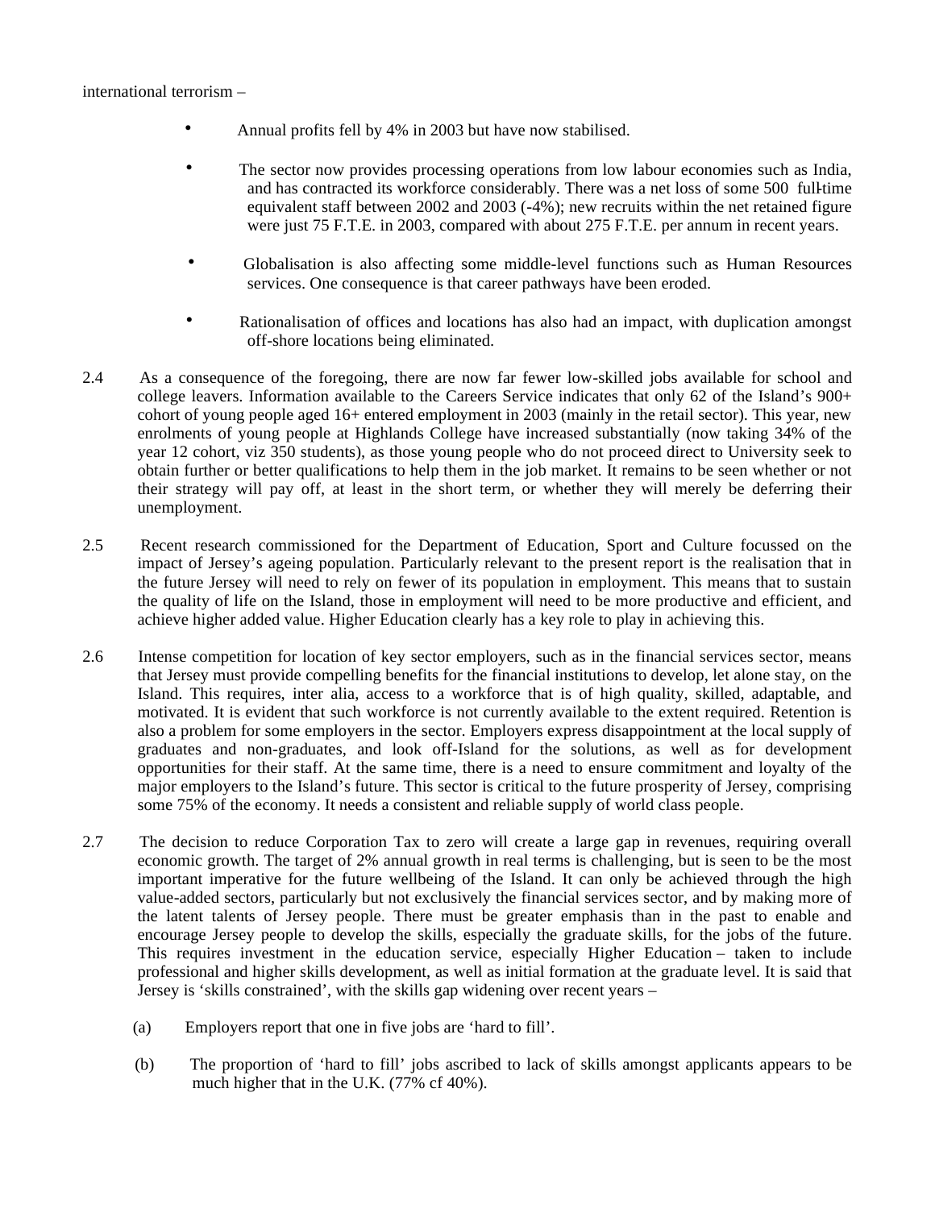international terrorism –

- Annual profits fell by 4% in 2003 but have now stabilised.
- The sector now provides processing operations from low labour economies such as India, and has contracted its workforce considerably. There was a net loss of some 500 full-time equivalent staff between 2002 and 2003 (-4%); new recruits within the net retained figure were just 75 F.T.E. in 2003, compared with about 275 F.T.E. per annum in recent years.
- Globalisation is also affecting some middle-level functions such as Human Resources services. One consequence is that career pathways have been eroded.
- Rationalisation of offices and locations has also had an impact, with duplication amongst off-shore locations being eliminated.

2.4 As a consequence of the foregoing, there are now far fewer low-skilled jobs available for school and college leavers. Information available to the Careers Service indicates that only 62 of the Island's 900+ cohort of young people aged 16+ entered employment in 2003 (mainly in the retail sector). This year, new enrolments of young people at Highlands College have increased substantially (now taking 34% of the year 12 cohort, viz 350 students), as those young people who do not proceed direct to University seek to obtain further or better qualifications to help them in the job market. It remains to be seen whether or not their strategy will pay off, at least in the short term, or whether they will merely be deferring their unemployment.

2.5 Recent research commissioned for the Department of Education, Sport and Culture focussed on the impact of Jersey's ageing population. Particularly relevant to the present report is the realisation that in the future Jersey will need to rely on fewer of its population in employment. This means that to sustain the quality of life on the Island, those in employment will need to be more productive and efficient, and achieve higher added value. Higher Education clearly has a key role to play in achieving this.

2.6 Intense competition for location of key sector employers, such as in the financial services sector, means that Jersey must provide compelling benefits for the financial institutions to develop, let alone stay, on the Island. This requires, inter alia, access to a workforce that is of high quality, skilled, adaptable, and motivated. It is evident that such workforce is not currently available to the extent required. Retention is also a problem for some employers in the sector. Employers express disappointment at the local supply of graduates and non-graduates, and look off-Island for the solutions, as well as for development opportunities for their staff. At the same time, there is a need to ensure commitment and loyalty of the major employers to the Island's future. This sector is critical to the future prosperity of Jersey, comprising some 75% of the economy. It needs a consistent and reliable supply of world class people.

2.7 The decision to reduce Corporation Tax to zero will create a large gap in revenues, requiring overall economic growth. The target of 2% annual growth in real terms is challenging, but is seen to be the most important imperative for the future wellbeing of the Island. It can only be achieved through the high value-added sectors, particularly but not exclusively the financial services sector, and by making more of the latent talents of Jersey people. There must be greater emphasis than in the past to enable and encourage Jersey people to develop the skills, especially the graduate skills, for the jobs of the future. This requires investment in the education service, especially Higher Education – taken to include professional and higher skills development, as well as initial formation at the graduate level. It is said that Jersey is 'skills constrained', with the skills gap widening over recent years –

(a) Employers report that one in five jobs are 'hard to fill'.

(b) The proportion of 'hard to fill' jobs ascribed to lack of skills amongst applicants appears to be much higher that in the U.K. (77% cf 40%).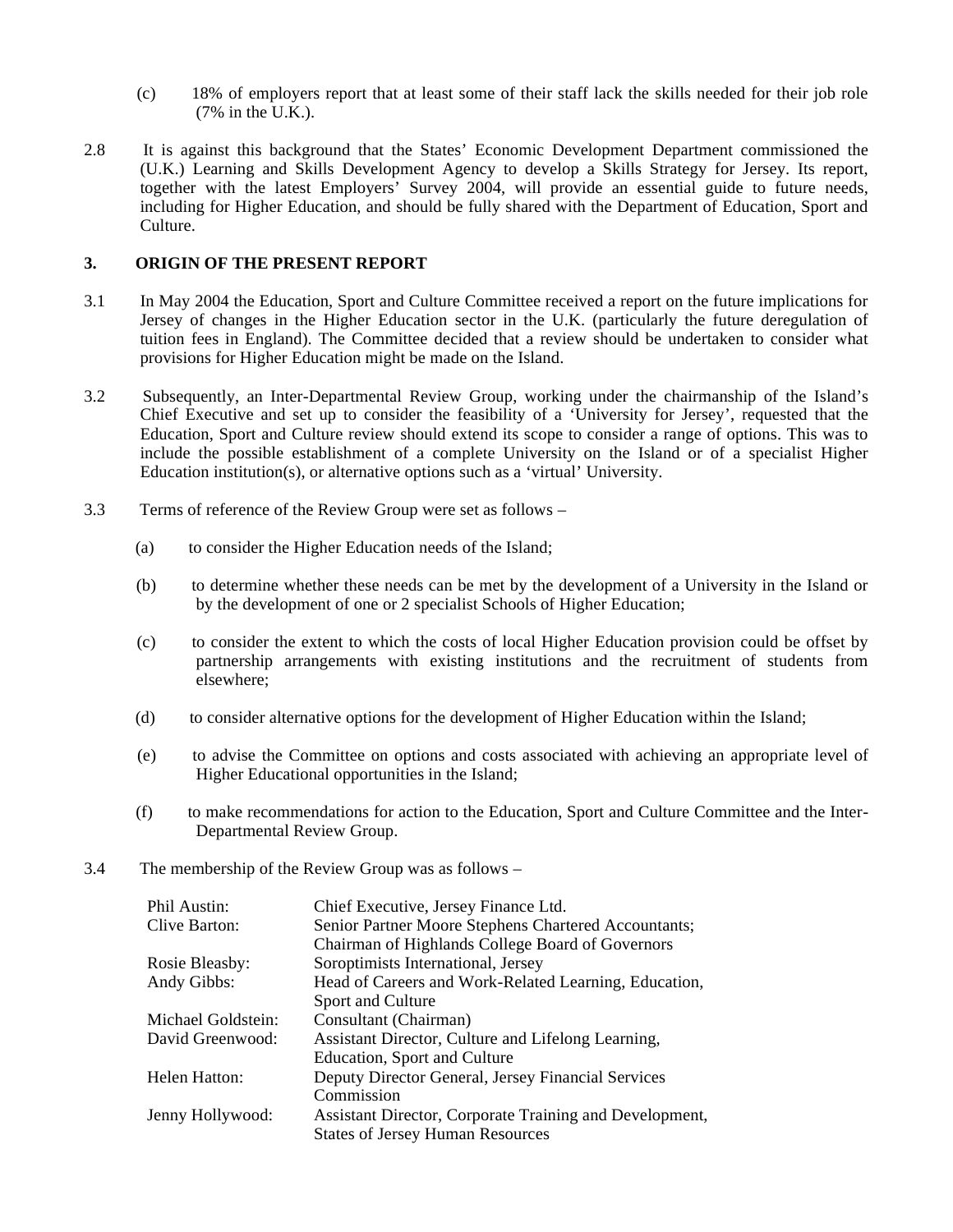(c) 18% of employers report that at least some of their staff lack the skills needed for their job role (7% in the U.K.).

2.8 It is against this background that the States' Economic Development Department commissioned the (U.K.) Learning and Skills Development Agency to develop a Skills Strategy for Jersey. Its report, together with the latest Employers' Survey 2004, will provide an essential guide to future needs, including for Higher Education, and should be fully shared with the Department of Education, Sport and Culture.

## 3. ORIGIN OF THE PRESENT REPORT

3.1 In May 2004 the Education, Sport and Culture Committee received a report on the future implications for Jersey of changes in the Higher Education sector in the U.K. (particularly the future deregulation of tuition fees in England). The Committee decided that a review should be undertaken to consider what provisions for Higher Education might be made on the Island.

3.2 Subsequently, an Inter-Departmental Review Group, working under the chairmanship of the Island's Chief Executive and set up to consider the feasibility of a 'University for Jersey', requested that the Education, Sport and Culture review should extend its scope to consider a range of options. This was to include the possible establishment of a complete University on the Island or of a specialist Higher Education institution(s), or alternative options such as a 'virtual' University.

3.3 Terms of reference of the Review Group were set as follows –

(a) to consider the Higher Education needs of the Island;

(b) to determine whether these needs can be met by the development of a University in the Island or by the development of one or 2 specialist Schools of Higher Education;

(c) to consider the extent to which the costs of local Higher Education provision could be offset by partnership arrangements with existing institutions and the recruitment of students from elsewhere;

(d) to consider alternative options for the development of Higher Education within the Island;

(e) to advise the Committee on options and costs associated with achieving an appropriate level of Higher Educational opportunities in the Island;

(f) to make recommendations for action to the Education, Sport and Culture Committee and the Inter-Departmental Review Group.

3.4 The membership of the Review Group was as follows –

| | |
|---|---|
| Phil Austin: | Chief Executive, Jersey Finance Ltd. |
| Clive Barton: | Senior Partner Moore Stephens Chartered Accountants; Chairman of Highlands College Board of Governors |
| Rosie Bleasby: | Soroptimists International, Jersey |
| Andy Gibbs: | Head of Careers and Work-Related Learning, Education, Sport and Culture |
| Michael Goldstein: | Consultant (Chairman) |
| David Greenwood: | Assistant Director, Culture and Lifelong Learning, Education, Sport and Culture |
| Helen Hatton: | Deputy Director General, Jersey Financial Services Commission |
| Jenny Hollywood: | Assistant Director, Corporate Training and Development, States of Jersey Human Resources |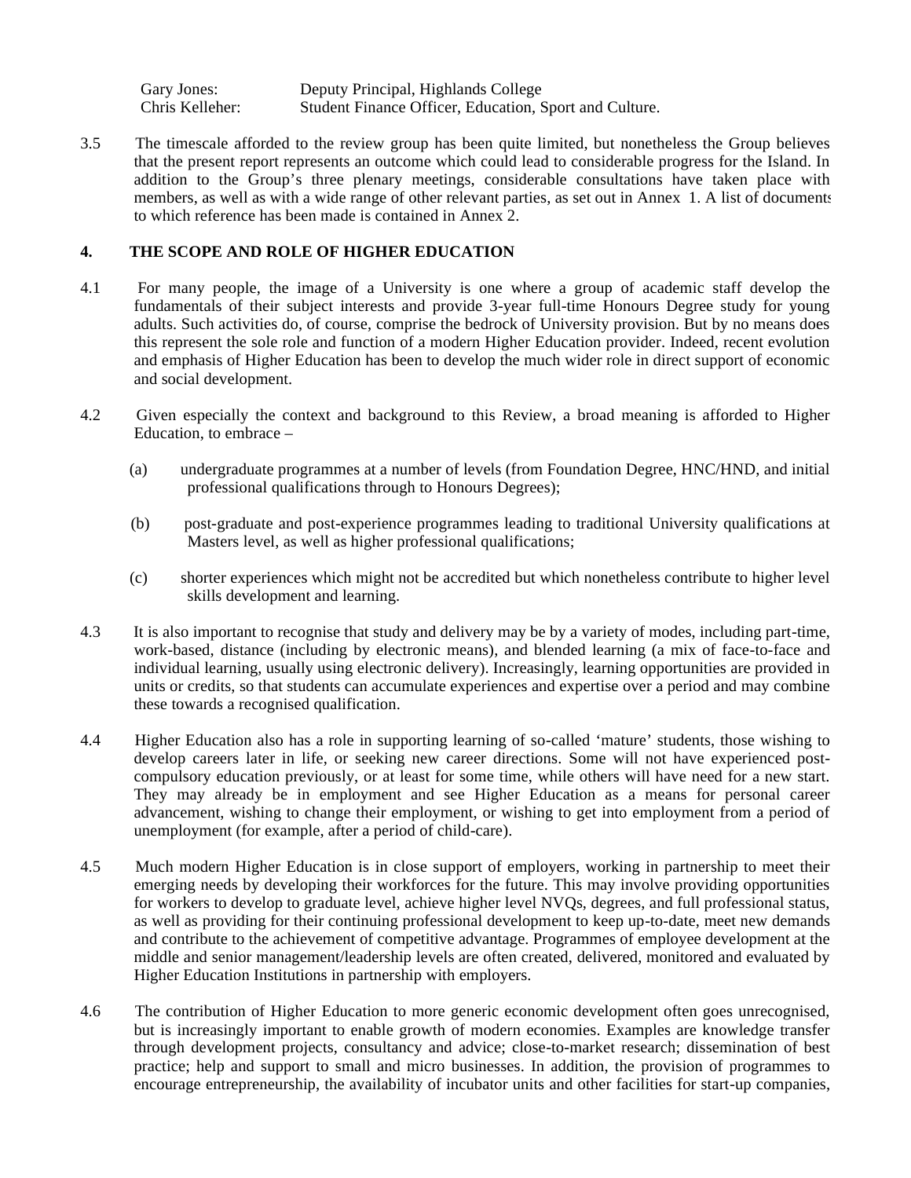| | |
|---|---|
| Gary Jones: | Deputy Principal, Highlands College |
| Chris Kelleher: | Student Finance Officer, Education, Sport and Culture. |

3.5 The timescale afforded to the review group has been quite limited, but nonetheless the Group believes that the present report represents an outcome which could lead to considerable progress for the Island. In addition to the Group's three plenary meetings, considerable consultations have taken place with members, as well as with a wide range of other relevant parties, as set out in Annex 1. A list of documents to which reference has been made is contained in Annex 2.

## 4. THE SCOPE AND ROLE OF HIGHER EDUCATION

4.1 For many people, the image of a University is one where a group of academic staff develop the fundamentals of their subject interests and provide 3-year full-time Honours Degree study for young adults. Such activities do, of course, comprise the bedrock of University provision. But by no means does this represent the sole role and function of a modern Higher Education provider. Indeed, recent evolution and emphasis of Higher Education has been to develop the much wider role in direct support of economic and social development.

4.2 Given especially the context and background to this Review, a broad meaning is afforded to Higher Education, to embrace –

(a) undergraduate programmes at a number of levels (from Foundation Degree, HNC/HND, and initial professional qualifications through to Honours Degrees);

(b) post-graduate and post-experience programmes leading to traditional University qualifications at Masters level, as well as higher professional qualifications;

(c) shorter experiences which might not be accredited but which nonetheless contribute to higher level skills development and learning.

4.3 It is also important to recognise that study and delivery may be by a variety of modes, including part-time, work-based, distance (including by electronic means), and blended learning (a mix of face-to-face and individual learning, usually using electronic delivery). Increasingly, learning opportunities are provided in units or credits, so that students can accumulate experiences and expertise over a period and may combine these towards a recognised qualification.

4.4 Higher Education also has a role in supporting learning of so-called 'mature' students, those wishing to develop careers later in life, or seeking new career directions. Some will not have experienced post-compulsory education previously, or at least for some time, while others will have need for a new start. They may already be in employment and see Higher Education as a means for personal career advancement, wishing to change their employment, or wishing to get into employment from a period of unemployment (for example, after a period of child-care).

4.5 Much modern Higher Education is in close support of employers, working in partnership to meet their emerging needs by developing their workforces for the future. This may involve providing opportunities for workers to develop to graduate level, achieve higher level NVQs, degrees, and full professional status, as well as providing for their continuing professional development to keep up-to-date, meet new demands and contribute to the achievement of competitive advantage. Programmes of employee development at the middle and senior management/leadership levels are often created, delivered, monitored and evaluated by Higher Education Institutions in partnership with employers.

4.6 The contribution of Higher Education to more generic economic development often goes unrecognised, but is increasingly important to enable growth of modern economies. Examples are knowledge transfer through development projects, consultancy and advice; close-to-market research; dissemination of best practice; help and support to small and micro businesses. In addition, the provision of programmes to encourage entrepreneurship, the availability of incubator units and other facilities for start-up companies,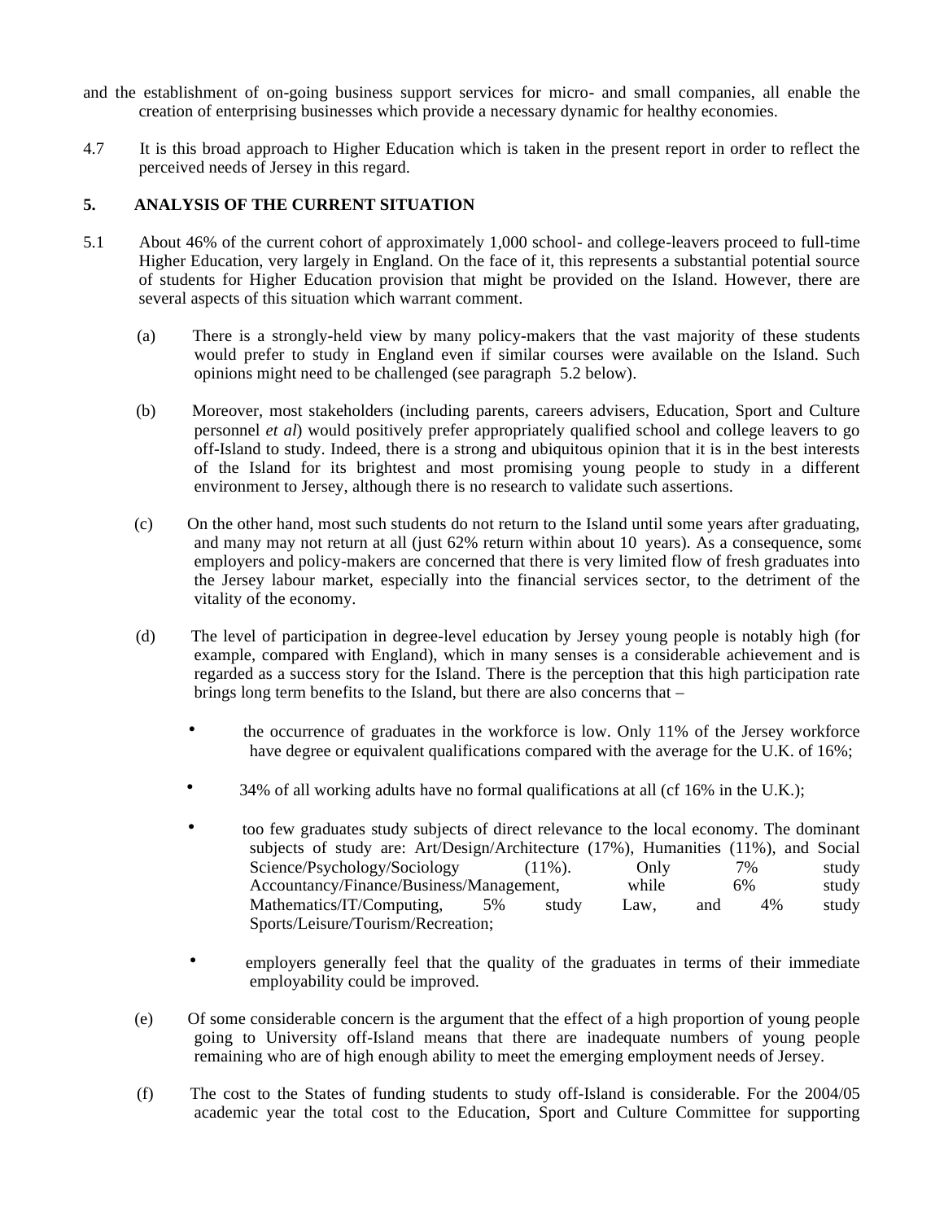and the establishment of on-going business support services for micro- and small companies, all enable the creation of enterprising businesses which provide a necessary dynamic for healthy economies.

4.7 It is this broad approach to Higher Education which is taken in the present report in order to reflect the perceived needs of Jersey in this regard.

## 5. ANALYSIS OF THE CURRENT SITUATION

5.1 About 46% of the current cohort of approximately 1,000 school- and college-leavers proceed to full-time Higher Education, very largely in England. On the face of it, this represents a substantial potential source of students for Higher Education provision that might be provided on the Island. However, there are several aspects of this situation which warrant comment.

(a) There is a strongly-held view by many policy-makers that the vast majority of these students would prefer to study in England even if similar courses were available on the Island. Such opinions might need to be challenged (see paragraph 5.2 below).

(b) Moreover, most stakeholders (including parents, careers advisers, Education, Sport and Culture personnel *et al*) would positively prefer appropriately qualified school and college leavers to go off-Island to study. Indeed, there is a strong and ubiquitous opinion that it is in the best interests of the Island for its brightest and most promising young people to study in a different environment to Jersey, although there is no research to validate such assertions.

(c) On the other hand, most such students do not return to the Island until some years after graduating, and many may not return at all (just 62% return within about 10 years). As a consequence, some employers and policy-makers are concerned that there is very limited flow of fresh graduates into the Jersey labour market, especially into the financial services sector, to the detriment of the vitality of the economy.

(d) The level of participation in degree-level education by Jersey young people is notably high (for example, compared with England), which in many senses is a considerable achievement and is regarded as a success story for the Island. There is the perception that this high participation rate brings long term benefits to the Island, but there are also concerns that –

- the occurrence of graduates in the workforce is low. Only 11% of the Jersey workforce have degree or equivalent qualifications compared with the average for the U.K. of 16%;
- 34% of all working adults have no formal qualifications at all (cf 16% in the U.K.);
- too few graduates study subjects of direct relevance to the local economy. The dominant subjects of study are: Art/Design/Architecture (17%), Humanities (11%), and Social Science/Psychology/Sociology (11%). Only 7% study Accountancy/Finance/Business/Management, while 6% study Mathematics/IT/Computing, 5% study Law, and 4% study Sports/Leisure/Tourism/Recreation;
- employers generally feel that the quality of the graduates in terms of their immediate employability could be improved.

(e) Of some considerable concern is the argument that the effect of a high proportion of young people going to University off-Island means that there are inadequate numbers of young people remaining who are of high enough ability to meet the emerging employment needs of Jersey.

(f) The cost to the States of funding students to study off-Island is considerable. For the 2004/05 academic year the total cost to the Education, Sport and Culture Committee for supporting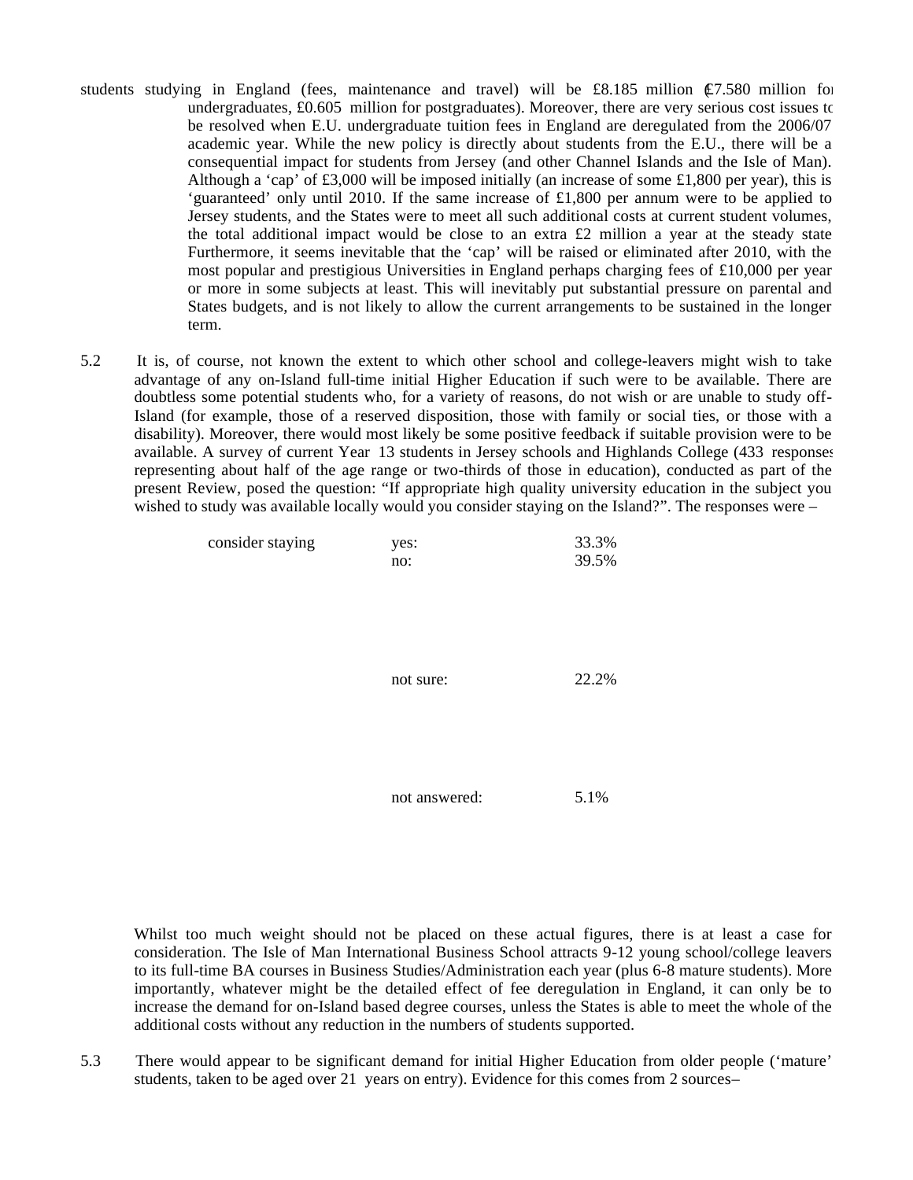students studying in England (fees, maintenance and travel) will be £8.185 million (£7.580 million for undergraduates, £0.605 million for postgraduates). Moreover, there are very serious cost issues to be resolved when E.U. undergraduate tuition fees in England are deregulated from the 2006/07 academic year. While the new policy is directly about students from the E.U., there will be a consequential impact for students from Jersey (and other Channel Islands and the Isle of Man). Although a 'cap' of £3,000 will be imposed initially (an increase of some £1,800 per year), this is 'guaranteed' only until 2010. If the same increase of £1,800 per annum were to be applied to Jersey students, and the States were to meet all such additional costs at current student volumes, the total additional impact would be close to an extra £2 million a year at the steady state. Furthermore, it seems inevitable that the 'cap' will be raised or eliminated after 2010, with the most popular and prestigious Universities in England perhaps charging fees of £10,000 per year or more in some subjects at least. This will inevitably put substantial pressure on parental and States budgets, and is not likely to allow the current arrangements to be sustained in the longer term.

5.2 It is, of course, not known the extent to which other school and college-leavers might wish to take advantage of any on-Island full-time initial Higher Education if such were to be available. There are doubtless some potential students who, for a variety of reasons, do not wish or are unable to study off-Island (for example, those of a reserved disposition, those with family or social ties, or those with a disability). Moreover, there would most likely be some positive feedback if suitable provision were to be available. A survey of current Year 13 students in Jersey schools and Highlands College (433 responses representing about half of the age range or two-thirds of those in education), conducted as part of the present Review, posed the question: "If appropriate high quality university education in the subject you wished to study was available locally would you consider staying on the Island?". The responses were –

| | | |
|---|---|---|
| consider staying | yes: | 33.3% |
| | no: | 39.5% |
| | not sure: | 22.2% |
| | not answered: | 5.1% |

Whilst too much weight should not be placed on these actual figures, there is at least a case for consideration. The Isle of Man International Business School attracts 9-12 young school/college leavers to its full-time BA courses in Business Studies/Administration each year (plus 6-8 mature students). More importantly, whatever might be the detailed effect of fee deregulation in England, it can only be to increase the demand for on-Island based degree courses, unless the States is able to meet the whole of the additional costs without any reduction in the numbers of students supported.

5.3 There would appear to be significant demand for initial Higher Education from older people ('mature' students, taken to be aged over 21 years on entry). Evidence for this comes from 2 sources–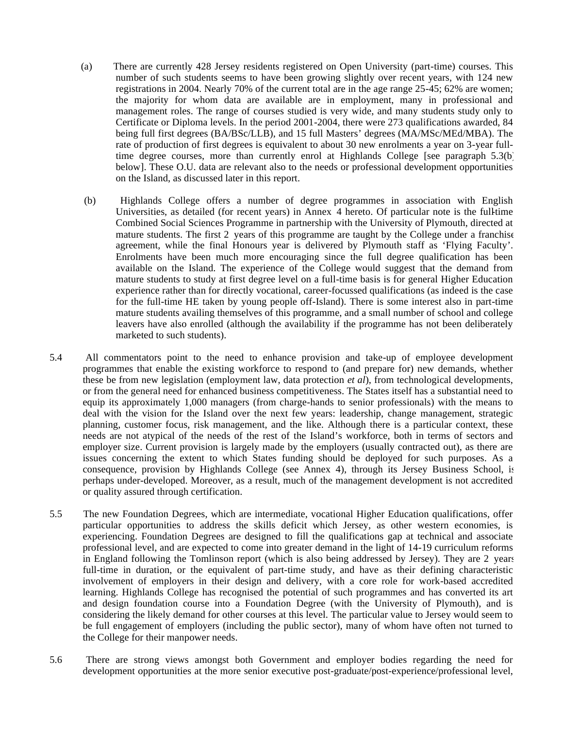(a) There are currently 428 Jersey residents registered on Open University (part-time) courses. This number of such students seems to have been growing slightly over recent years, with 124 new registrations in 2004. Nearly 70% of the current total are in the age range 25-45; 62% are women; the majority for whom data are available are in employment, many in professional and management roles. The range of courses studied is very wide, and many students study only to Certificate or Diploma levels. In the period 2001-2004, there were 273 qualifications awarded, 84 being full first degrees (BA/BSc/LLB), and 15 full Masters' degrees (MA/MSc/MEd/MBA). The rate of production of first degrees is equivalent to about 30 new enrolments a year on 3-year full-time degree courses, more than currently enrol at Highlands College [see paragraph 5.3(b) below]. These O.U. data are relevant also to the needs or professional development opportunities on the Island, as discussed later in this report.

(b) Highlands College offers a number of degree programmes in association with English Universities, as detailed (for recent years) in Annex 4 hereto. Of particular note is the full-time Combined Social Sciences Programme in partnership with the University of Plymouth, directed at mature students. The first 2 years of this programme are taught by the College under a franchise agreement, while the final Honours year is delivered by Plymouth staff as 'Flying Faculty'. Enrolments have been much more encouraging since the full degree qualification has been available on the Island. The experience of the College would suggest that the demand from mature students to study at first degree level on a full-time basis is for general Higher Education experience rather than for directly vocational, career-focussed qualifications (as indeed is the case for the full-time HE taken by young people off-Island). There is some interest also in part-time mature students availing themselves of this programme, and a small number of school and college leavers have also enrolled (although the availability if the programme has not been deliberately marketed to such students).

5.4 All commentators point to the need to enhance provision and take-up of employee development programmes that enable the existing workforce to respond to (and prepare for) new demands, whether these be from new legislation (employment law, data protection *et al*), from technological developments, or from the general need for enhanced business competitiveness. The States itself has a substantial need to equip its approximately 1,000 managers (from charge-hands to senior professionals) with the means to deal with the vision for the Island over the next few years: leadership, change management, strategic planning, customer focus, risk management, and the like. Although there is a particular context, these needs are not atypical of the needs of the rest of the Island's workforce, both in terms of sectors and employer size. Current provision is largely made by the employers (usually contracted out), as there are issues concerning the extent to which States funding should be deployed for such purposes. As a consequence, provision by Highlands College (see Annex 4), through its Jersey Business School, is perhaps under-developed. Moreover, as a result, much of the management development is not accredited or quality assured through certification.

5.5 The new Foundation Degrees, which are intermediate, vocational Higher Education qualifications, offer particular opportunities to address the skills deficit which Jersey, as other western economies, is experiencing. Foundation Degrees are designed to fill the qualifications gap at technical and associate professional level, and are expected to come into greater demand in the light of 14-19 curriculum reforms in England following the Tomlinson report (which is also being addressed by Jersey). They are 2 years full-time in duration, or the equivalent of part-time study, and have as their defining characteristic involvement of employers in their design and delivery, with a core role for work-based accredited learning. Highlands College has recognised the potential of such programmes and has converted its art and design foundation course into a Foundation Degree (with the University of Plymouth), and is considering the likely demand for other courses at this level. The particular value to Jersey would seem to be full engagement of employers (including the public sector), many of whom have often not turned to the College for their manpower needs.

5.6 There are strong views amongst both Government and employer bodies regarding the need for development opportunities at the more senior executive post-graduate/post-experience/professional level,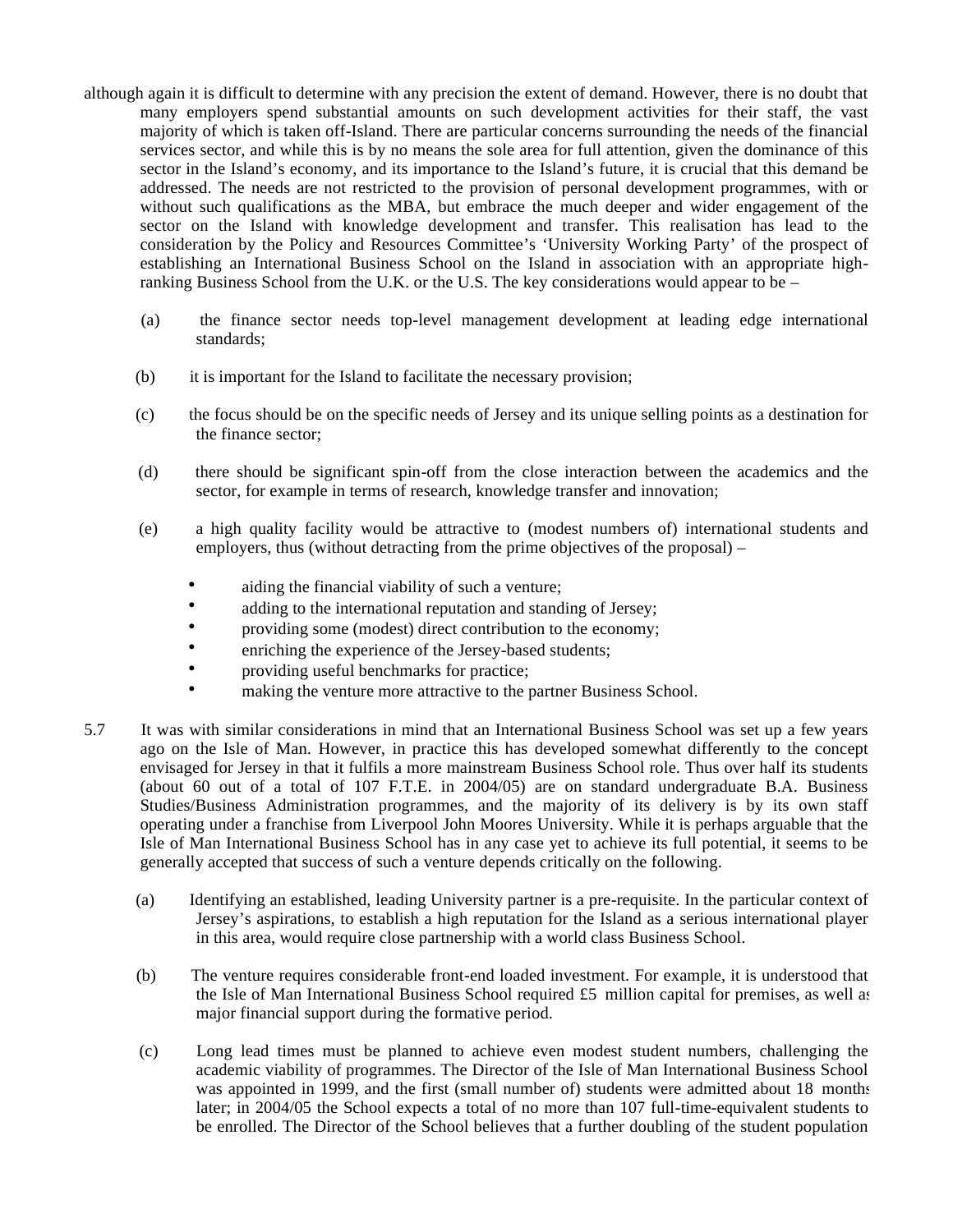although again it is difficult to determine with any precision the extent of demand. However, there is no doubt that many employers spend substantial amounts on such development activities for their staff, the vast majority of which is taken off-Island. There are particular concerns surrounding the needs of the financial services sector, and while this is by no means the sole area for full attention, given the dominance of this sector in the Island's economy, and its importance to the Island's future, it is crucial that this demand be addressed. The needs are not restricted to the provision of personal development programmes, with or without such qualifications as the MBA, but embrace the much deeper and wider engagement of the sector on the Island with knowledge development and transfer. This realisation has lead to the consideration by the Policy and Resources Committee's 'University Working Party' of the prospect of establishing an International Business School on the Island in association with an appropriate high-ranking Business School from the U.K. or the U.S. The key considerations would appear to be –

(a) the finance sector needs top-level management development at leading edge international standards;

(b) it is important for the Island to facilitate the necessary provision;

(c) the focus should be on the specific needs of Jersey and its unique selling points as a destination for the finance sector;

(d) there should be significant spin-off from the close interaction between the academics and the sector, for example in terms of research, knowledge transfer and innovation;

(e) a high quality facility would be attractive to (modest numbers of) international students and employers, thus (without detracting from the prime objectives of the proposal) –

- aiding the financial viability of such a venture;
- adding to the international reputation and standing of Jersey;
- providing some (modest) direct contribution to the economy;
- enriching the experience of the Jersey-based students;
- providing useful benchmarks for practice;
- making the venture more attractive to the partner Business School.

5.7 It was with similar considerations in mind that an International Business School was set up a few years ago on the Isle of Man. However, in practice this has developed somewhat differently to the concept envisaged for Jersey in that it fulfils a more mainstream Business School role. Thus over half its students (about 60 out of a total of 107 F.T.E. in 2004/05) are on standard undergraduate B.A. Business Studies/Business Administration programmes, and the majority of its delivery is by its own staff operating under a franchise from Liverpool John Moores University. While it is perhaps arguable that the Isle of Man International Business School has in any case yet to achieve its full potential, it seems to be generally accepted that success of such a venture depends critically on the following.

(a) Identifying an established, leading University partner is a pre-requisite. In the particular context of Jersey's aspirations, to establish a high reputation for the Island as a serious international player in this area, would require close partnership with a world class Business School.

(b) The venture requires considerable front-end loaded investment. For example, it is understood that the Isle of Man International Business School required £5 million capital for premises, as well as major financial support during the formative period.

(c) Long lead times must be planned to achieve even modest student numbers, challenging the academic viability of programmes. The Director of the Isle of Man International Business School was appointed in 1999, and the first (small number of) students were admitted about 18 months later; in 2004/05 the School expects a total of no more than 107 full-time-equivalent students to be enrolled. The Director of the School believes that a further doubling of the student population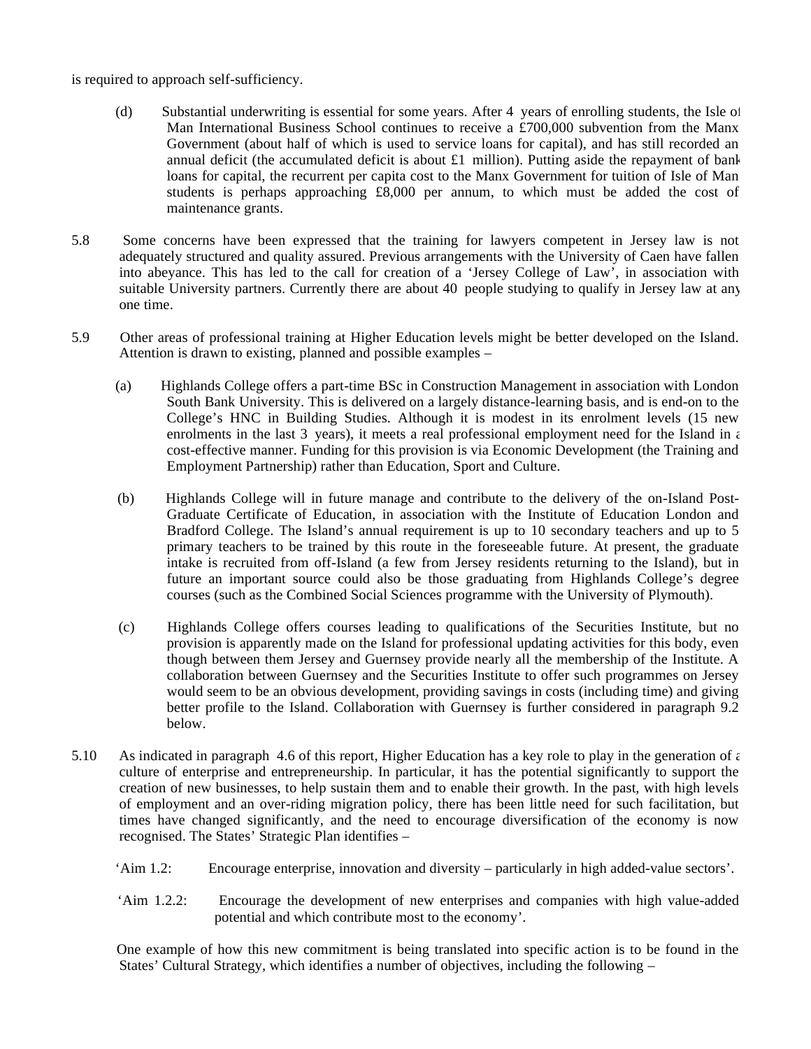is required to approach self-sufficiency.

(d) Substantial underwriting is essential for some years. After 4 years of enrolling students, the Isle of Man International Business School continues to receive a £700,000 subvention from the Manx Government (about half of which is used to service loans for capital), and has still recorded an annual deficit (the accumulated deficit is about £1 million). Putting aside the repayment of bank loans for capital, the recurrent per capita cost to the Manx Government for tuition of Isle of Man students is perhaps approaching £8,000 per annum, to which must be added the cost of maintenance grants.

5.8 Some concerns have been expressed that the training for lawyers competent in Jersey law is not adequately structured and quality assured. Previous arrangements with the University of Caen have fallen into abeyance. This has led to the call for creation of a 'Jersey College of Law', in association with suitable University partners. Currently there are about 40 people studying to qualify in Jersey law at any one time.

5.9 Other areas of professional training at Higher Education levels might be better developed on the Island. Attention is drawn to existing, planned and possible examples –

(a) Highlands College offers a part-time BSc in Construction Management in association with London South Bank University. This is delivered on a largely distance-learning basis, and is end-on to the College's HNC in Building Studies. Although it is modest in its enrolment levels (15 new enrolments in the last 3 years), it meets a real professional employment need for the Island in a cost-effective manner. Funding for this provision is via Economic Development (the Training and Employment Partnership) rather than Education, Sport and Culture.

(b) Highlands College will in future manage and contribute to the delivery of the on-Island Post-Graduate Certificate of Education, in association with the Institute of Education London and Bradford College. The Island's annual requirement is up to 10 secondary teachers and up to 5 primary teachers to be trained by this route in the foreseeable future. At present, the graduate intake is recruited from off-Island (a few from Jersey residents returning to the Island), but in future an important source could also be those graduating from Highlands College's degree courses (such as the Combined Social Sciences programme with the University of Plymouth).

(c) Highlands College offers courses leading to qualifications of the Securities Institute, but no provision is apparently made on the Island for professional updating activities for this body, even though between them Jersey and Guernsey provide nearly all the membership of the Institute. A collaboration between Guernsey and the Securities Institute to offer such programmes on Jersey would seem to be an obvious development, providing savings in costs (including time) and giving better profile to the Island. Collaboration with Guernsey is further considered in paragraph 9.2 below.

5.10 As indicated in paragraph 4.6 of this report, Higher Education has a key role to play in the generation of a culture of enterprise and entrepreneurship. In particular, it has the potential significantly to support the creation of new businesses, to help sustain them and to enable their growth. In the past, with high levels of employment and an over-riding migration policy, there has been little need for such facilitation, but times have changed significantly, and the need to encourage diversification of the economy is now recognised. The States' Strategic Plan identifies –

'Aim 1.2: Encourage enterprise, innovation and diversity – particularly in high added-value sectors'.

'Aim 1.2.2: Encourage the development of new enterprises and companies with high value-added potential and which contribute most to the economy'.

One example of how this new commitment is being translated into specific action is to be found in the States' Cultural Strategy, which identifies a number of objectives, including the following –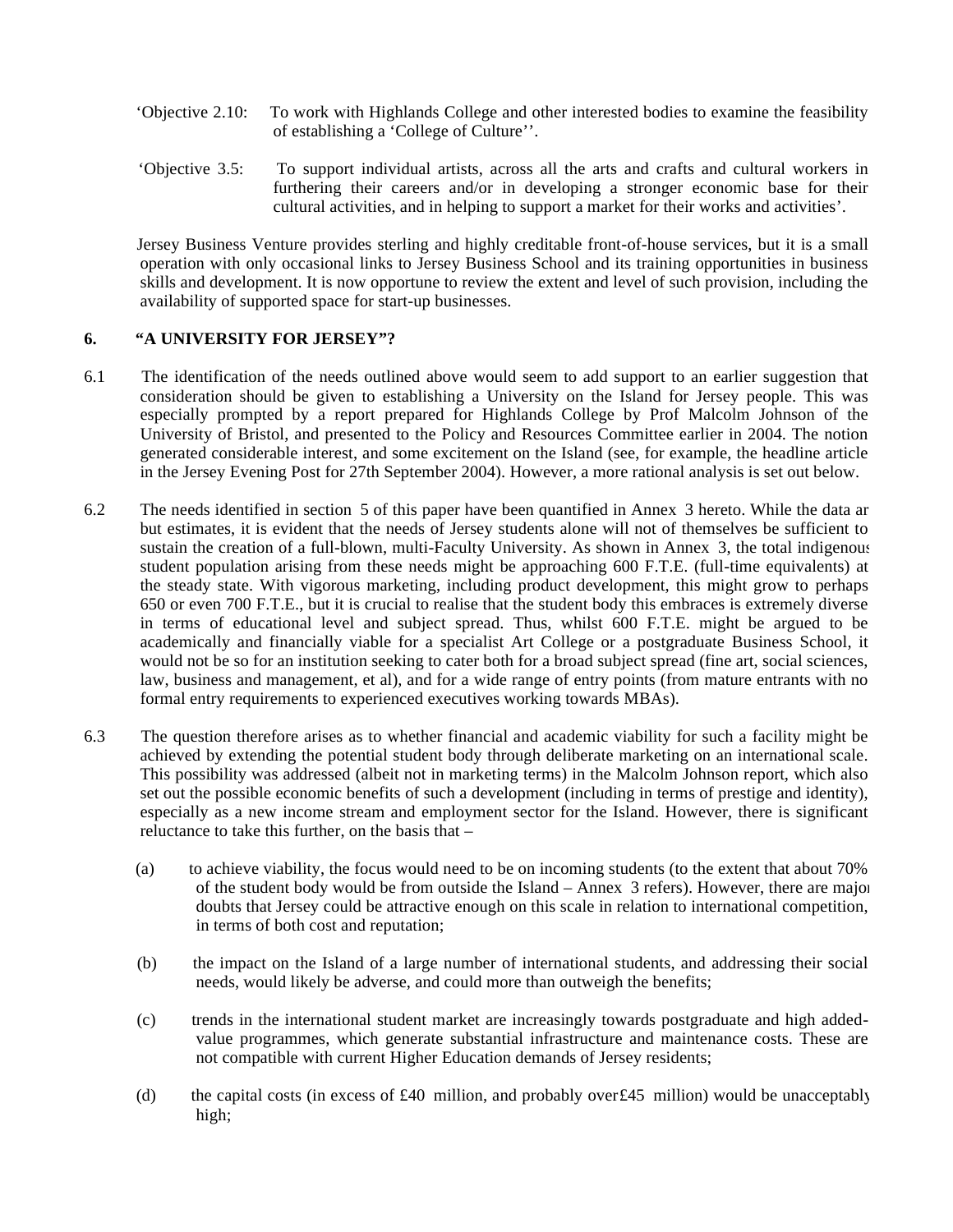‘Objective 2.10: To work with Highlands College and other interested bodies to examine the feasibility of establishing a ‘College of Culture’’.

‘Objective 3.5: To support individual artists, across all the arts and crafts and cultural workers in furthering their careers and/or in developing a stronger economic base for their cultural activities, and in helping to support a market for their works and activities’.

Jersey Business Venture provides sterling and highly creditable front-of-house services, but it is a small operation with only occasional links to Jersey Business School and its training opportunities in business skills and development. It is now opportune to review the extent and level of such provision, including the availability of supported space for start-up businesses.

## 6. “A UNIVERSITY FOR JERSEY”?

6.1 The identification of the needs outlined above would seem to add support to an earlier suggestion that consideration should be given to establishing a University on the Island for Jersey people. This was especially prompted by a report prepared for Highlands College by Prof Malcolm Johnson of the University of Bristol, and presented to the Policy and Resources Committee earlier in 2004. The notion generated considerable interest, and some excitement on the Island (see, for example, the headline article in the Jersey Evening Post for 27th September 2004). However, a more rational analysis is set out below.

6.2 The needs identified in section 5 of this paper have been quantified in Annex 3 hereto. While the data are but estimates, it is evident that the needs of Jersey students alone will not of themselves be sufficient to sustain the creation of a full-blown, multi-Faculty University. As shown in Annex 3, the total indigenous student population arising from these needs might be approaching 600 F.T.E. (full-time equivalents) at the steady state. With vigorous marketing, including product development, this might grow to perhaps 650 or even 700 F.T.E., but it is crucial to realise that the student body this embraces is extremely diverse in terms of educational level and subject spread. Thus, whilst 600 F.T.E. might be argued to be academically and financially viable for a specialist Art College or a postgraduate Business School, it would not be so for an institution seeking to cater both for a broad subject spread (fine art, social sciences, law, business and management, et al), and for a wide range of entry points (from mature entrants with no formal entry requirements to experienced executives working towards MBAs).

6.3 The question therefore arises as to whether financial and academic viability for such a facility might be achieved by extending the potential student body through deliberate marketing on an international scale. This possibility was addressed (albeit not in marketing terms) in the Malcolm Johnson report, which also set out the possible economic benefits of such a development (including in terms of prestige and identity), especially as a new income stream and employment sector for the Island. However, there is significant reluctance to take this further, on the basis that –

(a) to achieve viability, the focus would need to be on incoming students (to the extent that about 70% of the student body would be from outside the Island – Annex 3 refers). However, there are major doubts that Jersey could be attractive enough on this scale in relation to international competition, in terms of both cost and reputation;

(b) the impact on the Island of a large number of international students, and addressing their social needs, would likely be adverse, and could more than outweigh the benefits;

(c) trends in the international student market are increasingly towards postgraduate and high added-value programmes, which generate substantial infrastructure and maintenance costs. These are not compatible with current Higher Education demands of Jersey residents;

(d) the capital costs (in excess of £40 million, and probably over £45 million) would be unacceptably high;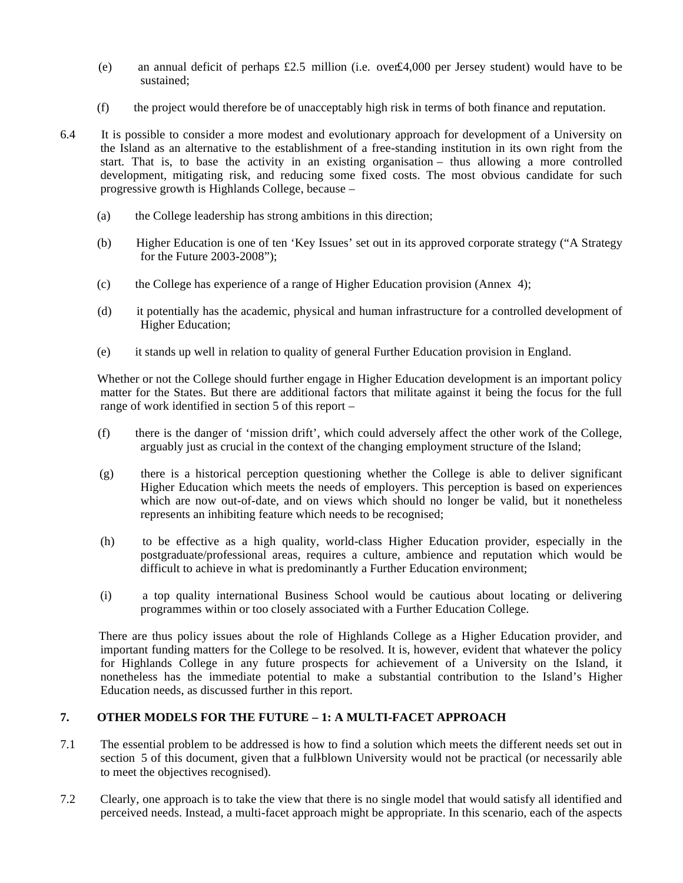(e) an annual deficit of perhaps £2.5 million (i.e. over £4,000 per Jersey student) would have to be sustained;

(f) the project would therefore be of unacceptably high risk in terms of both finance and reputation.

6.4 It is possible to consider a more modest and evolutionary approach for development of a University on the Island as an alternative to the establishment of a free-standing institution in its own right from the start. That is, to base the activity in an existing organisation – thus allowing a more controlled development, mitigating risk, and reducing some fixed costs. The most obvious candidate for such progressive growth is Highlands College, because –

(a) the College leadership has strong ambitions in this direction;

(b) Higher Education is one of ten 'Key Issues' set out in its approved corporate strategy ("A Strategy for the Future 2003-2008");

(c) the College has experience of a range of Higher Education provision (Annex 4);

(d) it potentially has the academic, physical and human infrastructure for a controlled development of Higher Education;

(e) it stands up well in relation to quality of general Further Education provision in England.

Whether or not the College should further engage in Higher Education development is an important policy matter for the States. But there are additional factors that militate against it being the focus for the full range of work identified in section 5 of this report –

(f) there is the danger of 'mission drift', which could adversely affect the other work of the College, arguably just as crucial in the context of the changing employment structure of the Island;

(g) there is a historical perception questioning whether the College is able to deliver significant Higher Education which meets the needs of employers. This perception is based on experiences which are now out-of-date, and on views which should no longer be valid, but it nonetheless represents an inhibiting feature which needs to be recognised;

(h) to be effective as a high quality, world-class Higher Education provider, especially in the postgraduate/professional areas, requires a culture, ambience and reputation which would be difficult to achieve in what is predominantly a Further Education environment;

(i) a top quality international Business School would be cautious about locating or delivering programmes within or too closely associated with a Further Education College.

There are thus policy issues about the role of Highlands College as a Higher Education provider, and important funding matters for the College to be resolved. It is, however, evident that whatever the policy for Highlands College in any future prospects for achievement of a University on the Island, it nonetheless has the immediate potential to make a substantial contribution to the Island's Higher Education needs, as discussed further in this report.

## 7. OTHER MODELS FOR THE FUTURE – 1: A MULTI-FACET APPROACH

7.1 The essential problem to be addressed is how to find a solution which meets the different needs set out in section 5 of this document, given that a full-blown University would not be practical (or necessarily able to meet the objectives recognised).

7.2 Clearly, one approach is to take the view that there is no single model that would satisfy all identified and perceived needs. Instead, a multi-facet approach might be appropriate. In this scenario, each of the aspects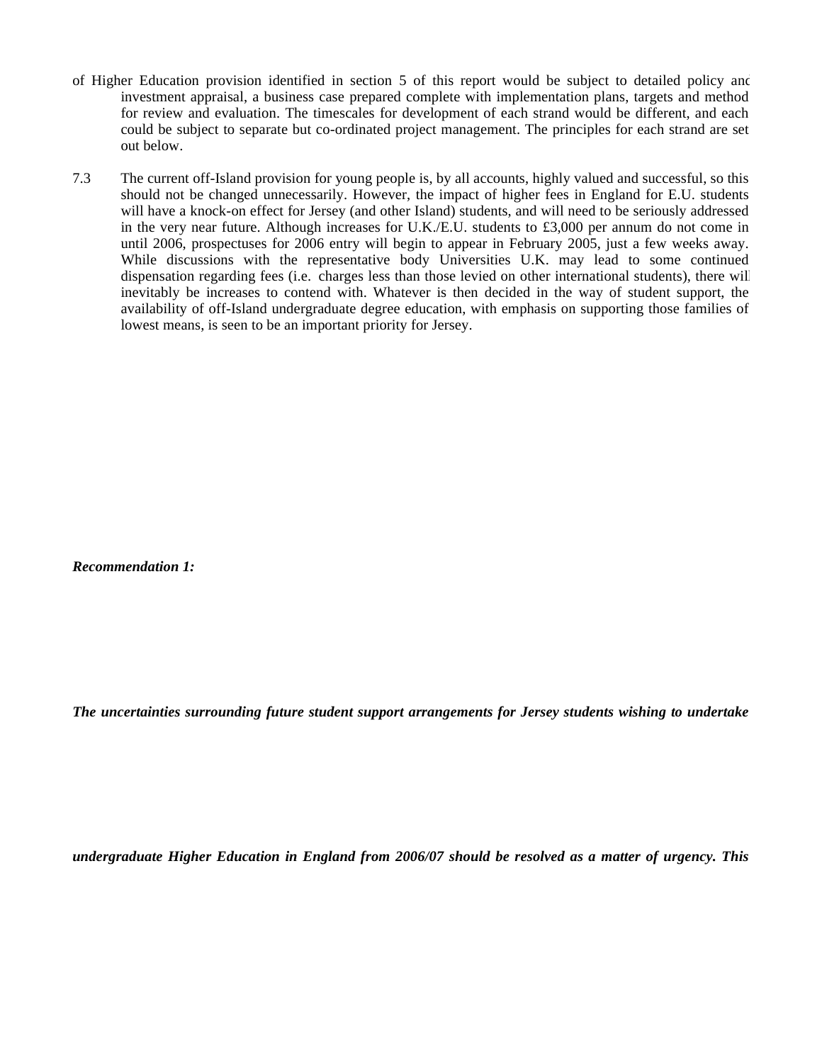of Higher Education provision identified in section 5 of this report would be subject to detailed policy and investment appraisal, a business case prepared complete with implementation plans, targets and method for review and evaluation. The timescales for development of each strand would be different, and each could be subject to separate but co-ordinated project management. The principles for each strand are set out below.

7.3 The current off-Island provision for young people is, by all accounts, highly valued and successful, so this should not be changed unnecessarily. However, the impact of higher fees in England for E.U. students will have a knock-on effect for Jersey (and other Island) students, and will need to be seriously addressed in the very near future. Although increases for U.K./E.U. students to £3,000 per annum do not come in until 2006, prospectuses for 2006 entry will begin to appear in February 2005, just a few weeks away. While discussions with the representative body Universities U.K. may lead to some continued dispensation regarding fees (i.e. charges less than those levied on other international students), there will inevitably be increases to contend with. Whatever is then decided in the way of student support, the availability of off-Island undergraduate degree education, with emphasis on supporting those families of lowest means, is seen to be an important priority for Jersey.

***Recommendation 1:***

***The uncertainties surrounding future student support arrangements for Jersey students wishing to undertake***

***undergraduate Higher Education in England from 2006/07 should be resolved as a matter of urgency. This***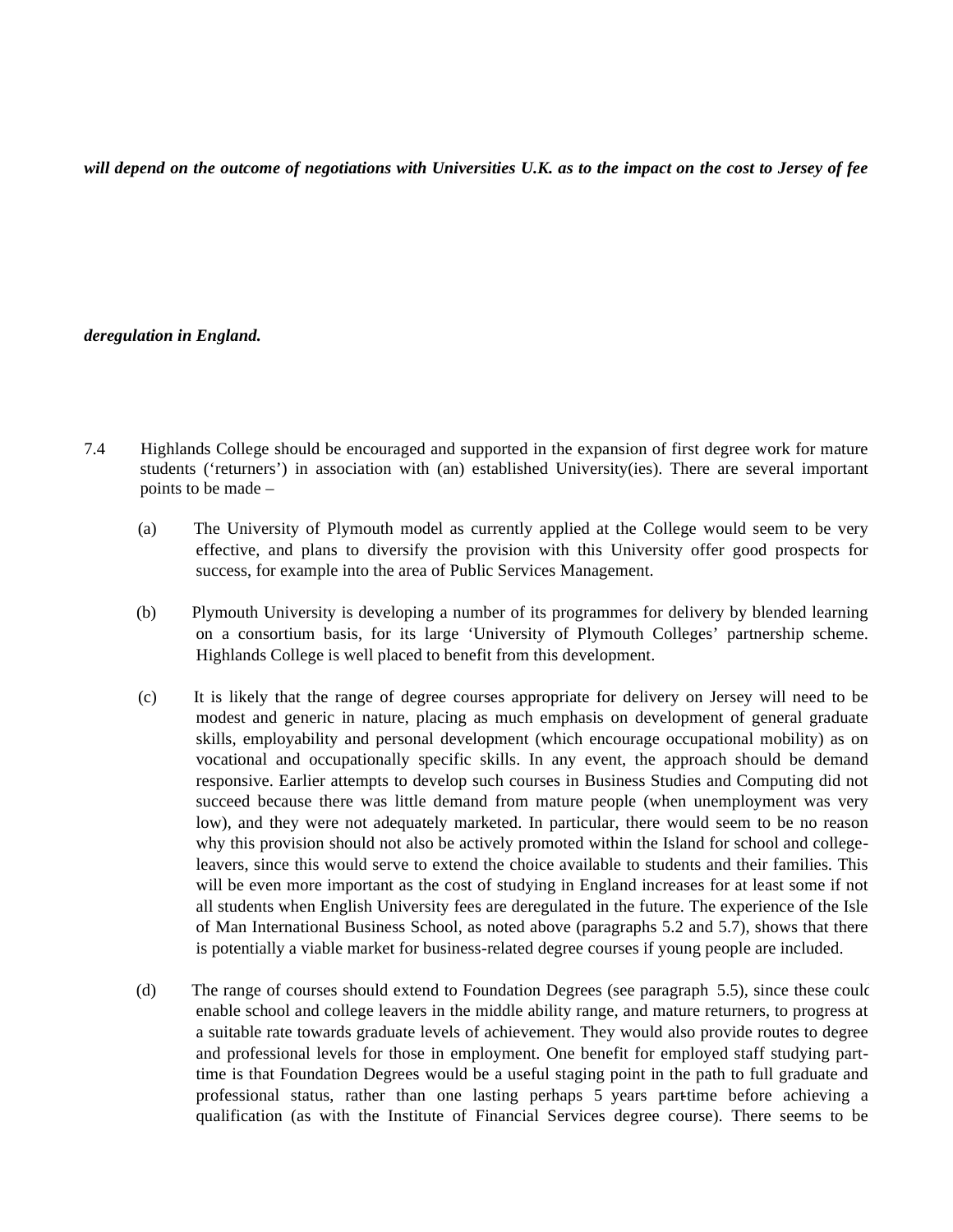***will depend on the outcome of negotiations with Universities U.K. as to the impact on the cost to Jersey of fee deregulation in England.***

7.4 Highlands College should be encouraged and supported in the expansion of first degree work for mature students ('returners') in association with (an) established University(ies). There are several important points to be made –

(a) The University of Plymouth model as currently applied at the College would seem to be very effective, and plans to diversify the provision with this University offer good prospects for success, for example into the area of Public Services Management.

(b) Plymouth University is developing a number of its programmes for delivery by blended learning on a consortium basis, for its large 'University of Plymouth Colleges' partnership scheme. Highlands College is well placed to benefit from this development.

(c) It is likely that the range of degree courses appropriate for delivery on Jersey will need to be modest and generic in nature, placing as much emphasis on development of general graduate skills, employability and personal development (which encourage occupational mobility) as on vocational and occupationally specific skills. In any event, the approach should be demand responsive. Earlier attempts to develop such courses in Business Studies and Computing did not succeed because there was little demand from mature people (when unemployment was very low), and they were not adequately marketed. In particular, there would seem to be no reason why this provision should not also be actively promoted within the Island for school and college-leavers, since this would serve to extend the choice available to students and their families. This will be even more important as the cost of studying in England increases for at least some if not all students when English University fees are deregulated in the future. The experience of the Isle of Man International Business School, as noted above (paragraphs 5.2 and 5.7), shows that there is potentially a viable market for business-related degree courses if young people are included.

(d) The range of courses should extend to Foundation Degrees (see paragraph 5.5), since these could enable school and college leavers in the middle ability range, and mature returners, to progress at a suitable rate towards graduate levels of achievement. They would also provide routes to degree and professional levels for those in employment. One benefit for employed staff studying part-time is that Foundation Degrees would be a useful staging point in the path to full graduate and professional status, rather than one lasting perhaps 5 years part-time before achieving a qualification (as with the Institute of Financial Services degree course). There seems to be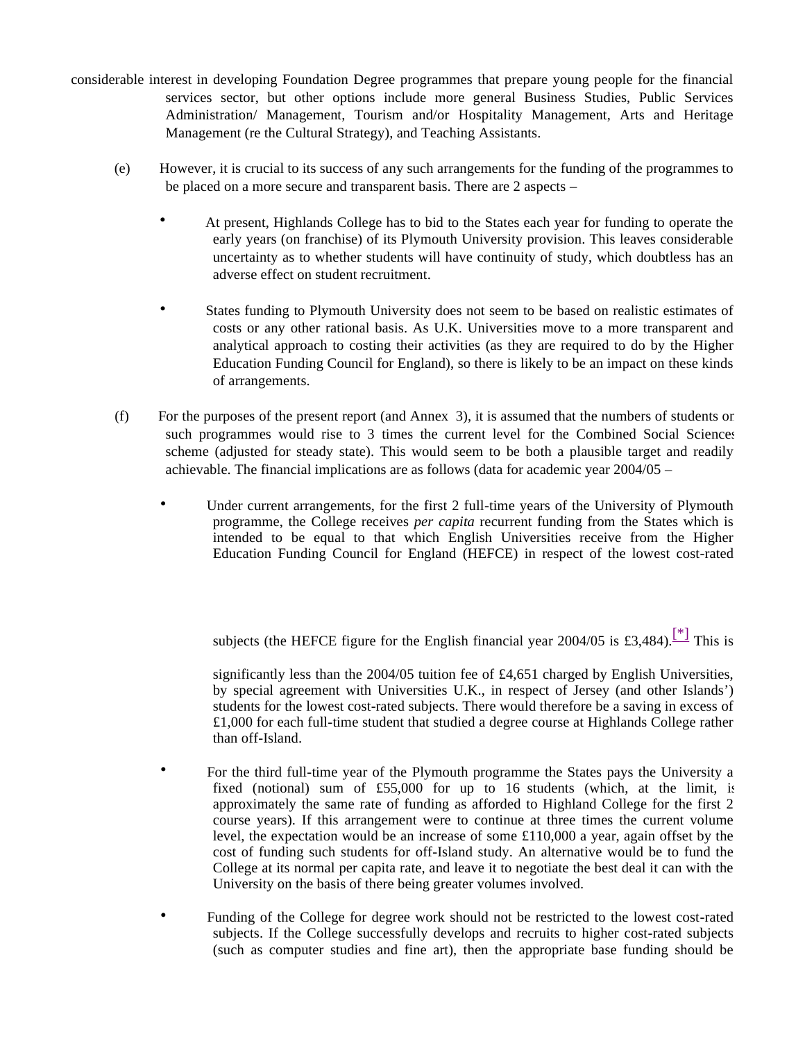considerable interest in developing Foundation Degree programmes that prepare young people for the financial services sector, but other options include more general Business Studies, Public Services Administration/ Management, Tourism and/or Hospitality Management, Arts and Heritage Management (re the Cultural Strategy), and Teaching Assistants.

(e) However, it is crucial to its success of any such arrangements for the funding of the programmes to be placed on a more secure and transparent basis. There are 2 aspects –

- At present, Highlands College has to bid to the States each year for funding to operate the early years (on franchise) of its Plymouth University provision. This leaves considerable uncertainty as to whether students will have continuity of study, which doubtless has an adverse effect on student recruitment.

- States funding to Plymouth University does not seem to be based on realistic estimates of costs or any other rational basis. As U.K. Universities move to a more transparent and analytical approach to costing their activities (as they are required to do by the Higher Education Funding Council for England), so there is likely to be an impact on these kinds of arrangements.

(f) For the purposes of the present report (and Annex 3), it is assumed that the numbers of students on such programmes would rise to 3 times the current level for the Combined Social Sciences scheme (adjusted for steady state). This would seem to be both a plausible target and readily achievable. The financial implications are as follows (data for academic year 2004/05 –

- Under current arrangements, for the first 2 full-time years of the University of Plymouth programme, the College receives *per capita* recurrent funding from the States which is intended to be equal to that which English Universities receive from the Higher Education Funding Council for England (HEFCE) in respect of the lowest cost-rated subjects (the HEFCE figure for the English financial year 2004/05 is £3,484).[*] This is significantly less than the 2004/05 tuition fee of £4,651 charged by English Universities, by special agreement with Universities U.K., in respect of Jersey (and other Islands') students for the lowest cost-rated subjects. There would therefore be a saving in excess of £1,000 for each full-time student that studied a degree course at Highlands College rather than off-Island.

- For the third full-time year of the Plymouth programme the States pays the University a fixed (notional) sum of £55,000 for up to 16 students (which, at the limit, is approximately the same rate of funding as afforded to Highland College for the first 2 course years). If this arrangement were to continue at three times the current volume level, the expectation would be an increase of some £110,000 a year, again offset by the cost of funding such students for off-Island study. An alternative would be to fund the College at its normal per capita rate, and leave it to negotiate the best deal it can with the University on the basis of there being greater volumes involved.

- Funding of the College for degree work should not be restricted to the lowest cost-rated subjects. If the College successfully develops and recruits to higher cost-rated subjects (such as computer studies and fine art), then the appropriate base funding should be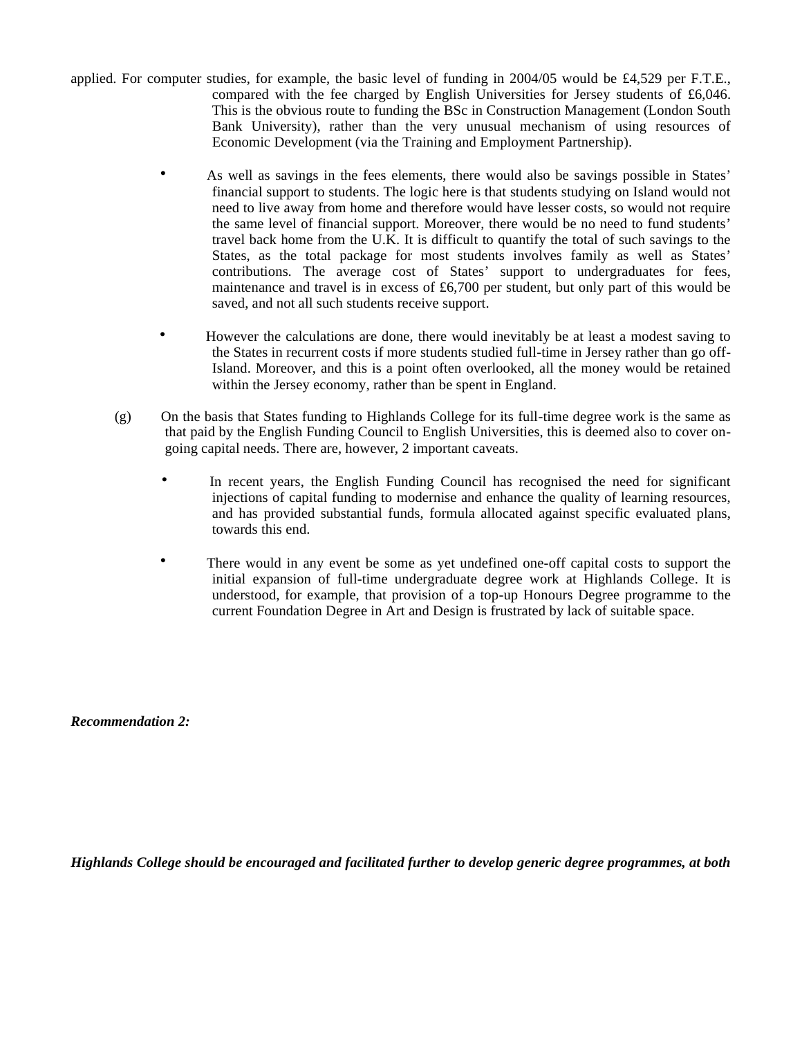applied. For computer studies, for example, the basic level of funding in 2004/05 would be £4,529 per F.T.E., compared with the fee charged by English Universities for Jersey students of £6,046. This is the obvious route to funding the BSc in Construction Management (London South Bank University), rather than the very unusual mechanism of using resources of Economic Development (via the Training and Employment Partnership).

- As well as savings in the fees elements, there would also be savings possible in States' financial support to students. The logic here is that students studying on Island would not need to live away from home and therefore would have lesser costs, so would not require the same level of financial support. Moreover, there would be no need to fund students' travel back home from the U.K. It is difficult to quantify the total of such savings to the States, as the total package for most students involves family as well as States' contributions. The average cost of States' support to undergraduates for fees, maintenance and travel is in excess of £6,700 per student, but only part of this would be saved, and not all such students receive support.

- However the calculations are done, there would inevitably be at least a modest saving to the States in recurrent costs if more students studied full-time in Jersey rather than go off-Island. Moreover, and this is a point often overlooked, all the money would be retained within the Jersey economy, rather than be spent in England.

(g) On the basis that States funding to Highlands College for its full-time degree work is the same as that paid by the English Funding Council to English Universities, this is deemed also to cover on-going capital needs. There are, however, 2 important caveats.

- In recent years, the English Funding Council has recognised the need for significant injections of capital funding to modernise and enhance the quality of learning resources, and has provided substantial funds, formula allocated against specific evaluated plans, towards this end.

- There would in any event be some as yet undefined one-off capital costs to support the initial expansion of full-time undergraduate degree work at Highlands College. It is understood, for example, that provision of a top-up Honours Degree programme to the current Foundation Degree in Art and Design is frustrated by lack of suitable space.

***Recommendation 2:***

***Highlands College should be encouraged and facilitated further to develop generic degree programmes, at both***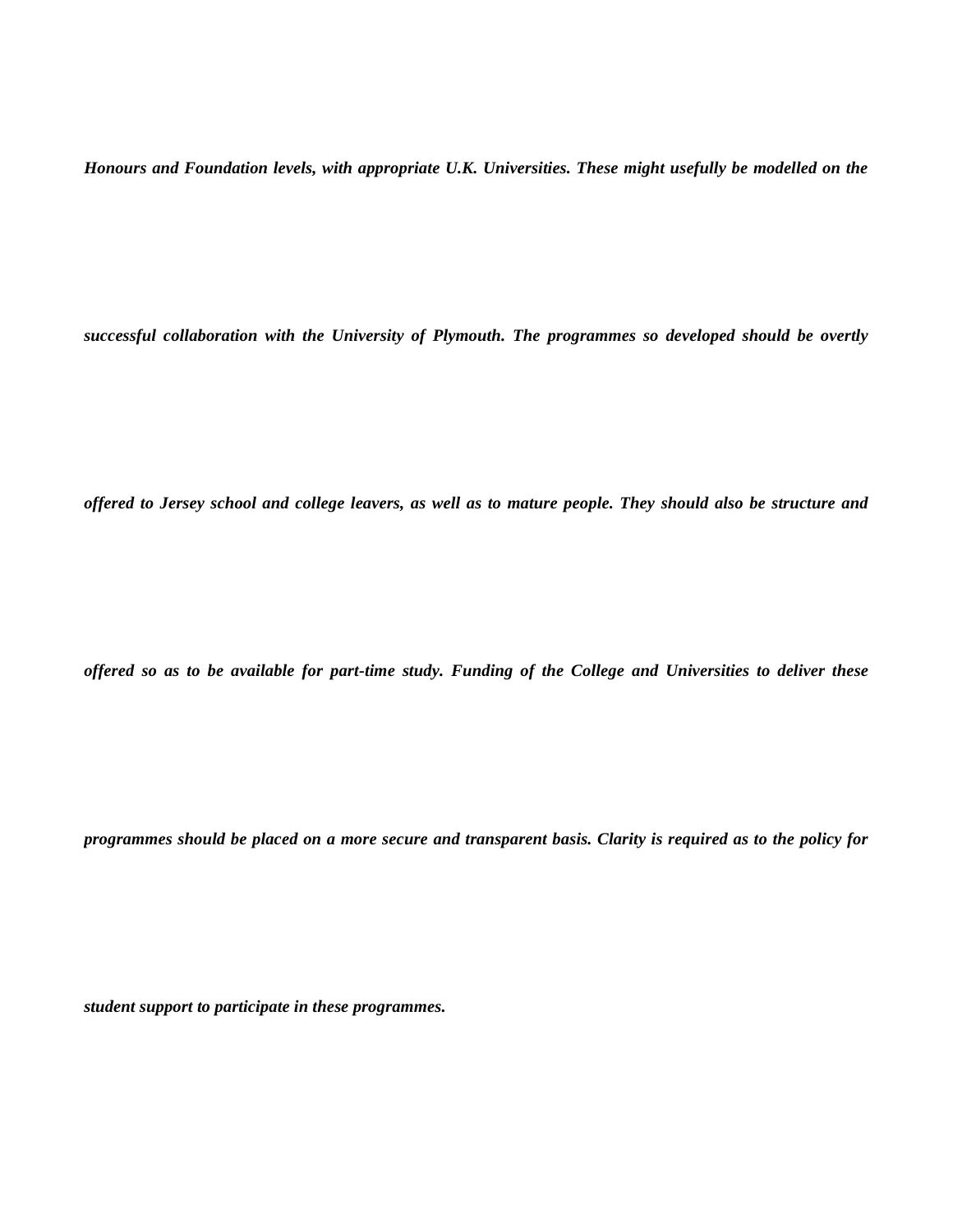***Honours and Foundation levels, with appropriate U.K. Universities. These might usefully be modelled on the successful collaboration with the University of Plymouth. The programmes so developed should be overtly offered to Jersey school and college leavers, as well as to mature people. They should also be structure and offered so as to be available for part-time study. Funding of the College and Universities to deliver these programmes should be placed on a more secure and transparent basis. Clarity is required as to the policy for student support to participate in these programmes.***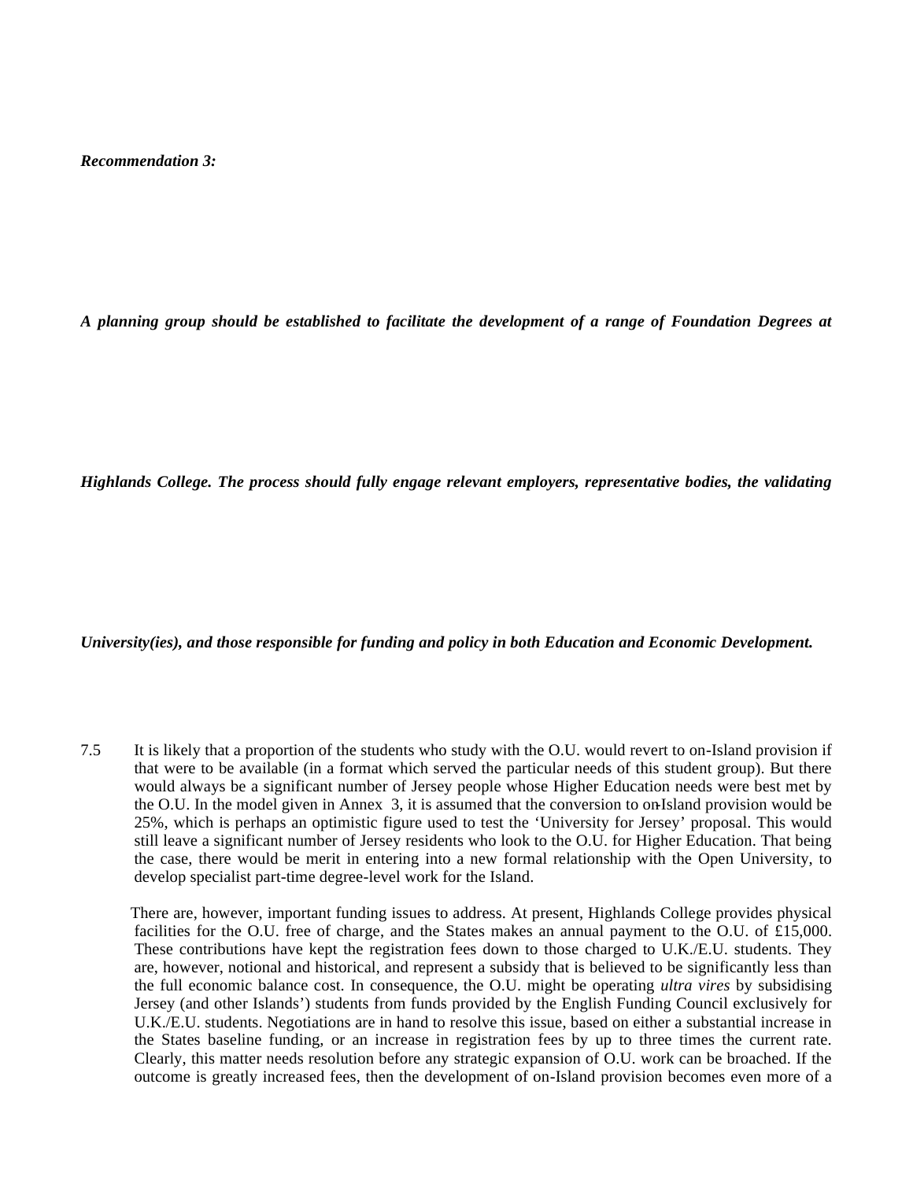***Recommendation 3:***

***A planning group should be established to facilitate the development of a range of Foundation Degrees at Highlands College. The process should fully engage relevant employers, representative bodies, the validating University(ies), and those responsible for funding and policy in both Education and Economic Development.***

7.5 It is likely that a proportion of the students who study with the O.U. would revert to on-Island provision if that were to be available (in a format which served the particular needs of this student group). But there would always be a significant number of Jersey people whose Higher Education needs were best met by the O.U. In the model given in Annex 3, it is assumed that the conversion to on-Island provision would be 25%, which is perhaps an optimistic figure used to test the 'University for Jersey' proposal. This would still leave a significant number of Jersey residents who look to the O.U. for Higher Education. That being the case, there would be merit in entering into a new formal relationship with the Open University, to develop specialist part-time degree-level work for the Island.

There are, however, important funding issues to address. At present, Highlands College provides physical facilities for the O.U. free of charge, and the States makes an annual payment to the O.U. of £15,000. These contributions have kept the registration fees down to those charged to U.K./E.U. students. They are, however, notional and historical, and represent a subsidy that is believed to be significantly less than the full economic balance cost. In consequence, the O.U. might be operating *ultra vires* by subsidising Jersey (and other Islands') students from funds provided by the English Funding Council exclusively for U.K./E.U. students. Negotiations are in hand to resolve this issue, based on either a substantial increase in the States baseline funding, or an increase in registration fees by up to three times the current rate. Clearly, this matter needs resolution before any strategic expansion of O.U. work can be broached. If the outcome is greatly increased fees, then the development of on-Island provision becomes even more of a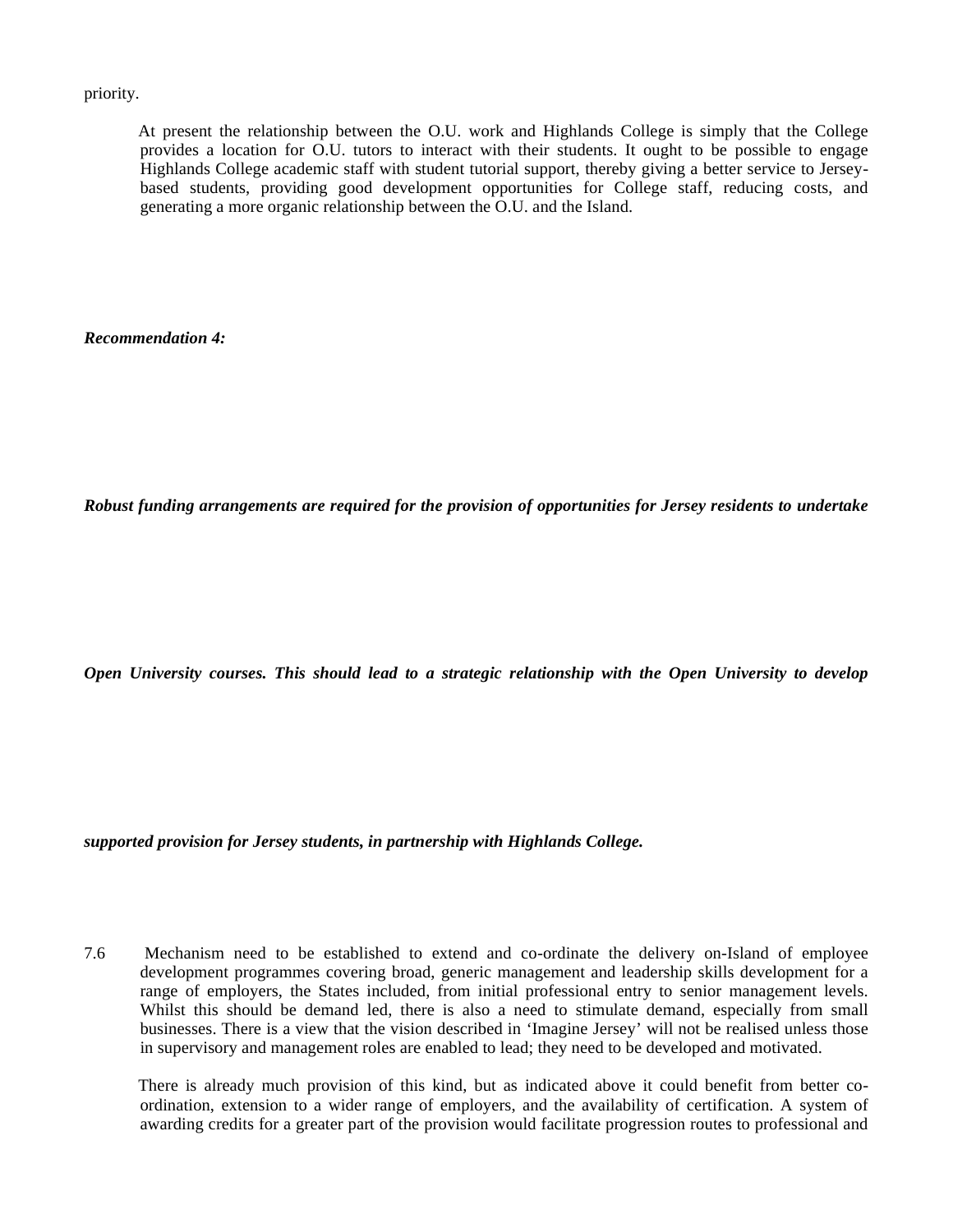priority.

At present the relationship between the O.U. work and Highlands College is simply that the College provides a location for O.U. tutors to interact with their students. It ought to be possible to engage Highlands College academic staff with student tutorial support, thereby giving a better service to Jersey-based students, providing good development opportunities for College staff, reducing costs, and generating a more organic relationship between the O.U. and the Island.

***Recommendation 4:***

***Robust funding arrangements are required for the provision of opportunities for Jersey residents to undertake Open University courses. This should lead to a strategic relationship with the Open University to develop supported provision for Jersey students, in partnership with Highlands College.***

7.6 Mechanism need to be established to extend and co-ordinate the delivery on-Island of employee development programmes covering broad, generic management and leadership skills development for a range of employers, the States included, from initial professional entry to senior management levels. Whilst this should be demand led, there is also a need to stimulate demand, especially from small businesses. There is a view that the vision described in 'Imagine Jersey' will not be realised unless those in supervisory and management roles are enabled to lead; they need to be developed and motivated.

There is already much provision of this kind, but as indicated above it could benefit from better co-ordination, extension to a wider range of employers, and the availability of certification. A system of awarding credits for a greater part of the provision would facilitate progression routes to professional and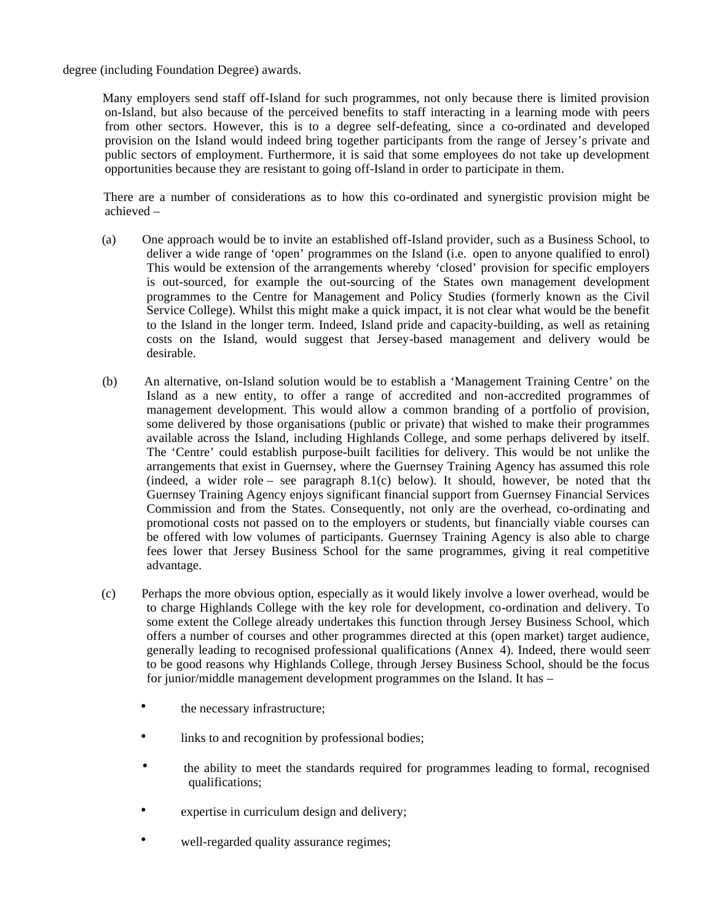degree (including Foundation Degree) awards.

Many employers send staff off-Island for such programmes, not only because there is limited provision on-Island, but also because of the perceived benefits to staff interacting in a learning mode with peers from other sectors. However, this is to a degree self-defeating, since a co-ordinated and developed provision on the Island would indeed bring together participants from the range of Jersey's private and public sectors of employment. Furthermore, it is said that some employees do not take up development opportunities because they are resistant to going off-Island in order to participate in them.

There are a number of considerations as to how this co-ordinated and synergistic provision might be achieved –

(a) One approach would be to invite an established off-Island provider, such as a Business School, to deliver a wide range of 'open' programmes on the Island (i.e. open to anyone qualified to enrol) This would be extension of the arrangements whereby 'closed' provision for specific employers is out-sourced, for example the out-sourcing of the States own management development programmes to the Centre for Management and Policy Studies (formerly known as the Civil Service College). Whilst this might make a quick impact, it is not clear what would be the benefit to the Island in the longer term. Indeed, Island pride and capacity-building, as well as retaining costs on the Island, would suggest that Jersey-based management and delivery would be desirable.

(b) An alternative, on-Island solution would be to establish a 'Management Training Centre' on the Island as a new entity, to offer a range of accredited and non-accredited programmes of management development. This would allow a common branding of a portfolio of provision, some delivered by those organisations (public or private) that wished to make their programmes available across the Island, including Highlands College, and some perhaps delivered by itself. The 'Centre' could establish purpose-built facilities for delivery. This would be not unlike the arrangements that exist in Guernsey, where the Guernsey Training Agency has assumed this role (indeed, a wider role – see paragraph 8.1(c) below). It should, however, be noted that the Guernsey Training Agency enjoys significant financial support from Guernsey Financial Services Commission and from the States. Consequently, not only are the overhead, co-ordinating and promotional costs not passed on to the employers or students, but financially viable courses can be offered with low volumes of participants. Guernsey Training Agency is also able to charge fees lower that Jersey Business School for the same programmes, giving it real competitive advantage.

(c) Perhaps the more obvious option, especially as it would likely involve a lower overhead, would be to charge Highlands College with the key role for development, co-ordination and delivery. To some extent the College already undertakes this function through Jersey Business School, which offers a number of courses and other programmes directed at this (open market) target audience, generally leading to recognised professional qualifications (Annex 4). Indeed, there would seem to be good reasons why Highlands College, through Jersey Business School, should be the focus for junior/middle management development programmes on the Island. It has –

- the necessary infrastructure;
- links to and recognition by professional bodies;
- the ability to meet the standards required for programmes leading to formal, recognised qualifications;
- expertise in curriculum design and delivery;
- well-regarded quality assurance regimes;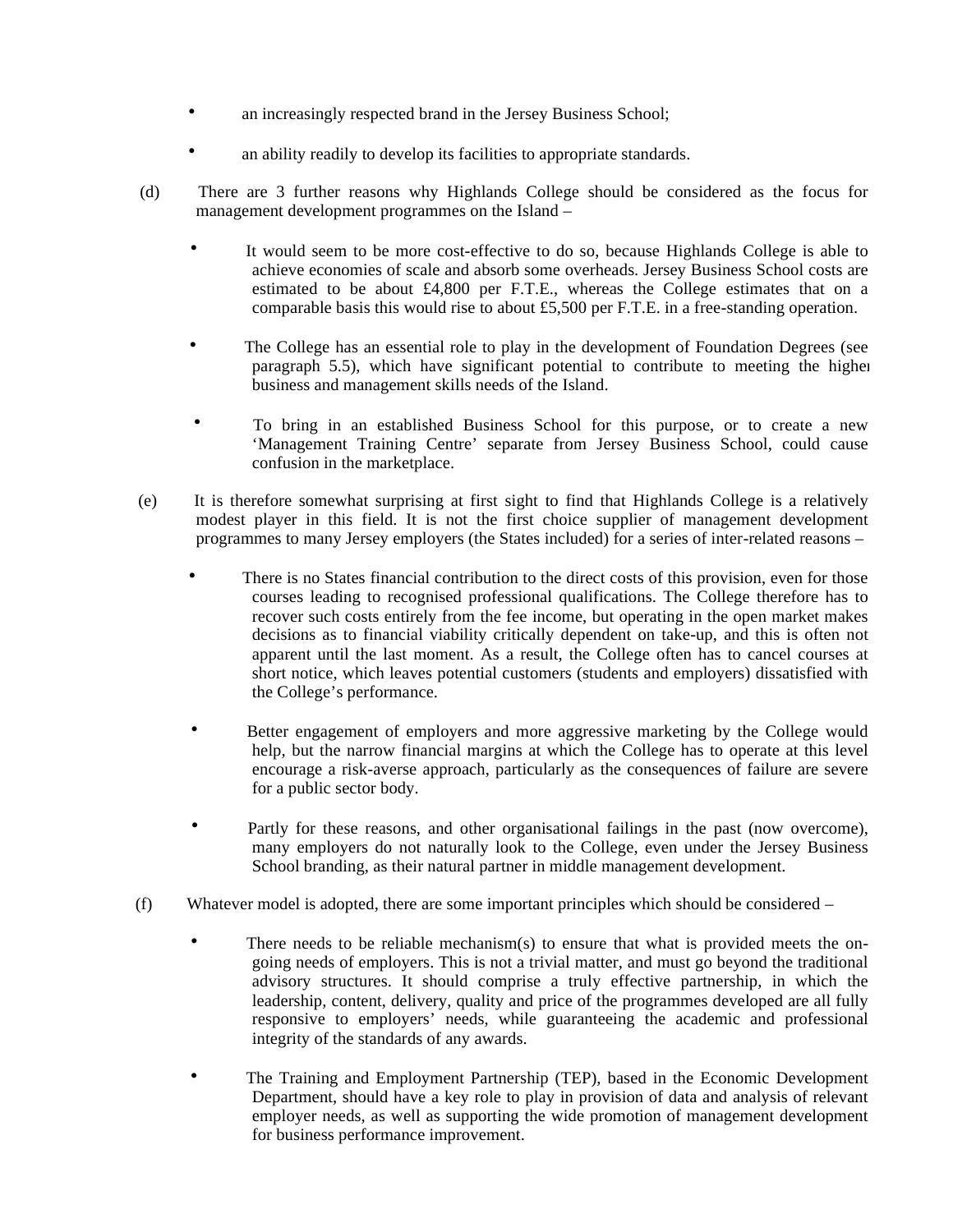- an increasingly respected brand in the Jersey Business School;
- an ability readily to develop its facilities to appropriate standards.

(d) There are 3 further reasons why Highlands College should be considered as the focus for management development programmes on the Island –

- It would seem to be more cost-effective to do so, because Highlands College is able to achieve economies of scale and absorb some overheads. Jersey Business School costs are estimated to be about £4,800 per F.T.E., whereas the College estimates that on a comparable basis this would rise to about £5,500 per F.T.E. in a free-standing operation.
- The College has an essential role to play in the development of Foundation Degrees (see paragraph 5.5), which have significant potential to contribute to meeting the higher business and management skills needs of the Island.
- To bring in an established Business School for this purpose, or to create a new 'Management Training Centre' separate from Jersey Business School, could cause confusion in the marketplace.

(e) It is therefore somewhat surprising at first sight to find that Highlands College is a relatively modest player in this field. It is not the first choice supplier of management development programmes to many Jersey employers (the States included) for a series of inter-related reasons –

- There is no States financial contribution to the direct costs of this provision, even for those courses leading to recognised professional qualifications. The College therefore has to recover such costs entirely from the fee income, but operating in the open market makes decisions as to financial viability critically dependent on take-up, and this is often not apparent until the last moment. As a result, the College often has to cancel courses at short notice, which leaves potential customers (students and employers) dissatisfied with the College's performance.
- Better engagement of employers and more aggressive marketing by the College would help, but the narrow financial margins at which the College has to operate at this level encourage a risk-averse approach, particularly as the consequences of failure are severe for a public sector body.
- Partly for these reasons, and other organisational failings in the past (now overcome), many employers do not naturally look to the College, even under the Jersey Business School branding, as their natural partner in middle management development.

(f) Whatever model is adopted, there are some important principles which should be considered –

- There needs to be reliable mechanism(s) to ensure that what is provided meets the on-going needs of employers. This is not a trivial matter, and must go beyond the traditional advisory structures. It should comprise a truly effective partnership, in which the leadership, content, delivery, quality and price of the programmes developed are all fully responsive to employers' needs, while guaranteeing the academic and professional integrity of the standards of any awards.
- The Training and Employment Partnership (TEP), based in the Economic Development Department, should have a key role to play in provision of data and analysis of relevant employer needs, as well as supporting the wide promotion of management development for business performance improvement.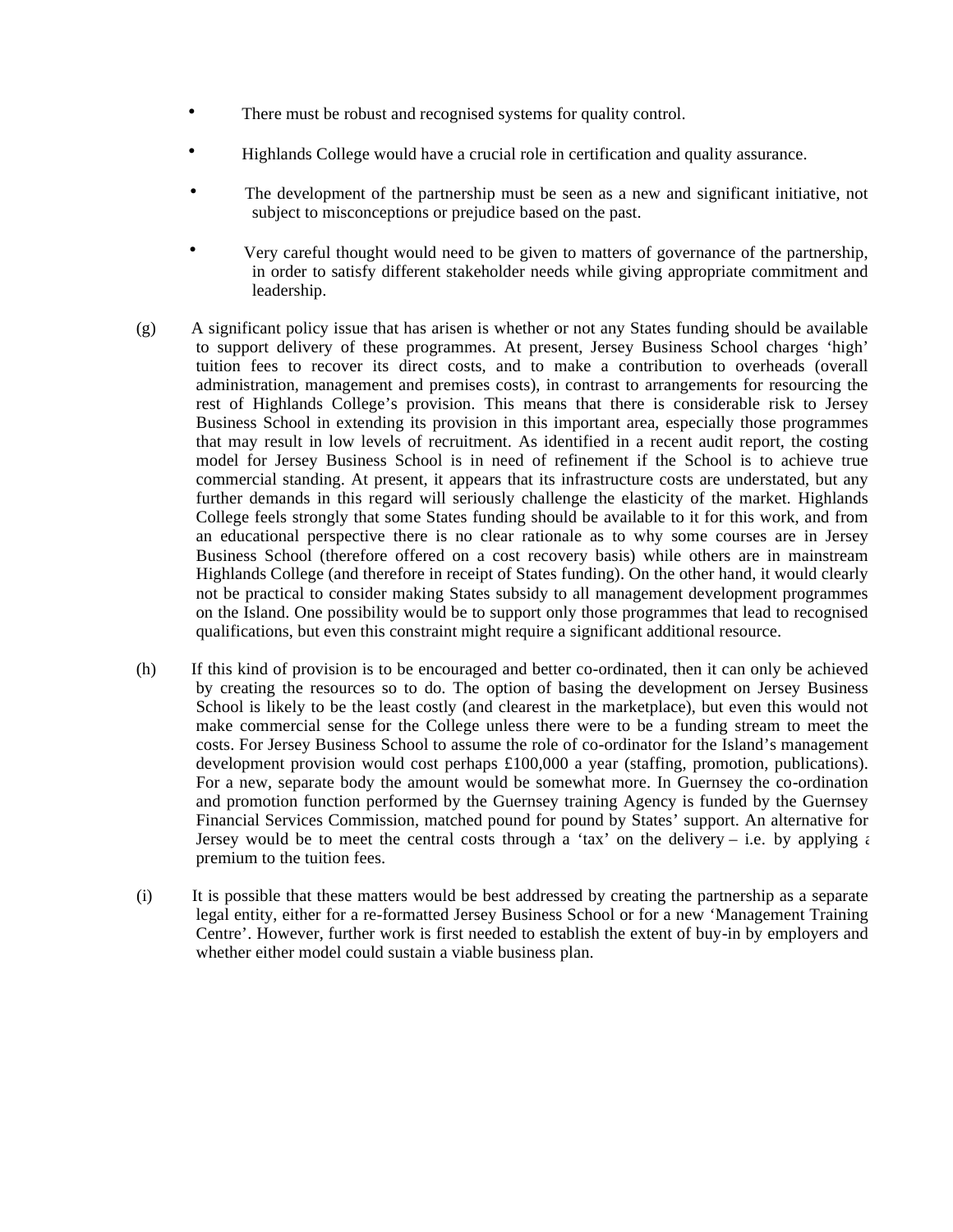- There must be robust and recognised systems for quality control.
- Highlands College would have a crucial role in certification and quality assurance.
- The development of the partnership must be seen as a new and significant initiative, not subject to misconceptions or prejudice based on the past.
- Very careful thought would need to be given to matters of governance of the partnership, in order to satisfy different stakeholder needs while giving appropriate commitment and leadership.

(g) A significant policy issue that has arisen is whether or not any States funding should be available to support delivery of these programmes. At present, Jersey Business School charges 'high' tuition fees to recover its direct costs, and to make a contribution to overheads (overall administration, management and premises costs), in contrast to arrangements for resourcing the rest of Highlands College's provision. This means that there is considerable risk to Jersey Business School in extending its provision in this important area, especially those programmes that may result in low levels of recruitment. As identified in a recent audit report, the costing model for Jersey Business School is in need of refinement if the School is to achieve true commercial standing. At present, it appears that its infrastructure costs are understated, but any further demands in this regard will seriously challenge the elasticity of the market. Highlands College feels strongly that some States funding should be available to it for this work, and from an educational perspective there is no clear rationale as to why some courses are in Jersey Business School (therefore offered on a cost recovery basis) while others are in mainstream Highlands College (and therefore in receipt of States funding). On the other hand, it would clearly not be practical to consider making States subsidy to all management development programmes on the Island. One possibility would be to support only those programmes that lead to recognised qualifications, but even this constraint might require a significant additional resource.

(h) If this kind of provision is to be encouraged and better co-ordinated, then it can only be achieved by creating the resources so to do. The option of basing the development on Jersey Business School is likely to be the least costly (and clearest in the marketplace), but even this would not make commercial sense for the College unless there were to be a funding stream to meet the costs. For Jersey Business School to assume the role of co-ordinator for the Island's management development provision would cost perhaps £100,000 a year (staffing, promotion, publications). For a new, separate body the amount would be somewhat more. In Guernsey the co-ordination and promotion function performed by the Guernsey training Agency is funded by the Guernsey Financial Services Commission, matched pound for pound by States' support. An alternative for Jersey would be to meet the central costs through a 'tax' on the delivery – i.e. by applying a premium to the tuition fees.

(i) It is possible that these matters would be best addressed by creating the partnership as a separate legal entity, either for a re-formatted Jersey Business School or for a new 'Management Training Centre'. However, further work is first needed to establish the extent of buy-in by employers and whether either model could sustain a viable business plan.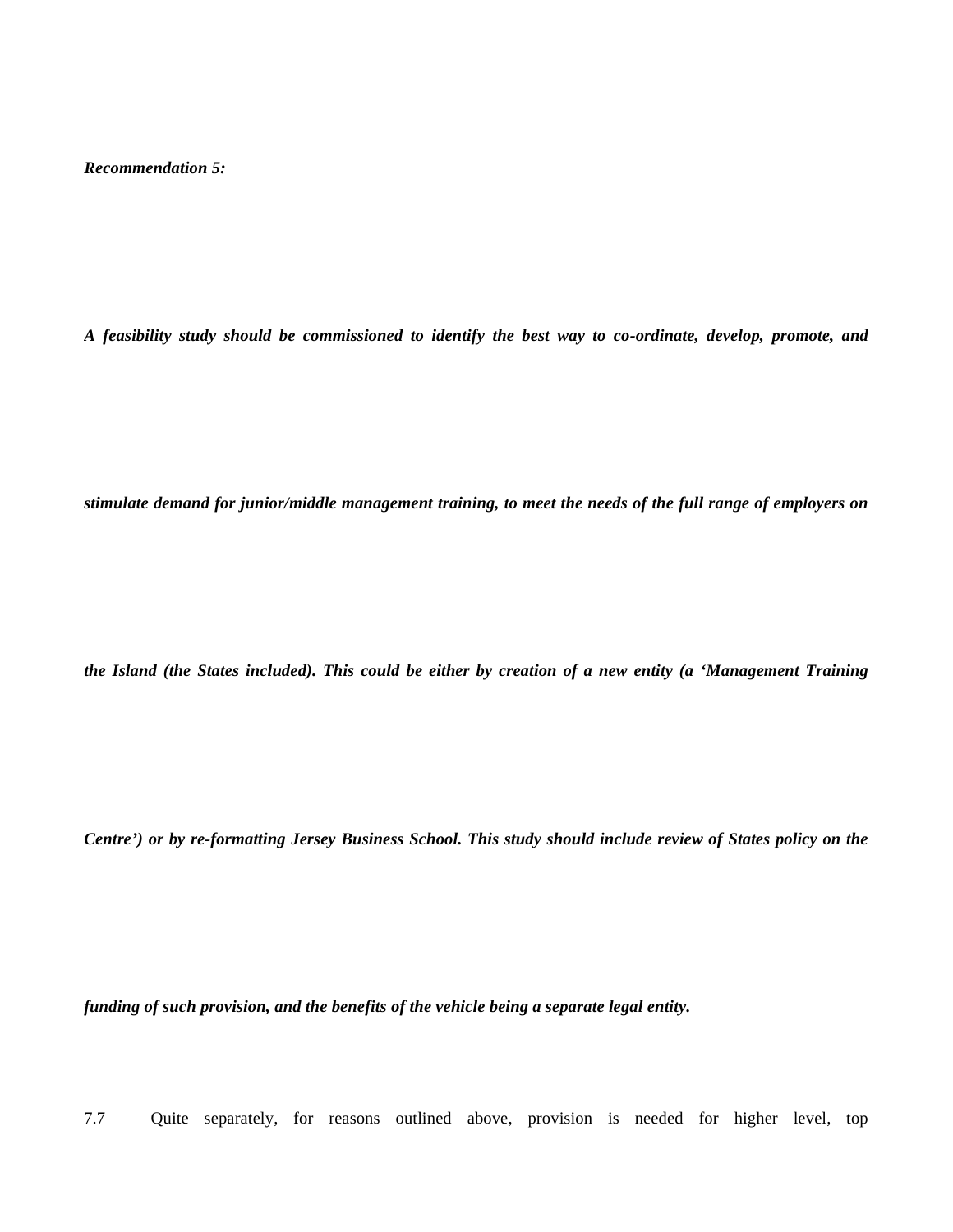***Recommendation 5:***

***A feasibility study should be commissioned to identify the best way to co-ordinate, develop, promote, and stimulate demand for junior/middle management training, to meet the needs of the full range of employers on the Island (the States included). This could be either by creation of a new entity (a 'Management Training Centre') or by re-formatting Jersey Business School. This study should include review of States policy on the funding of such provision, and the benefits of the vehicle being a separate legal entity.***

7.7 Quite separately, for reasons outlined above, provision is needed for higher level, top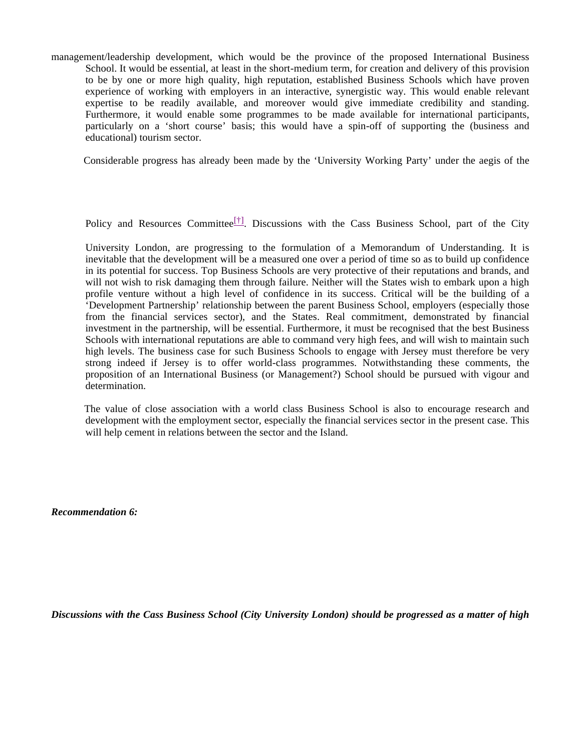management/leadership development, which would be the province of the proposed International Business School. It would be essential, at least in the short-medium term, for creation and delivery of this provision to be by one or more high quality, high reputation, established Business Schools which have proven experience of working with employers in an interactive, synergistic way. This would enable relevant expertise to be readily available, and moreover would give immediate credibility and standing. Furthermore, it would enable some programmes to be made available for international participants, particularly on a 'short course' basis; this would have a spin-off of supporting the (business and educational) tourism sector.

Considerable progress has already been made by the 'University Working Party' under the aegis of the Policy and Resources Committee[†]. Discussions with the Cass Business School, part of the City University London, are progressing to the formulation of a Memorandum of Understanding. It is inevitable that the development will be a measured one over a period of time so as to build up confidence in its potential for success. Top Business Schools are very protective of their reputations and brands, and will not wish to risk damaging them through failure. Neither will the States wish to embark upon a high profile venture without a high level of confidence in its success. Critical will be the building of a 'Development Partnership' relationship between the parent Business School, employers (especially those from the financial services sector), and the States. Real commitment, demonstrated by financial investment in the partnership, will be essential. Furthermore, it must be recognised that the best Business Schools with international reputations are able to command very high fees, and will wish to maintain such high levels. The business case for such Business Schools to engage with Jersey must therefore be very strong indeed if Jersey is to offer world-class programmes. Notwithstanding these comments, the proposition of an International Business (or Management?) School should be pursued with vigour and determination.

The value of close association with a world class Business School is also to encourage research and development with the employment sector, especially the financial services sector in the present case. This will help cement in relations between the sector and the Island.

***Recommendation 6:***

***Discussions with the Cass Business School (City University London) should be progressed as a matter of high***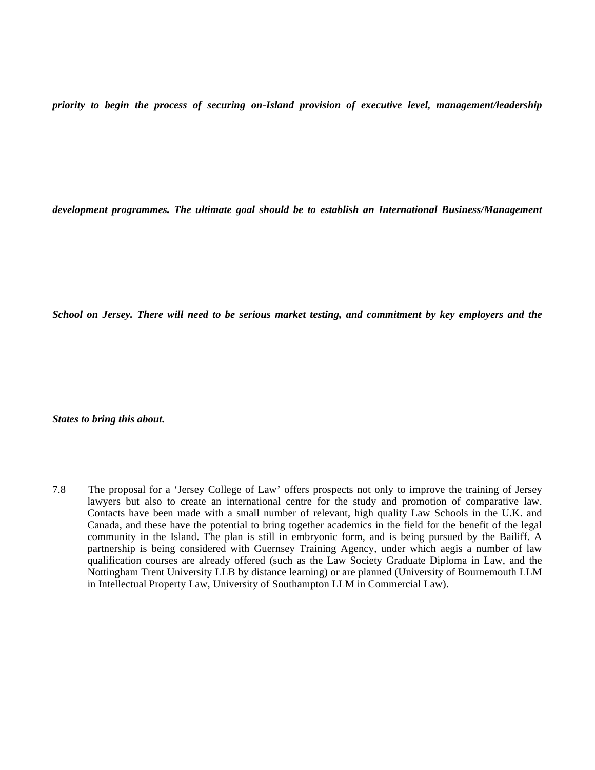***priority to begin the process of securing on-Island provision of executive level, management/leadership development programmes. The ultimate goal should be to establish an International Business/Management School on Jersey. There will need to be serious market testing, and commitment by key employers and the States to bring this about.***

7.8 The proposal for a 'Jersey College of Law' offers prospects not only to improve the training of Jersey lawyers but also to create an international centre for the study and promotion of comparative law. Contacts have been made with a small number of relevant, high quality Law Schools in the U.K. and Canada, and these have the potential to bring together academics in the field for the benefit of the legal community in the Island. The plan is still in embryonic form, and is being pursued by the Bailiff. A partnership is being considered with Guernsey Training Agency, under which aegis a number of law qualification courses are already offered (such as the Law Society Graduate Diploma in Law, and the Nottingham Trent University LLB by distance learning) or are planned (University of Bournemouth LLM in Intellectual Property Law, University of Southampton LLM in Commercial Law).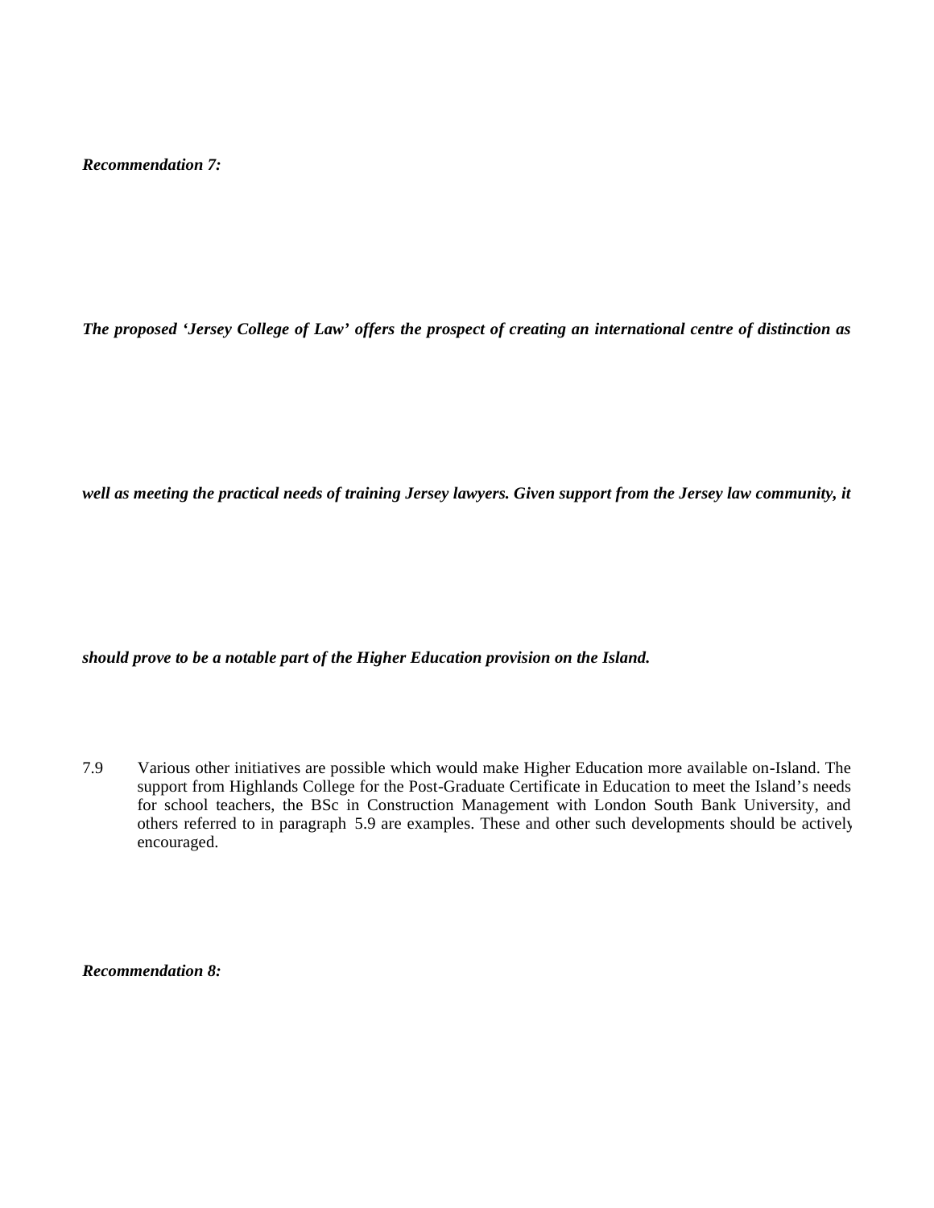***Recommendation 7:***

***The proposed 'Jersey College of Law' offers the prospect of creating an international centre of distinction as well as meeting the practical needs of training Jersey lawyers. Given support from the Jersey law community, it should prove to be a notable part of the Higher Education provision on the Island.***

7.9 Various other initiatives are possible which would make Higher Education more available on-Island. The support from Highlands College for the Post-Graduate Certificate in Education to meet the Island's needs for school teachers, the BSc in Construction Management with London South Bank University, and others referred to in paragraph 5.9 are examples. These and other such developments should be actively encouraged.

***Recommendation 8:***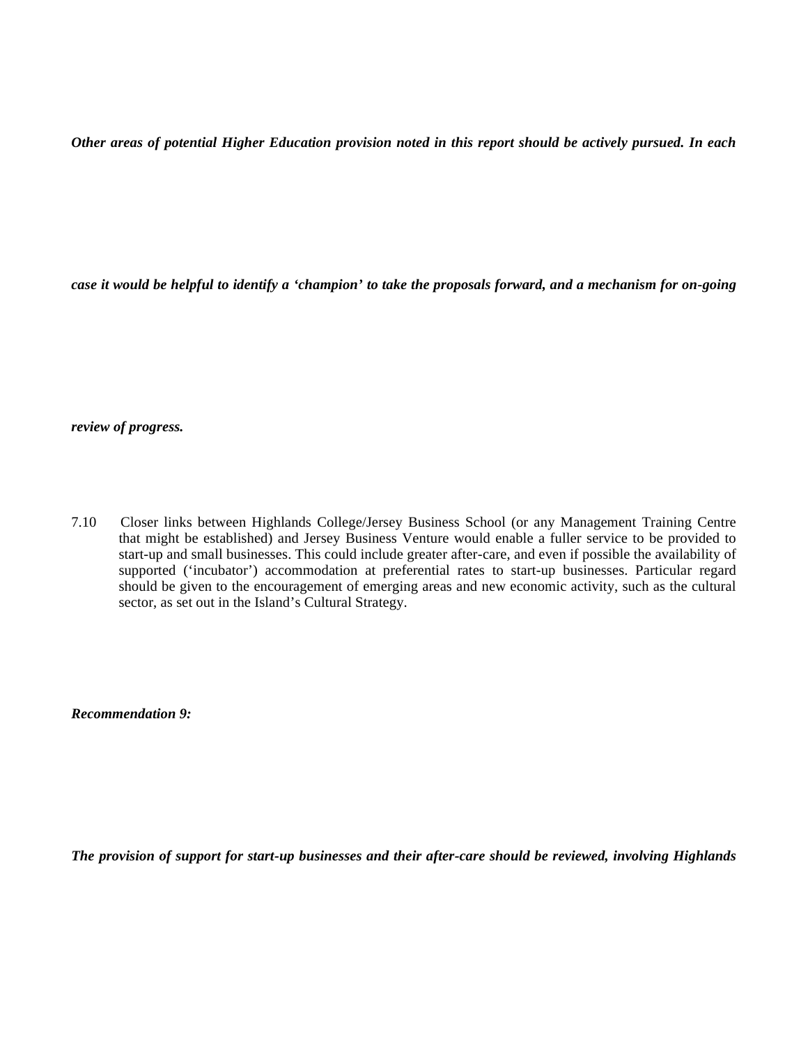***Other areas of potential Higher Education provision noted in this report should be actively pursued. In each case it would be helpful to identify a 'champion' to take the proposals forward, and a mechanism for on-going review of progress.***

7.10 Closer links between Highlands College/Jersey Business School (or any Management Training Centre that might be established) and Jersey Business Venture would enable a fuller service to be provided to start-up and small businesses. This could include greater after-care, and even if possible the availability of supported ('incubator') accommodation at preferential rates to start-up businesses. Particular regard should be given to the encouragement of emerging areas and new economic activity, such as the cultural sector, as set out in the Island's Cultural Strategy.

***Recommendation 9:***

***The provision of support for start-up businesses and their after-care should be reviewed, involving Highlands***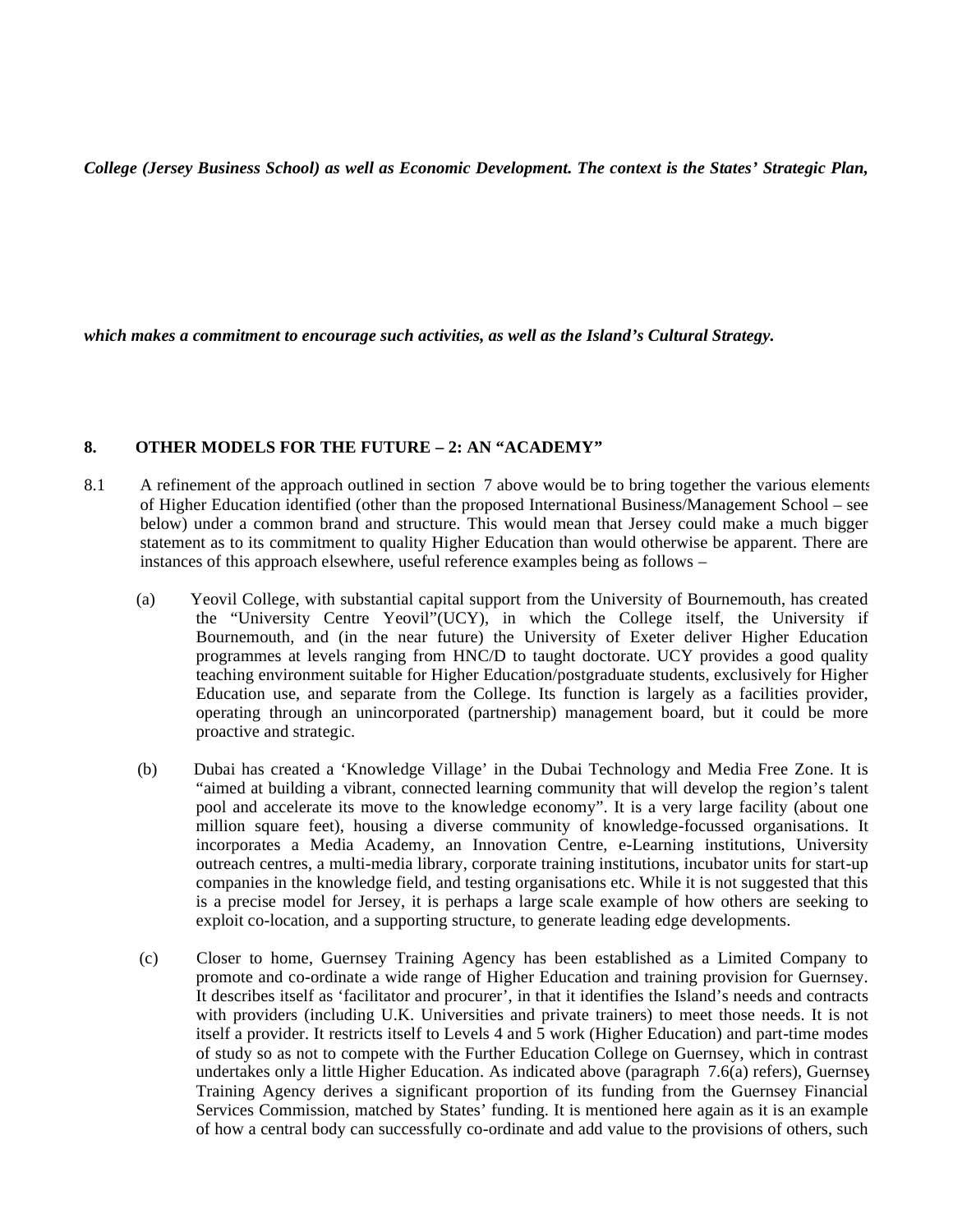***College (Jersey Business School) as well as Economic Development. The context is the States' Strategic Plan,***

***which makes a commitment to encourage such activities, as well as the Island's Cultural Strategy.***

## 8. OTHER MODELS FOR THE FUTURE – 2: AN "ACADEMY"

8.1 A refinement of the approach outlined in section 7 above would be to bring together the various elements of Higher Education identified (other than the proposed International Business/Management School – see below) under a common brand and structure. This would mean that Jersey could make a much bigger statement as to its commitment to quality Higher Education than would otherwise be apparent. There are instances of this approach elsewhere, useful reference examples being as follows –

(a) Yeovil College, with substantial capital support from the University of Bournemouth, has created the "University Centre Yeovil"(UCY), in which the College itself, the University if Bournemouth, and (in the near future) the University of Exeter deliver Higher Education programmes at levels ranging from HNC/D to taught doctorate. UCY provides a good quality teaching environment suitable for Higher Education/postgraduate students, exclusively for Higher Education use, and separate from the College. Its function is largely as a facilities provider, operating through an unincorporated (partnership) management board, but it could be more proactive and strategic.

(b) Dubai has created a 'Knowledge Village' in the Dubai Technology and Media Free Zone. It is "aimed at building a vibrant, connected learning community that will develop the region's talent pool and accelerate its move to the knowledge economy". It is a very large facility (about one million square feet), housing a diverse community of knowledge-focussed organisations. It incorporates a Media Academy, an Innovation Centre, e-Learning institutions, University outreach centres, a multi-media library, corporate training institutions, incubator units for start-up companies in the knowledge field, and testing organisations etc. While it is not suggested that this is a precise model for Jersey, it is perhaps a large scale example of how others are seeking to exploit co-location, and a supporting structure, to generate leading edge developments.

(c) Closer to home, Guernsey Training Agency has been established as a Limited Company to promote and co-ordinate a wide range of Higher Education and training provision for Guernsey. It describes itself as 'facilitator and procurer', in that it identifies the Island's needs and contracts with providers (including U.K. Universities and private trainers) to meet those needs. It is not itself a provider. It restricts itself to Levels 4 and 5 work (Higher Education) and part-time modes of study so as not to compete with the Further Education College on Guernsey, which in contrast undertakes only a little Higher Education. As indicated above (paragraph 7.6(a) refers), Guernsey Training Agency derives a significant proportion of its funding from the Guernsey Financial Services Commission, matched by States' funding. It is mentioned here again as it is an example of how a central body can successfully co-ordinate and add value to the provisions of others, such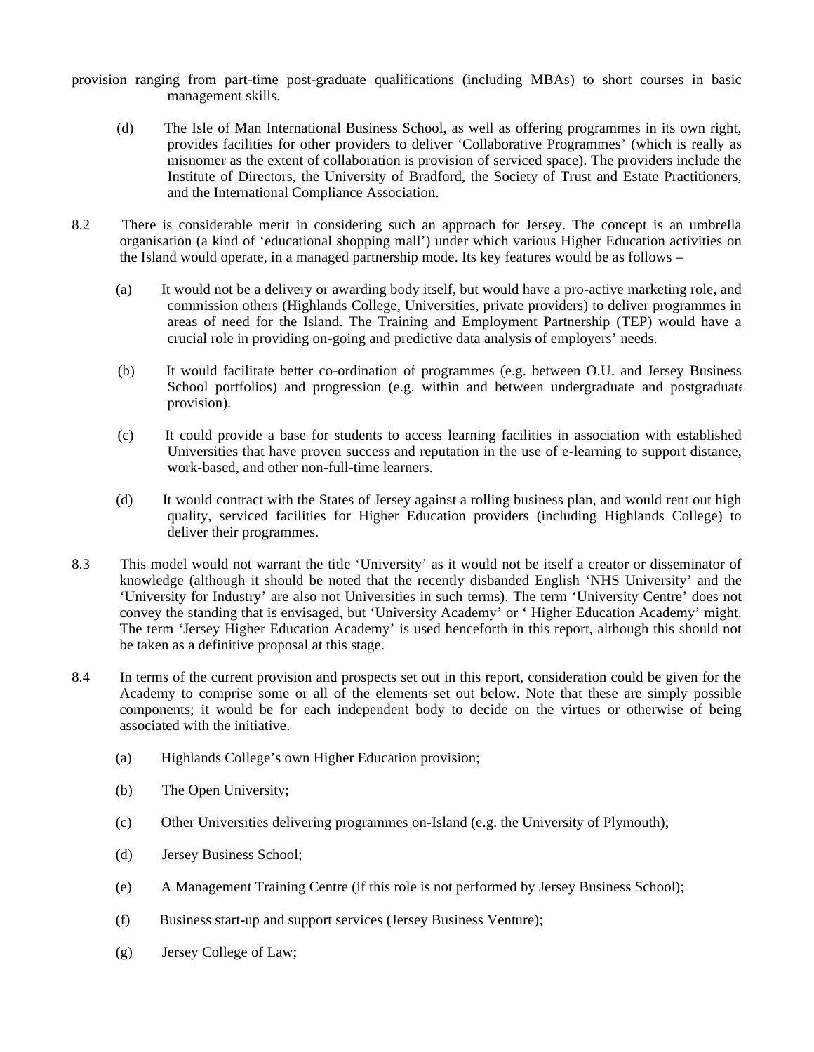provision ranging from part-time post-graduate qualifications (including MBAs) to short courses in basic management skills.

(d) The Isle of Man International Business School, as well as offering programmes in its own right, provides facilities for other providers to deliver 'Collaborative Programmes' (which is really as misnomer as the extent of collaboration is provision of serviced space). The providers include the Institute of Directors, the University of Bradford, the Society of Trust and Estate Practitioners, and the International Compliance Association.

8.2 There is considerable merit in considering such an approach for Jersey. The concept is an umbrella organisation (a kind of 'educational shopping mall') under which various Higher Education activities on the Island would operate, in a managed partnership mode. Its key features would be as follows –

(a) It would not be a delivery or awarding body itself, but would have a pro-active marketing role, and commission others (Highlands College, Universities, private providers) to deliver programmes in areas of need for the Island. The Training and Employment Partnership (TEP) would have a crucial role in providing on-going and predictive data analysis of employers' needs.

(b) It would facilitate better co-ordination of programmes (e.g. between O.U. and Jersey Business School portfolios) and progression (e.g. within and between undergraduate and postgraduate provision).

(c) It could provide a base for students to access learning facilities in association with established Universities that have proven success and reputation in the use of e-learning to support distance, work-based, and other non-full-time learners.

(d) It would contract with the States of Jersey against a rolling business plan, and would rent out high quality, serviced facilities for Higher Education providers (including Highlands College) to deliver their programmes.

8.3 This model would not warrant the title 'University' as it would not be itself a creator or disseminator of knowledge (although it should be noted that the recently disbanded English 'NHS University' and the 'University for Industry' are also not Universities in such terms). The term 'University Centre' does not convey the standing that is envisaged, but 'University Academy' or ' Higher Education Academy' might. The term 'Jersey Higher Education Academy' is used henceforth in this report, although this should not be taken as a definitive proposal at this stage.

8.4 In terms of the current provision and prospects set out in this report, consideration could be given for the Academy to comprise some or all of the elements set out below. Note that these are simply possible components; it would be for each independent body to decide on the virtues or otherwise of being associated with the initiative.

(a) Highlands College's own Higher Education provision;

(b) The Open University;

(c) Other Universities delivering programmes on-Island (e.g. the University of Plymouth);

(d) Jersey Business School;

(e) A Management Training Centre (if this role is not performed by Jersey Business School);

(f) Business start-up and support services (Jersey Business Venture);

(g) Jersey College of Law;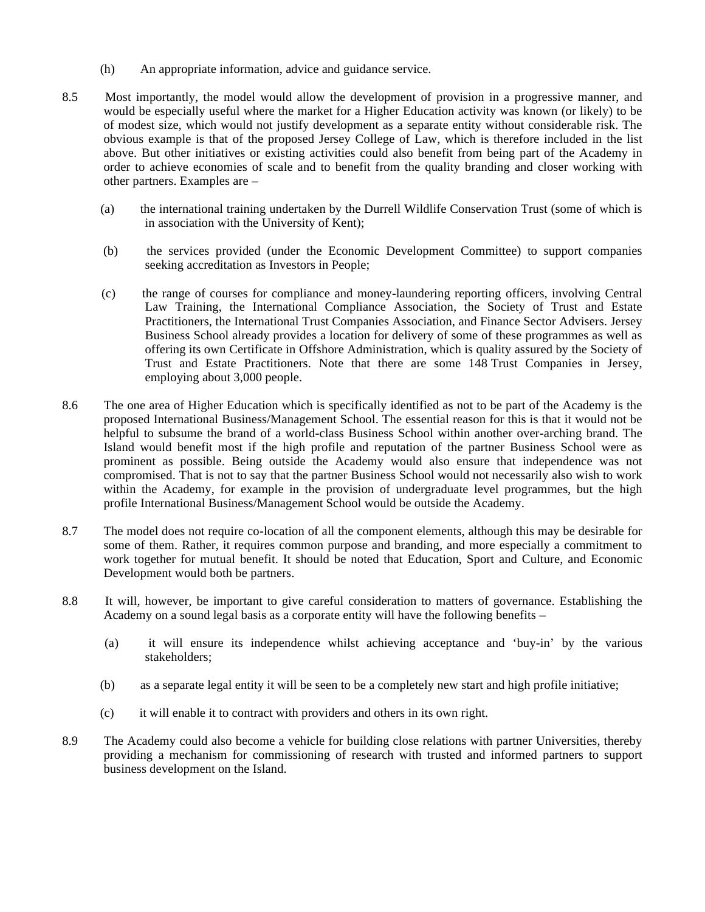(h) An appropriate information, advice and guidance service.

8.5 Most importantly, the model would allow the development of provision in a progressive manner, and would be especially useful where the market for a Higher Education activity was known (or likely) to be of modest size, which would not justify development as a separate entity without considerable risk. The obvious example is that of the proposed Jersey College of Law, which is therefore included in the list above. But other initiatives or existing activities could also benefit from being part of the Academy in order to achieve economies of scale and to benefit from the quality branding and closer working with other partners. Examples are –

(a) the international training undertaken by the Durrell Wildlife Conservation Trust (some of which is in association with the University of Kent);

(b) the services provided (under the Economic Development Committee) to support companies seeking accreditation as Investors in People;

(c) the range of courses for compliance and money-laundering reporting officers, involving Central Law Training, the International Compliance Association, the Society of Trust and Estate Practitioners, the International Trust Companies Association, and Finance Sector Advisers. Jersey Business School already provides a location for delivery of some of these programmes as well as offering its own Certificate in Offshore Administration, which is quality assured by the Society of Trust and Estate Practitioners. Note that there are some 148 Trust Companies in Jersey, employing about 3,000 people.

8.6 The one area of Higher Education which is specifically identified as not to be part of the Academy is the proposed International Business/Management School. The essential reason for this is that it would not be helpful to subsume the brand of a world-class Business School within another over-arching brand. The Island would benefit most if the high profile and reputation of the partner Business School were as prominent as possible. Being outside the Academy would also ensure that independence was not compromised. That is not to say that the partner Business School would not necessarily also wish to work within the Academy, for example in the provision of undergraduate level programmes, but the high profile International Business/Management School would be outside the Academy.

8.7 The model does not require co-location of all the component elements, although this may be desirable for some of them. Rather, it requires common purpose and branding, and more especially a commitment to work together for mutual benefit. It should be noted that Education, Sport and Culture, and Economic Development would both be partners.

8.8 It will, however, be important to give careful consideration to matters of governance. Establishing the Academy on a sound legal basis as a corporate entity will have the following benefits –

(a) it will ensure its independence whilst achieving acceptance and 'buy-in' by the various stakeholders;

(b) as a separate legal entity it will be seen to be a completely new start and high profile initiative;

(c) it will enable it to contract with providers and others in its own right.

8.9 The Academy could also become a vehicle for building close relations with partner Universities, thereby providing a mechanism for commissioning of research with trusted and informed partners to support business development on the Island.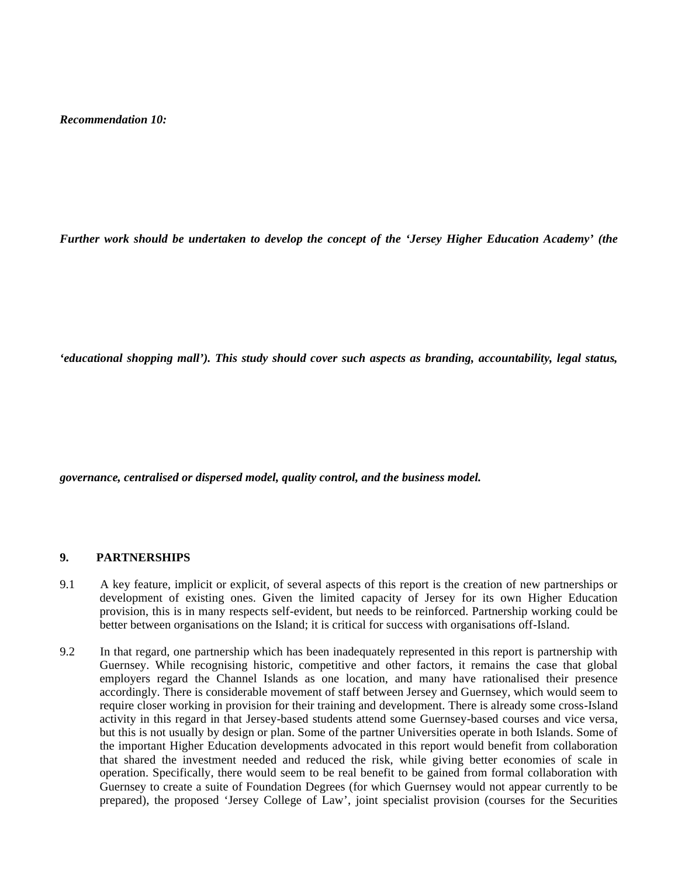***Recommendation 10:***

***Further work should be undertaken to develop the concept of the 'Jersey Higher Education Academy' (the 'educational shopping mall'). This study should cover such aspects as branding, accountability, legal status, governance, centralised or dispersed model, quality control, and the business model.***

## 9. PARTNERSHIPS

9.1 A key feature, implicit or explicit, of several aspects of this report is the creation of new partnerships or development of existing ones. Given the limited capacity of Jersey for its own Higher Education provision, this is in many respects self-evident, but needs to be reinforced. Partnership working could be better between organisations on the Island; it is critical for success with organisations off-Island.

9.2 In that regard, one partnership which has been inadequately represented in this report is partnership with Guernsey. While recognising historic, competitive and other factors, it remains the case that global employers regard the Channel Islands as one location, and many have rationalised their presence accordingly. There is considerable movement of staff between Jersey and Guernsey, which would seem to require closer working in provision for their training and development. There is already some cross-Island activity in this regard in that Jersey-based students attend some Guernsey-based courses and vice versa, but this is not usually by design or plan. Some of the partner Universities operate in both Islands. Some of the important Higher Education developments advocated in this report would benefit from collaboration that shared the investment needed and reduced the risk, while giving better economies of scale in operation. Specifically, there would seem to be real benefit to be gained from formal collaboration with Guernsey to create a suite of Foundation Degrees (for which Guernsey would not appear currently to be prepared), the proposed 'Jersey College of Law', joint specialist provision (courses for the Securities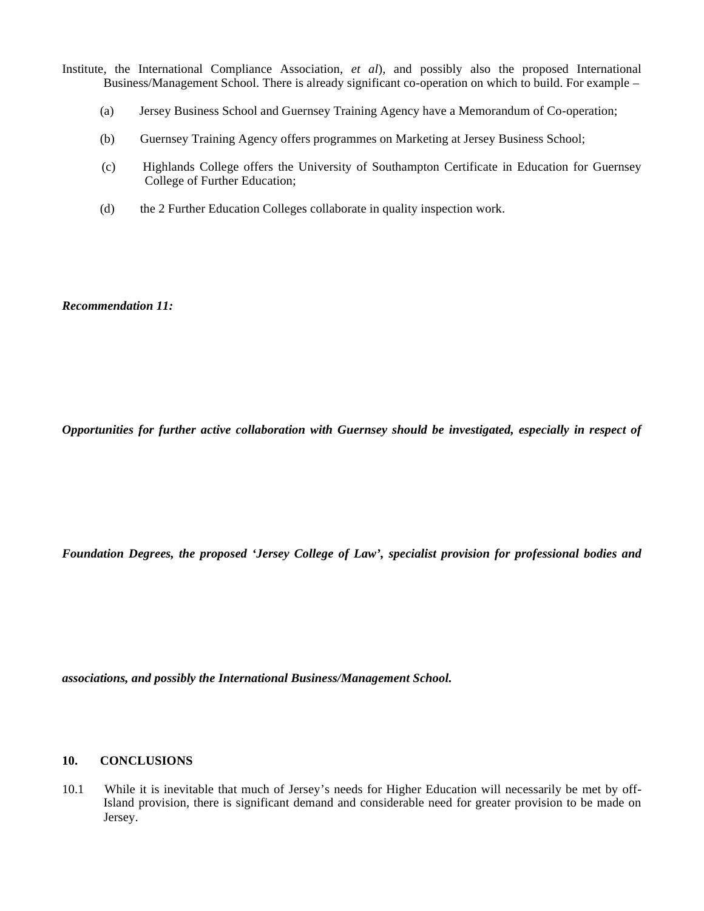Institute, the International Compliance Association, *et al*), and possibly also the proposed International Business/Management School. There is already significant co-operation on which to build. For example –

(a) Jersey Business School and Guernsey Training Agency have a Memorandum of Co-operation;

(b) Guernsey Training Agency offers programmes on Marketing at Jersey Business School;

(c) Highlands College offers the University of Southampton Certificate in Education for Guernsey College of Further Education;

(d) the 2 Further Education Colleges collaborate in quality inspection work.

***Recommendation 11:***

***Opportunities for further active collaboration with Guernsey should be investigated, especially in respect of Foundation Degrees, the proposed 'Jersey College of Law', specialist provision for professional bodies and associations, and possibly the International Business/Management School.***

## 10. CONCLUSIONS

10.1 While it is inevitable that much of Jersey's needs for Higher Education will necessarily be met by off-Island provision, there is significant demand and considerable need for greater provision to be made on Jersey.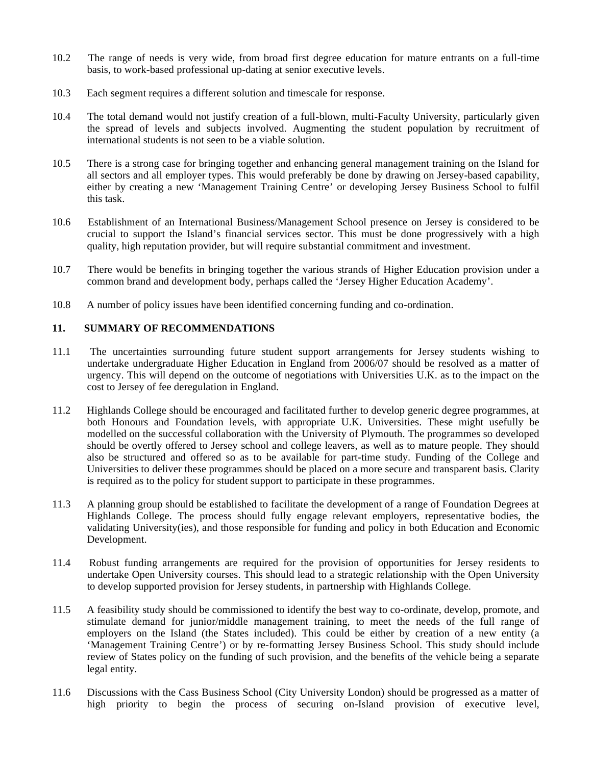10.2 The range of needs is very wide, from broad first degree education for mature entrants on a full-time basis, to work-based professional up-dating at senior executive levels.

10.3 Each segment requires a different solution and timescale for response.

10.4 The total demand would not justify creation of a full-blown, multi-Faculty University, particularly given the spread of levels and subjects involved. Augmenting the student population by recruitment of international students is not seen to be a viable solution.

10.5 There is a strong case for bringing together and enhancing general management training on the Island for all sectors and all employer types. This would preferably be done by drawing on Jersey-based capability, either by creating a new 'Management Training Centre' or developing Jersey Business School to fulfil this task.

10.6 Establishment of an International Business/Management School presence on Jersey is considered to be crucial to support the Island's financial services sector. This must be done progressively with a high quality, high reputation provider, but will require substantial commitment and investment.

10.7 There would be benefits in bringing together the various strands of Higher Education provision under a common brand and development body, perhaps called the 'Jersey Higher Education Academy'.

10.8 A number of policy issues have been identified concerning funding and co-ordination.

## 11. SUMMARY OF RECOMMENDATIONS

11.1 The uncertainties surrounding future student support arrangements for Jersey students wishing to undertake undergraduate Higher Education in England from 2006/07 should be resolved as a matter of urgency. This will depend on the outcome of negotiations with Universities U.K. as to the impact on the cost to Jersey of fee deregulation in England.

11.2 Highlands College should be encouraged and facilitated further to develop generic degree programmes, at both Honours and Foundation levels, with appropriate U.K. Universities. These might usefully be modelled on the successful collaboration with the University of Plymouth. The programmes so developed should be overtly offered to Jersey school and college leavers, as well as to mature people. They should also be structured and offered so as to be available for part-time study. Funding of the College and Universities to deliver these programmes should be placed on a more secure and transparent basis. Clarity is required as to the policy for student support to participate in these programmes.

11.3 A planning group should be established to facilitate the development of a range of Foundation Degrees at Highlands College. The process should fully engage relevant employers, representative bodies, the validating University(ies), and those responsible for funding and policy in both Education and Economic Development.

11.4 Robust funding arrangements are required for the provision of opportunities for Jersey residents to undertake Open University courses. This should lead to a strategic relationship with the Open University to develop supported provision for Jersey students, in partnership with Highlands College.

11.5 A feasibility study should be commissioned to identify the best way to co-ordinate, develop, promote, and stimulate demand for junior/middle management training, to meet the needs of the full range of employers on the Island (the States included). This could be either by creation of a new entity (a 'Management Training Centre') or by re-formatting Jersey Business School. This study should include review of States policy on the funding of such provision, and the benefits of the vehicle being a separate legal entity.

11.6 Discussions with the Cass Business School (City University London) should be progressed as a matter of high priority to begin the process of securing on-Island provision of executive level,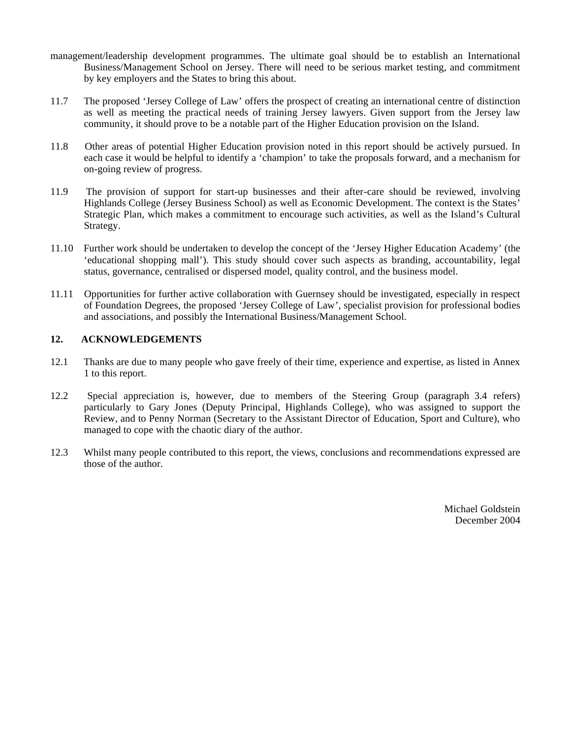management/leadership development programmes. The ultimate goal should be to establish an International Business/Management School on Jersey. There will need to be serious market testing, and commitment by key employers and the States to bring this about.

11.7 The proposed 'Jersey College of Law' offers the prospect of creating an international centre of distinction as well as meeting the practical needs of training Jersey lawyers. Given support from the Jersey law community, it should prove to be a notable part of the Higher Education provision on the Island.

11.8 Other areas of potential Higher Education provision noted in this report should be actively pursued. In each case it would be helpful to identify a 'champion' to take the proposals forward, and a mechanism for on-going review of progress.

11.9 The provision of support for start-up businesses and their after-care should be reviewed, involving Highlands College (Jersey Business School) as well as Economic Development. The context is the States' Strategic Plan, which makes a commitment to encourage such activities, as well as the Island's Cultural Strategy.

11.10 Further work should be undertaken to develop the concept of the 'Jersey Higher Education Academy' (the 'educational shopping mall'). This study should cover such aspects as branding, accountability, legal status, governance, centralised or dispersed model, quality control, and the business model.

11.11 Opportunities for further active collaboration with Guernsey should be investigated, especially in respect of Foundation Degrees, the proposed 'Jersey College of Law', specialist provision for professional bodies and associations, and possibly the International Business/Management School.

## 12. ACKNOWLEDGEMENTS

12.1 Thanks are due to many people who gave freely of their time, experience and expertise, as listed in Annex 1 to this report.

12.2 Special appreciation is, however, due to members of the Steering Group (paragraph 3.4 refers) particularly to Gary Jones (Deputy Principal, Highlands College), who was assigned to support the Review, and to Penny Norman (Secretary to the Assistant Director of Education, Sport and Culture), who managed to cope with the chaotic diary of the author.

12.3 Whilst many people contributed to this report, the views, conclusions and recommendations expressed are those of the author.

Michael Goldstein
December 2004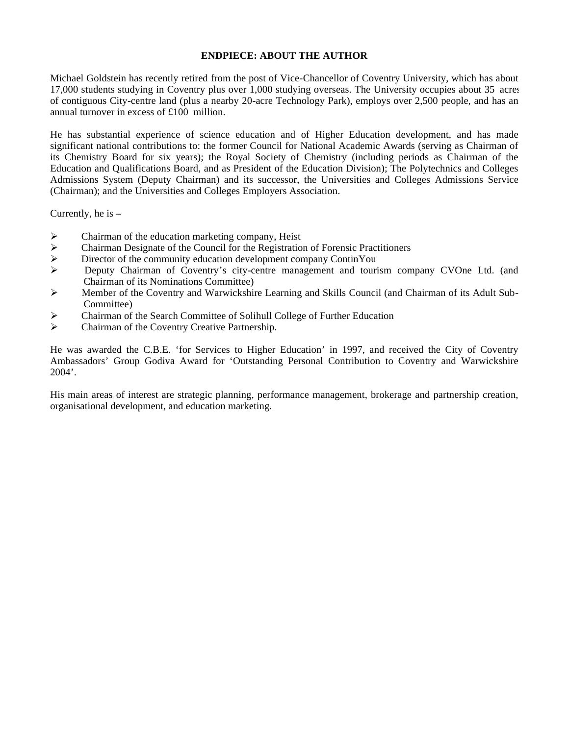## ENDPIECE: ABOUT THE AUTHOR

Michael Goldstein has recently retired from the post of Vice-Chancellor of Coventry University, which has about 17,000 students studying in Coventry plus over 1,000 studying overseas. The University occupies about 35 acres of contiguous City-centre land (plus a nearby 20-acre Technology Park), employs over 2,500 people, and has an annual turnover in excess of £100 million.

He has substantial experience of science education and of Higher Education development, and has made significant national contributions to: the former Council for National Academic Awards (serving as Chairman of its Chemistry Board for six years); the Royal Society of Chemistry (including periods as Chairman of the Education and Qualifications Board, and as President of the Education Division); The Polytechnics and Colleges Admissions System (Deputy Chairman) and its successor, the Universities and Colleges Admissions Service (Chairman); and the Universities and Colleges Employers Association.

Currently, he is –

- Chairman of the education marketing company, Heist
- Chairman Designate of the Council for the Registration of Forensic Practitioners
- Director of the community education development company ContinYou
- Deputy Chairman of Coventry's city-centre management and tourism company CVOne Ltd. (and Chairman of its Nominations Committee)
- Member of the Coventry and Warwickshire Learning and Skills Council (and Chairman of its Adult Sub-Committee)
- Chairman of the Search Committee of Solihull College of Further Education
- Chairman of the Coventry Creative Partnership.

He was awarded the C.B.E. 'for Services to Higher Education' in 1997, and received the City of Coventry Ambassadors' Group Godiva Award for 'Outstanding Personal Contribution to Coventry and Warwickshire 2004'.

His main areas of interest are strategic planning, performance management, brokerage and partnership creation, organisational development, and education marketing.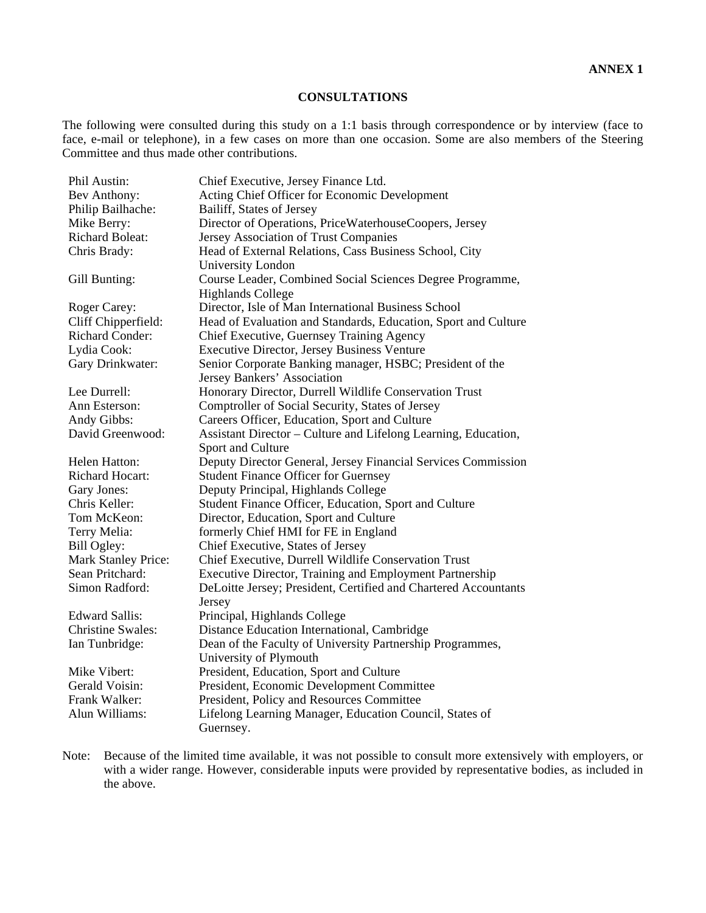**ANNEX 1**

## CONSULTATIONS

The following were consulted during this study on a 1:1 basis through correspondence or by interview (face to face, e-mail or telephone), in a few cases on more than one occasion. Some are also members of the Steering Committee and thus made other contributions.

| | |
|---|---|
| Phil Austin: | Chief Executive, Jersey Finance Ltd. |
| Bev Anthony: | Acting Chief Officer for Economic Development |
| Philip Bailhache: | Bailiff, States of Jersey |
| Mike Berry: | Director of Operations, PriceWaterhouseCoopers, Jersey |
| Richard Boleat: | Jersey Association of Trust Companies |
| Chris Brady: | Head of External Relations, Cass Business School, City University London |
| Gill Bunting: | Course Leader, Combined Social Sciences Degree Programme, Highlands College |
| Roger Carey: | Director, Isle of Man International Business School |
| Cliff Chipperfield: | Head of Evaluation and Standards, Education, Sport and Culture |
| Richard Conder: | Chief Executive, Guernsey Training Agency |
| Lydia Cook: | Executive Director, Jersey Business Venture |
| Gary Drinkwater: | Senior Corporate Banking manager, HSBC; President of the Jersey Bankers' Association |
| Lee Durrell: | Honorary Director, Durrell Wildlife Conservation Trust |
| Ann Esterson: | Comptroller of Social Security, States of Jersey |
| Andy Gibbs: | Careers Officer, Education, Sport and Culture |
| David Greenwood: | Assistant Director – Culture and Lifelong Learning, Education, Sport and Culture |
| Helen Hatton: | Deputy Director General, Jersey Financial Services Commission |
| Richard Hocart: | Student Finance Officer for Guernsey |
| Gary Jones: | Deputy Principal, Highlands College |
| Chris Keller: | Student Finance Officer, Education, Sport and Culture |
| Tom McKeon: | Director, Education, Sport and Culture |
| Terry Melia: | formerly Chief HMI for FE in England |
| Bill Ogley: | Chief Executive, States of Jersey |
| Mark Stanley Price: | Chief Executive, Durrell Wildlife Conservation Trust |
| Sean Pritchard: | Executive Director, Training and Employment Partnership |
| Simon Radford: | DeLoitte Jersey; President, Certified and Chartered Accountants Jersey |
| Edward Sallis: | Principal, Highlands College |
| Christine Swales: | Distance Education International, Cambridge |
| Ian Tunbridge: | Dean of the Faculty of University Partnership Programmes, University of Plymouth |
| Mike Vibert: | President, Education, Sport and Culture |
| Gerald Voisin: | President, Economic Development Committee |
| Frank Walker: | President, Policy and Resources Committee |
| Alun Williams: | Lifelong Learning Manager, Education Council, States of Guernsey. |

Note: Because of the limited time available, it was not possible to consult more extensively with employers, or with a wider range. However, considerable inputs were provided by representative bodies, as included in the above.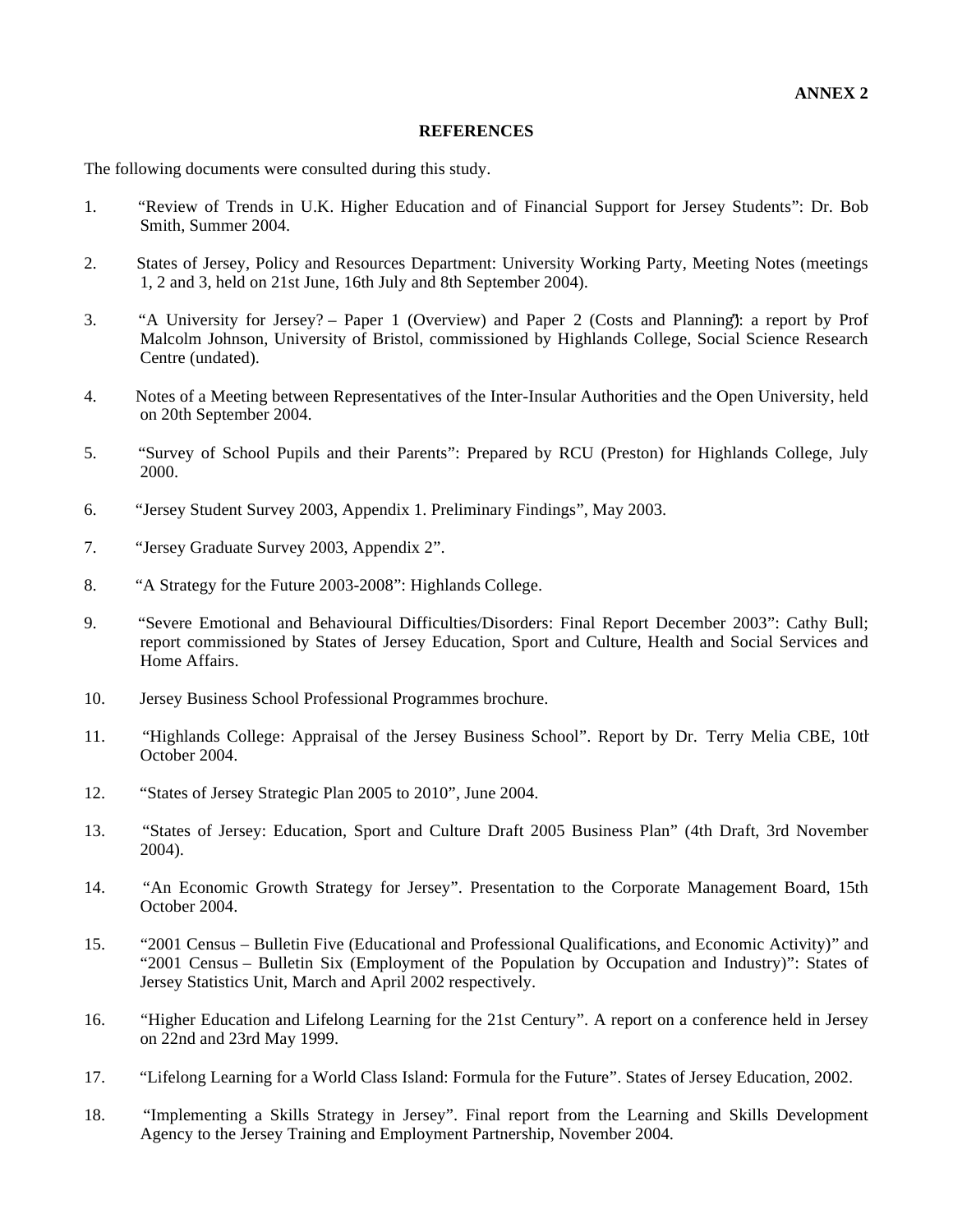**ANNEX 2**

## REFERENCES

The following documents were consulted during this study.

1. "Review of Trends in U.K. Higher Education and of Financial Support for Jersey Students": Dr. Bob Smith, Summer 2004.

2. States of Jersey, Policy and Resources Department: University Working Party, Meeting Notes (meetings 1, 2 and 3, held on 21st June, 16th July and 8th September 2004).

3. "A University for Jersey? – Paper 1 (Overview) and Paper 2 (Costs and Planning)": a report by Prof Malcolm Johnson, University of Bristol, commissioned by Highlands College, Social Science Research Centre (undated).

4. Notes of a Meeting between Representatives of the Inter-Insular Authorities and the Open University, held on 20th September 2004.

5. "Survey of School Pupils and their Parents": Prepared by RCU (Preston) for Highlands College, July 2000.

6. "Jersey Student Survey 2003, Appendix 1. Preliminary Findings", May 2003.

7. "Jersey Graduate Survey 2003, Appendix 2".

8. "A Strategy for the Future 2003-2008": Highlands College.

9. "Severe Emotional and Behavioural Difficulties/Disorders: Final Report December 2003": Cathy Bull; report commissioned by States of Jersey Education, Sport and Culture, Health and Social Services and Home Affairs.

10. Jersey Business School Professional Programmes brochure.

11. "Highlands College: Appraisal of the Jersey Business School". Report by Dr. Terry Melia CBE, 10th October 2004.

12. "States of Jersey Strategic Plan 2005 to 2010", June 2004.

13. "States of Jersey: Education, Sport and Culture Draft 2005 Business Plan" (4th Draft, 3rd November 2004).

14. "An Economic Growth Strategy for Jersey". Presentation to the Corporate Management Board, 15th October 2004.

15. "2001 Census – Bulletin Five (Educational and Professional Qualifications, and Economic Activity)" and "2001 Census – Bulletin Six (Employment of the Population by Occupation and Industry)": States of Jersey Statistics Unit, March and April 2002 respectively.

16. "Higher Education and Lifelong Learning for the 21st Century". A report on a conference held in Jersey on 22nd and 23rd May 1999.

17. "Lifelong Learning for a World Class Island: Formula for the Future". States of Jersey Education, 2002.

18. "Implementing a Skills Strategy in Jersey". Final report from the Learning and Skills Development Agency to the Jersey Training and Employment Partnership, November 2004.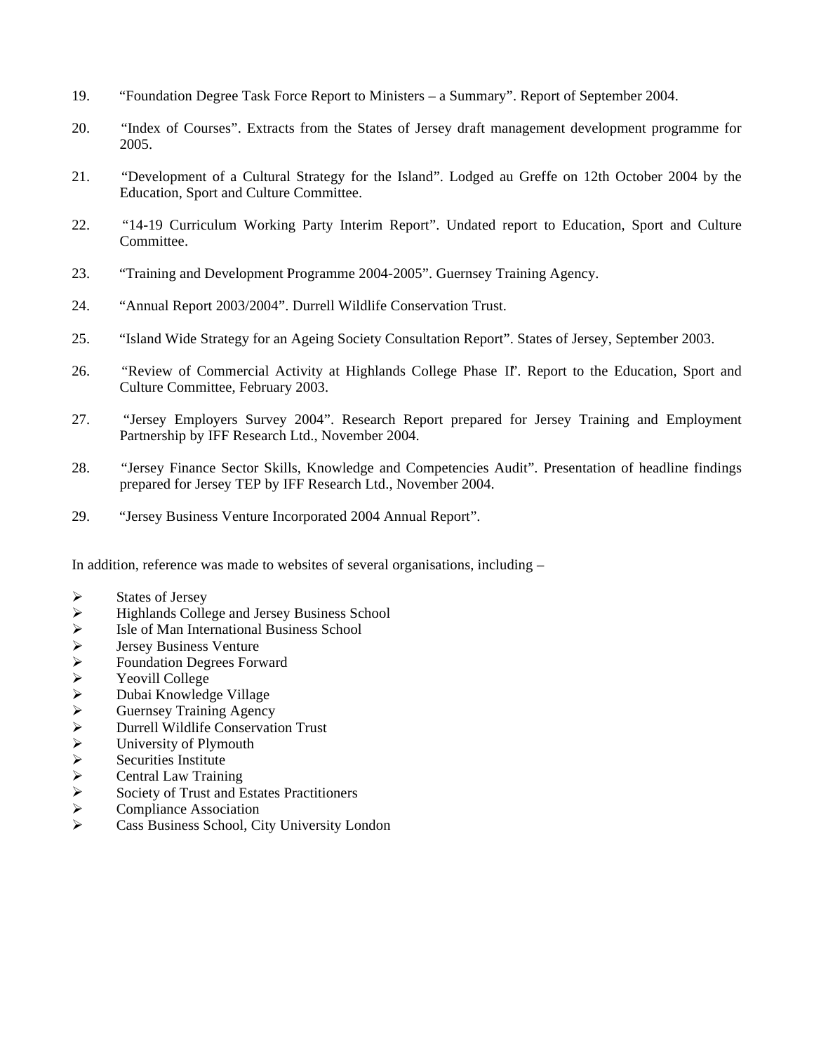19. "Foundation Degree Task Force Report to Ministers – a Summary". Report of September 2004.

20. "Index of Courses". Extracts from the States of Jersey draft management development programme for 2005.

21. "Development of a Cultural Strategy for the Island". Lodged au Greffe on 12th October 2004 by the Education, Sport and Culture Committee.

22. "14-19 Curriculum Working Party Interim Report". Undated report to Education, Sport and Culture Committee.

23. "Training and Development Programme 2004-2005". Guernsey Training Agency.

24. "Annual Report 2003/2004". Durrell Wildlife Conservation Trust.

25. "Island Wide Strategy for an Ageing Society Consultation Report". States of Jersey, September 2003.

26. "Review of Commercial Activity at Highlands College Phase II". Report to the Education, Sport and Culture Committee, February 2003.

27. "Jersey Employers Survey 2004". Research Report prepared for Jersey Training and Employment Partnership by IFF Research Ltd., November 2004.

28. "Jersey Finance Sector Skills, Knowledge and Competencies Audit". Presentation of headline findings prepared for Jersey TEP by IFF Research Ltd., November 2004.

29. "Jersey Business Venture Incorporated 2004 Annual Report".

In addition, reference was made to websites of several organisations, including –

- States of Jersey
- Highlands College and Jersey Business School
- Isle of Man International Business School
- Jersey Business Venture
- Foundation Degrees Forward
- Yeovill College
- Dubai Knowledge Village
- Guernsey Training Agency
- Durrell Wildlife Conservation Trust
- University of Plymouth
- Securities Institute
- Central Law Training
- Society of Trust and Estates Practitioners
- Compliance Association
- Cass Business School, City University London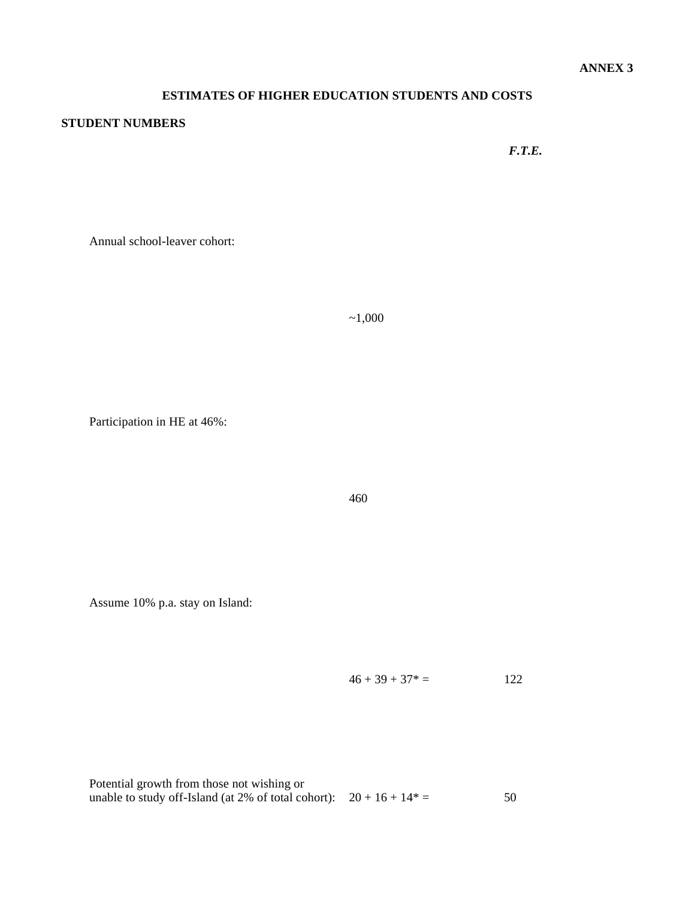**ANNEX 3**

## ESTIMATES OF HIGHER EDUCATION STUDENTS AND COSTS

### STUDENT NUMBERS

| | | *F.T.E.* |
|---|---|---|
| Annual school-leaver cohort: | ~1,000 | |
| Participation in HE at 46%: | 460 | |
| Assume 10% p.a. stay on Island: | 46 + 39 + 37* = | 122 |
| Potential growth from those not wishing or unable to study off-Island (at 2% of total cohort): | 20 + 16 + 14* = | 50 |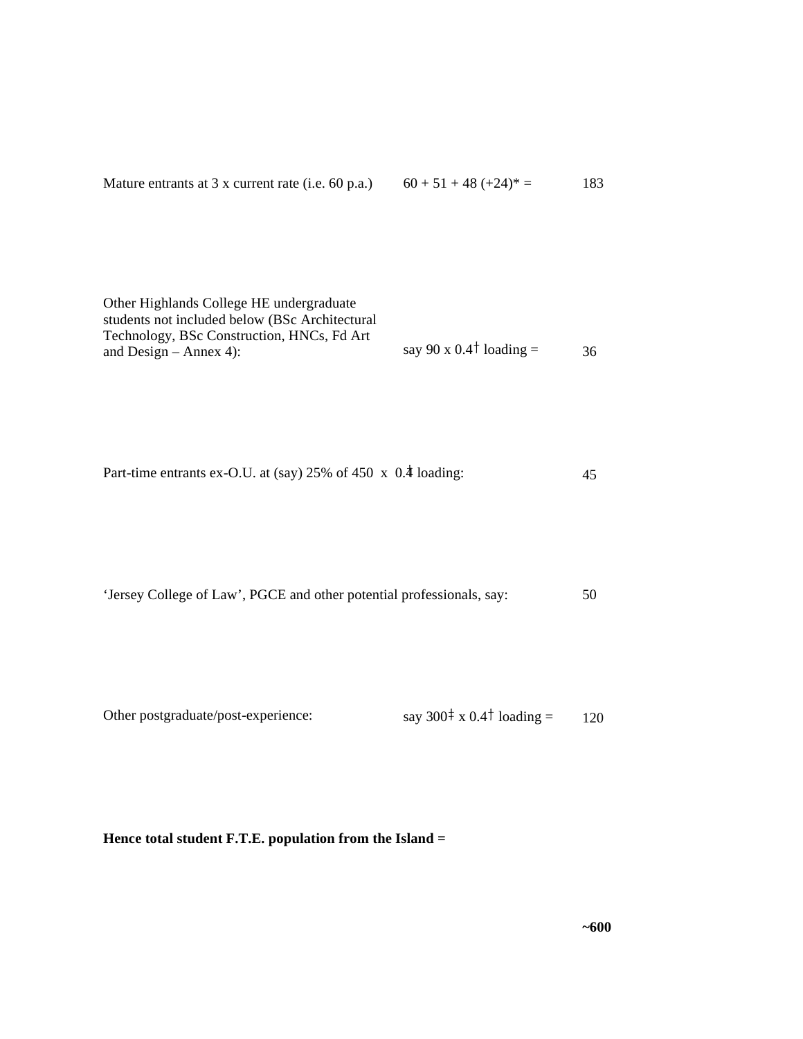| | | |
|---|---|---|
| Mature entrants at 3 x current rate (i.e. 60 p.a.) | 60 + 51 + 48 (+24)* = | 183 |
| Other Highlands College HE undergraduate students not included below (BSc Architectural Technology, BSc Construction, HNCs, Fd Art and Design – Annex 4): | say 90 x 0.4† loading = | 36 |
| Part-time entrants ex-O.U. at (say) 25% of 450 x 0.4‡ loading: | | 45 |
| 'Jersey College of Law', PGCE and other potential professionals, say: | | 50 |
| Other postgraduate/post-experience: | say 300‡ x 0.4† loading = | 120 |

**Hence total student F.T.E. population from the Island =**

**~600**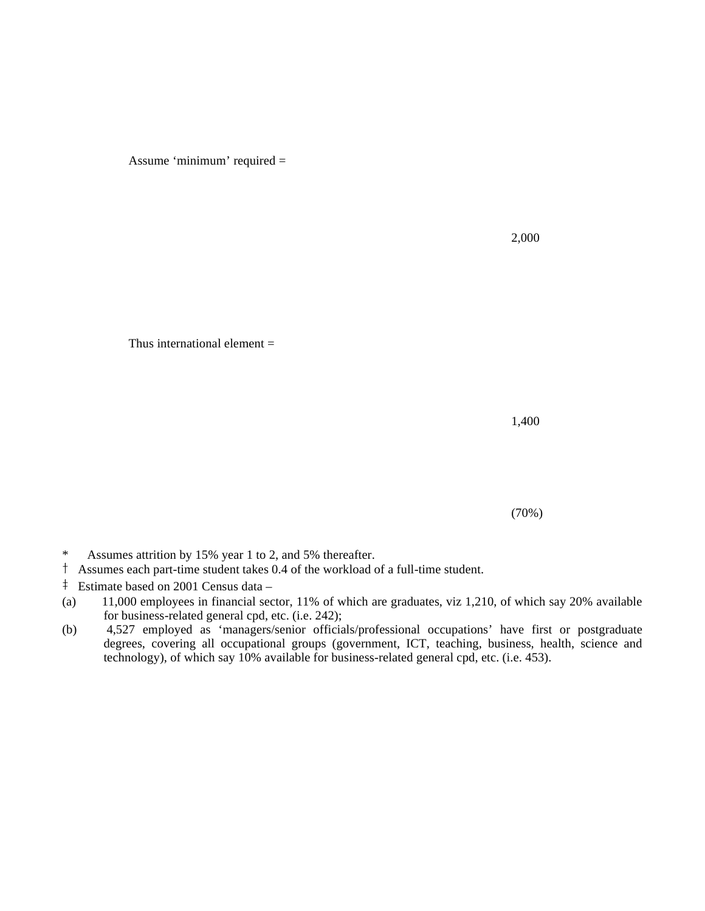| | |
|---|---|
| Assume 'minimum' required = | 2,000 |
| Thus international element = | 1,400 |
| | (70%) |

\* Assumes attrition by 15% year 1 to 2, and 5% thereafter.

† Assumes each part-time student takes 0.4 of the workload of a full-time student.

‡ Estimate based on 2001 Census data –

(a) 11,000 employees in financial sector, 11% of which are graduates, viz 1,210, of which say 20% available for business-related general cpd, etc. (i.e. 242);

(b) 4,527 employed as 'managers/senior officials/professional occupations' have first or postgraduate degrees, covering all occupational groups (government, ICT, teaching, business, health, science and technology), of which say 10% available for business-related general cpd, etc. (i.e. 453).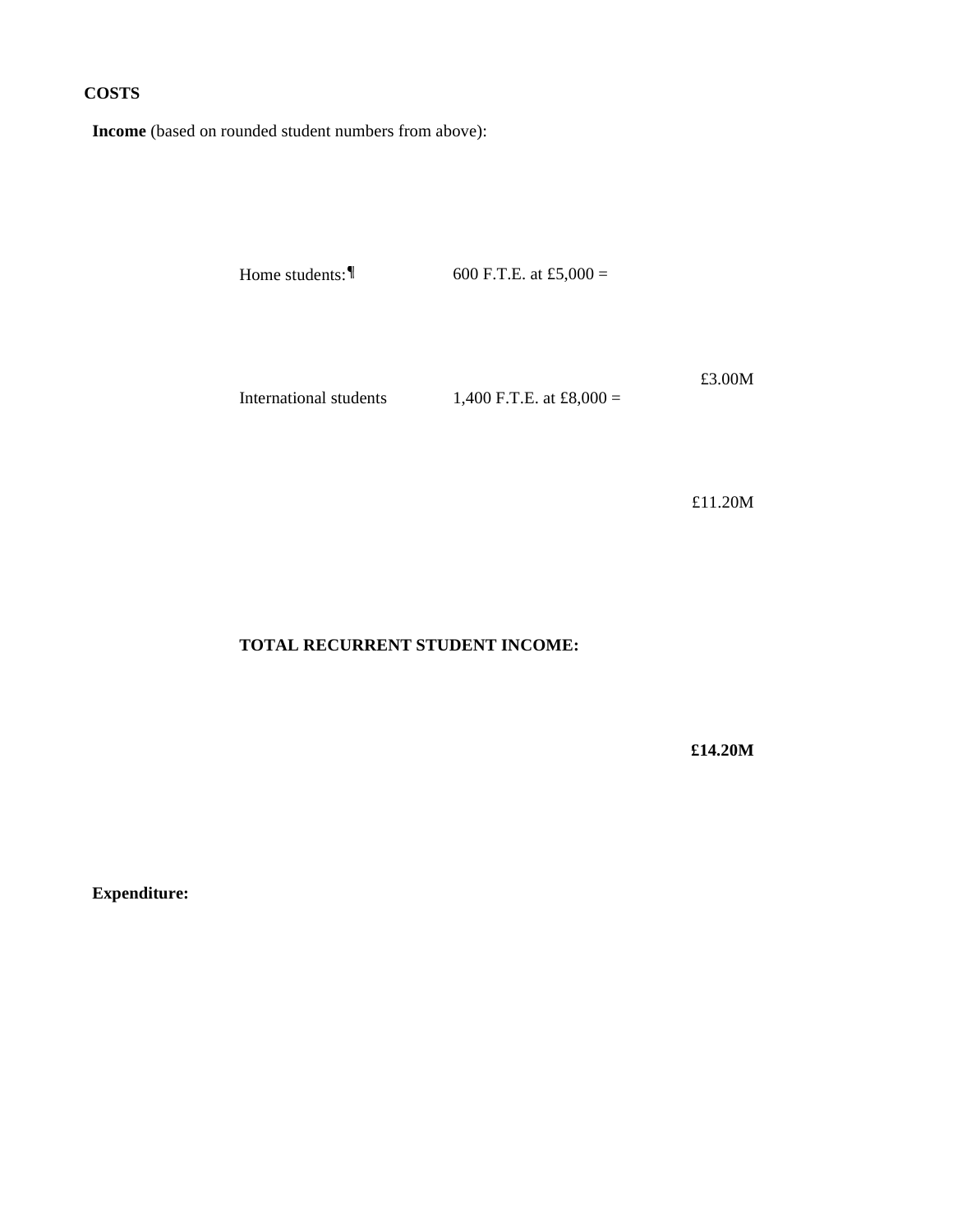**COSTS**

**Income** (based on rounded student numbers from above):

| | | |
|---|---|---|
| Home students:¶ | 600 F.T.E. at £5,000 = | £3.00M |
| International students | 1,400 F.T.E. at £8,000 = | £11.20M |
| **TOTAL RECURRENT STUDENT INCOME:** | | **£14.20M** |

**Expenditure:**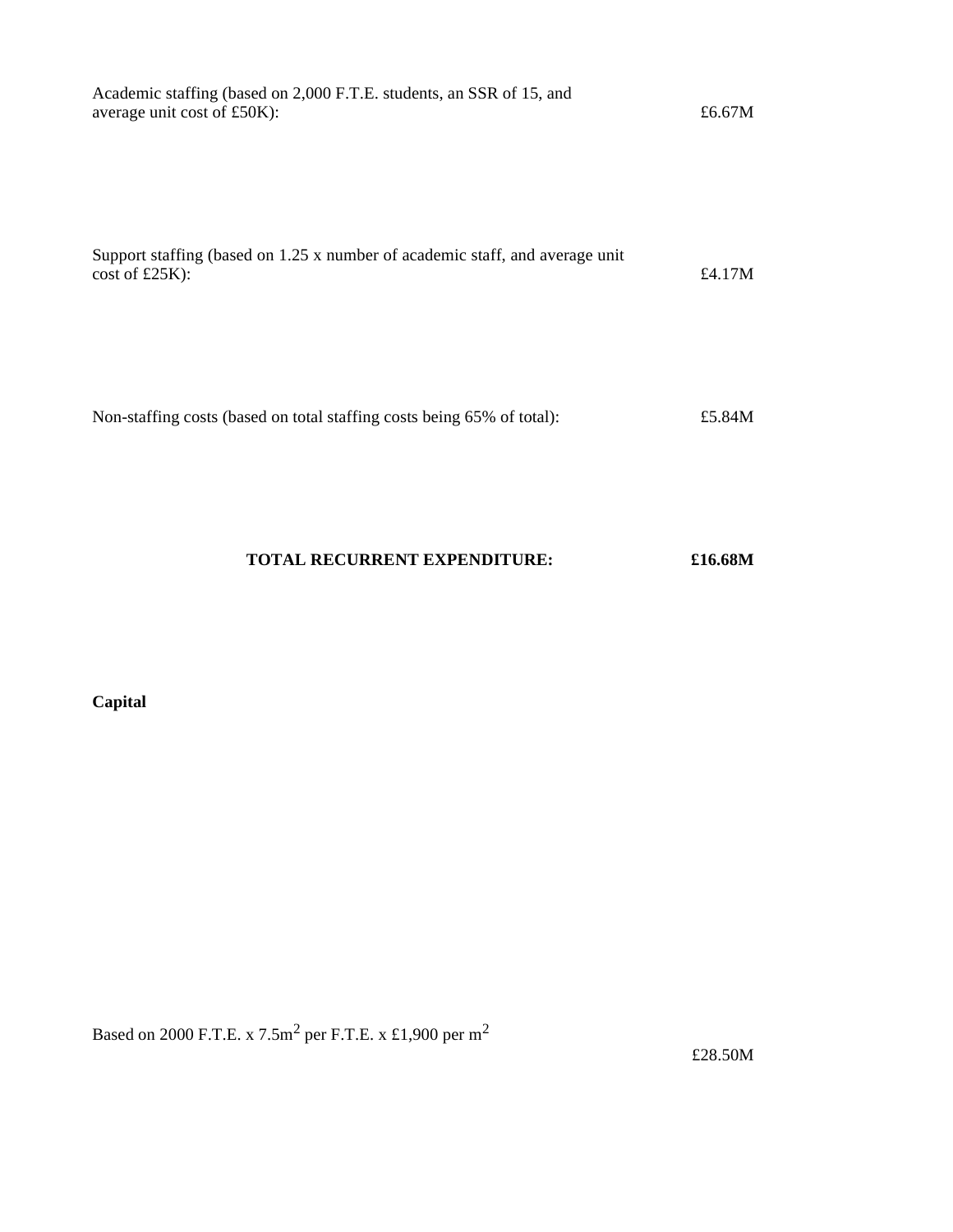| | |
|---|---|
| Academic staffing (based on 2,000 F.T.E. students, an SSR of 15, and average unit cost of £50K): | £6.67M |
| Support staffing (based on 1.25 x number of academic staff, and average unit cost of £25K): | £4.17M |
| Non-staffing costs (based on total staffing costs being 65% of total): | £5.84M |
| **TOTAL RECURRENT EXPENDITURE:** | **£16.68M** |

**Capital**

| | |
|---|---|
| Based on 2000 F.T.E. x 7.5m$^2$ per F.T.E. x £1,900 per m$^2$ | £28.50M |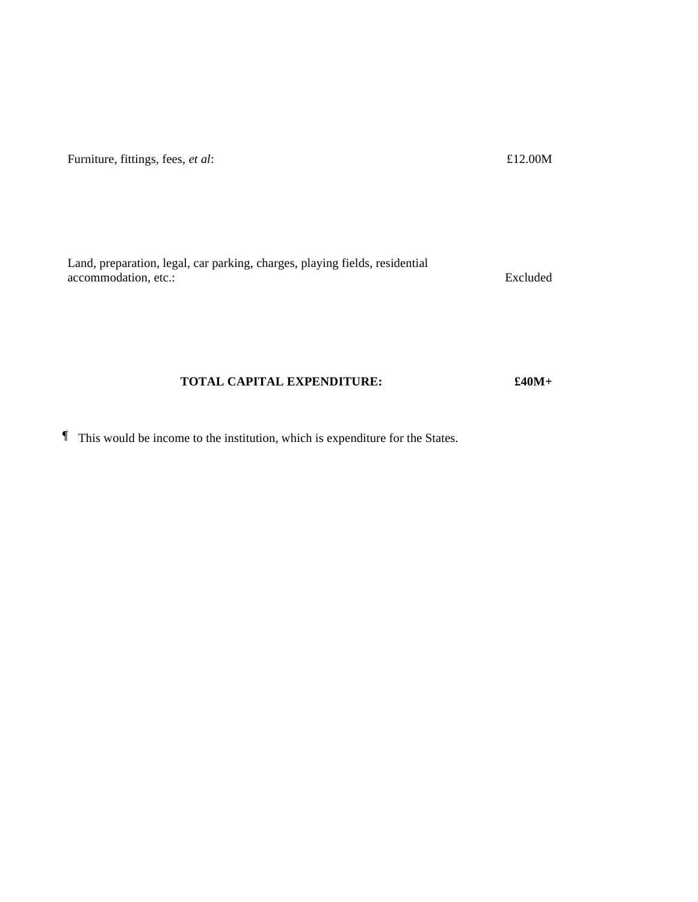| | |
|---|---|
| Furniture, fittings, fees, *et al*: | £12.00M |
| Land, preparation, legal, car parking, charges, playing fields, residential accommodation, etc.: | Excluded |
| **TOTAL CAPITAL EXPENDITURE:** | **£40M+** |

¶ This would be income to the institution, which is expenditure for the States.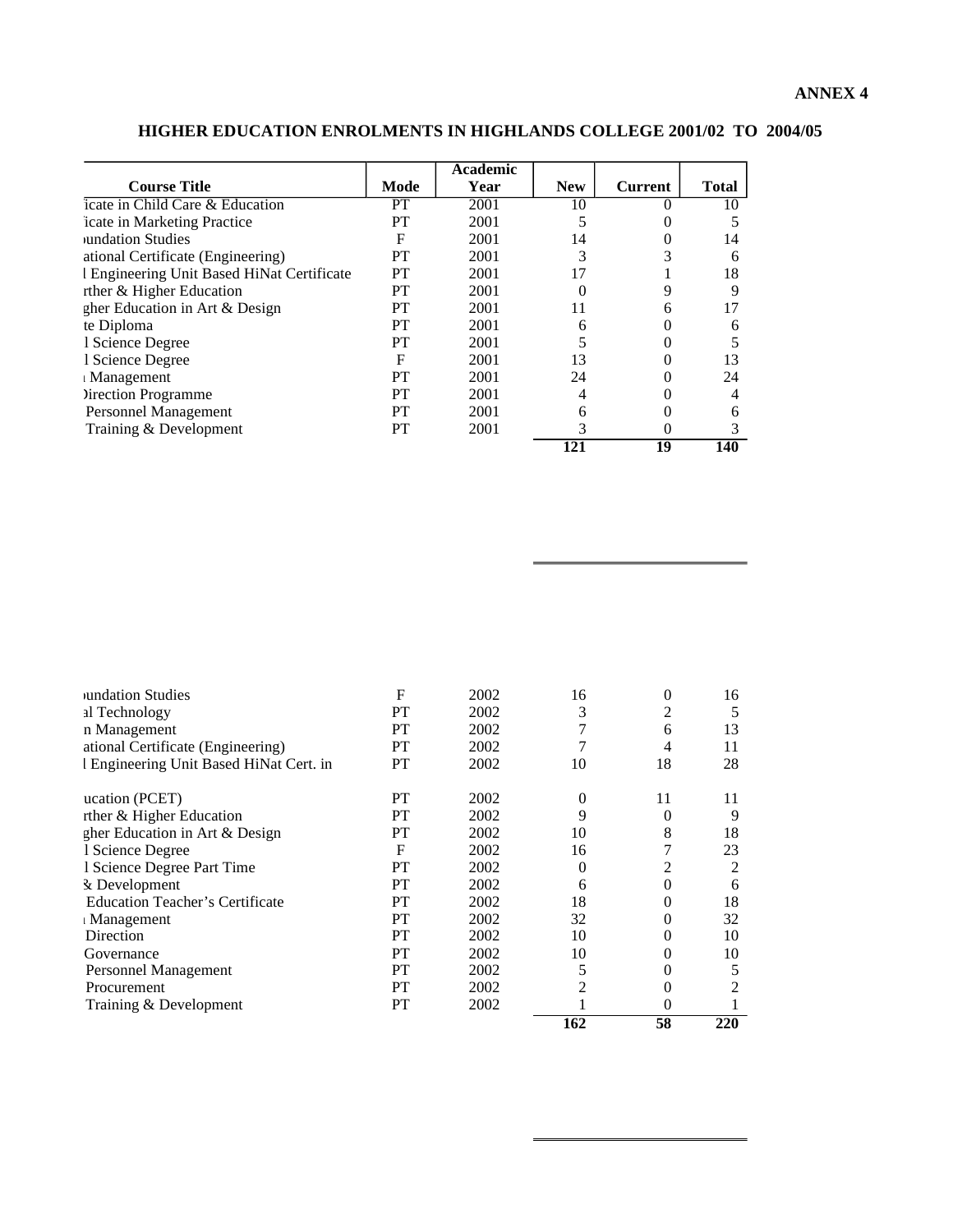**ANNEX 4**

## HIGHER EDUCATION ENROLMENTS IN HIGHLANDS COLLEGE 2001/02 TO 2004/05

| Course Title | Mode | Academic Year | New | Current | Total |
|---|---|---|---|---|---|
| icate in Child Care & Education | PT | 2001 | 10 | 0 | 10 |
| icate in Marketing Practice | PT | 2001 | 5 | 0 | 5 |
| undation Studies | F | 2001 | 14 | 0 | 14 |
| ational Certificate (Engineering) | PT | 2001 | 3 | 3 | 6 |
| l Engineering Unit Based HiNat Certificate | PT | 2001 | 17 | 1 | 18 |
| rther & Higher Education | PT | 2001 | 0 | 9 | 9 |
| gher Education in Art & Design | PT | 2001 | 11 | 6 | 17 |
| te Diploma | PT | 2001 | 6 | 0 | 6 |
| l Science Degree | PT | 2001 | 5 | 0 | 5 |
| l Science Degree | F | 2001 | 13 | 0 | 13 |
| Management | PT | 2001 | 24 | 0 | 24 |
| Direction Programme | PT | 2001 | 4 | 0 | 4 |
| Personnel Management | PT | 2001 | 6 | 0 | 6 |
| Training & Development | PT | 2001 | 3 | 0 | 3 |
| | | | **121** | **19** | **140** |
| undation Studies | F | 2002 | 16 | 0 | 16 |
| al Technology | PT | 2002 | 3 | 2 | 5 |
| n Management | PT | 2002 | 7 | 6 | 13 |
| ational Certificate (Engineering) | PT | 2002 | 7 | 4 | 11 |
| l Engineering Unit Based HiNat Cert. in | PT | 2002 | 10 | 18 | 28 |
| ucation (PCET) | PT | 2002 | 0 | 11 | 11 |
| rther & Higher Education | PT | 2002 | 9 | 0 | 9 |
| gher Education in Art & Design | PT | 2002 | 10 | 8 | 18 |
| l Science Degree | F | 2002 | 16 | 7 | 23 |
| l Science Degree Part Time | PT | 2002 | 0 | 2 | 2 |
| & Development | PT | 2002 | 6 | 0 | 6 |
| Education Teacher's Certificate | PT | 2002 | 18 | 0 | 18 |
| Management | PT | 2002 | 32 | 0 | 32 |
| Direction | PT | 2002 | 10 | 0 | 10 |
| Governance | PT | 2002 | 10 | 0 | 10 |
| Personnel Management | PT | 2002 | 5 | 0 | 5 |
| Procurement | PT | 2002 | 2 | 0 | 2 |
| Training & Development | PT | 2002 | 1 | 0 | 1 |
| | | | **162** | **58** | **220** |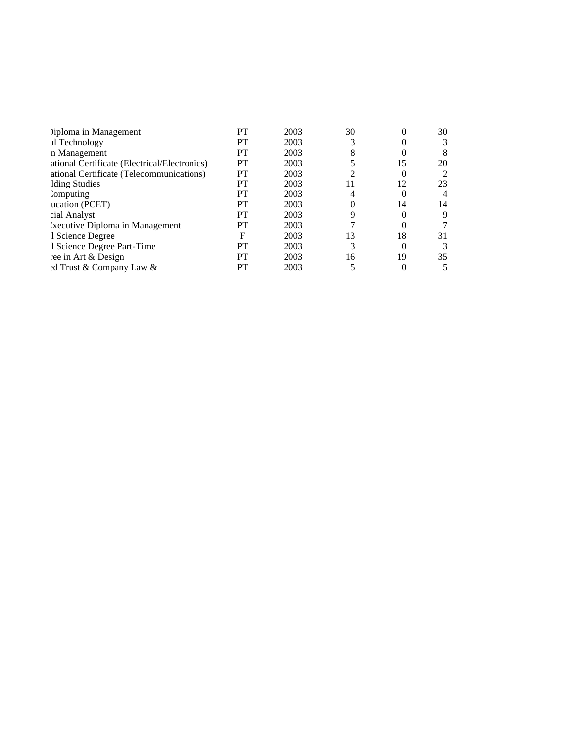| | | | | | |
|---|---|---|---|---|---|
| )iploma in Management | PT | 2003 | 30 | 0 | 30 |
| al Technology | PT | 2003 | 3 | 0 | 3 |
| n Management | PT | 2003 | 8 | 0 | 8 |
| ational Certificate (Electrical/Electronics) | PT | 2003 | 5 | 15 | 20 |
| ational Certificate (Telecommunications) | PT | 2003 | 2 | 0 | 2 |
| lding Studies | PT | 2003 | 11 | 12 | 23 |
| Computing | PT | 2003 | 4 | 0 | 4 |
| ucation (PCET) | PT | 2003 | 0 | 14 | 14 |
| cial Analyst | PT | 2003 | 9 | 0 | 9 |
| Executive Diploma in Management | PT | 2003 | 7 | 0 | 7 |
| l Science Degree | F | 2003 | 13 | 18 | 31 |
| l Science Degree Part-Time | PT | 2003 | 3 | 0 | 3 |
| ree in Art & Design | PT | 2003 | 16 | 19 | 35 |
| ed Trust & Company Law & | PT | 2003 | 5 | 0 | 5 |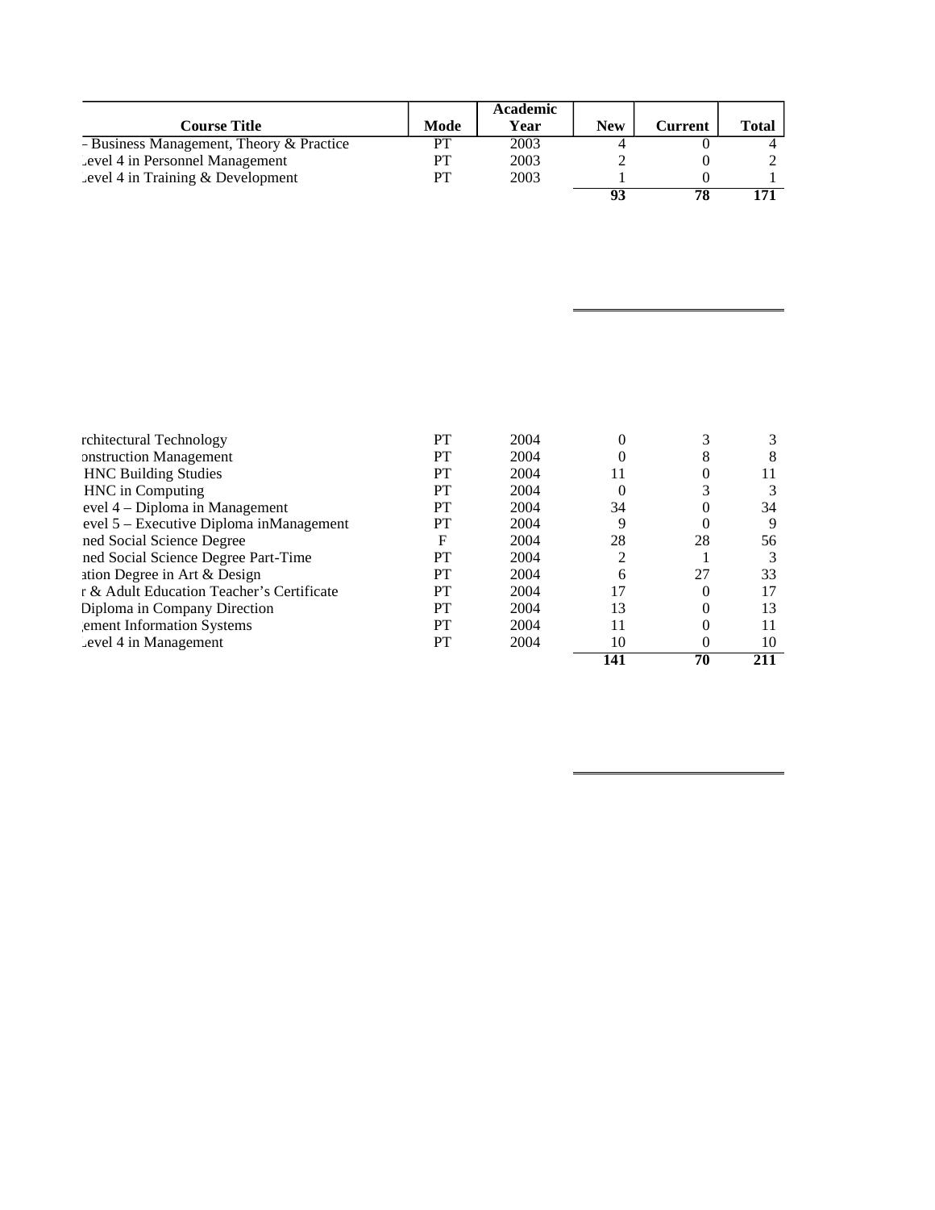| Course Title | Mode | Academic Year | New | Current | Total |
|---|---|---|---|---|---|
| – Business Management, Theory & Practice | PT | 2003 | 4 | 0 | 4 |
| Level 4 in Personnel Management | PT | 2003 | 2 | 0 | 2 |
| Level 4 in Training & Development | PT | 2003 | 1 | 0 | 1 |
| | | | **93** | **78** | **171** |

| Course Title | Mode | Academic Year | New | Current | Total |
|---|---|---|---|---|---|
| rchitectural Technology | PT | 2004 | 0 | 3 | 3 |
| onstruction Management | PT | 2004 | 0 | 8 | 8 |
| HNC Building Studies | PT | 2004 | 11 | 0 | 11 |
| HNC in Computing | PT | 2004 | 0 | 3 | 3 |
| evel 4 – Diploma in Management | PT | 2004 | 34 | 0 | 34 |
| evel 5 – Executive Diploma inManagement | PT | 2004 | 9 | 0 | 9 |
| ned Social Science Degree | F | 2004 | 28 | 28 | 56 |
| ned Social Science Degree Part-Time | PT | 2004 | 2 | 1 | 3 |
| ation Degree in Art & Design | PT | 2004 | 6 | 27 | 33 |
| r & Adult Education Teacher's Certificate | PT | 2004 | 17 | 0 | 17 |
| Diploma in Company Direction | PT | 2004 | 13 | 0 | 13 |
| ement Information Systems | PT | 2004 | 11 | 0 | 11 |
| Level 4 in Management | PT | 2004 | 10 | 0 | 10 |
| | | | **141** | **70** | **211** |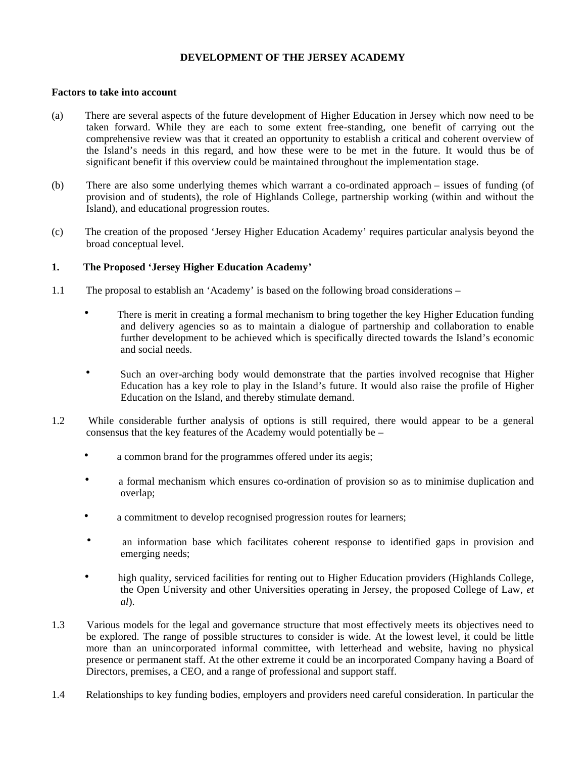# DEVELOPMENT OF THE JERSEY ACADEMY

**Factors to take into account**

(a) There are several aspects of the future development of Higher Education in Jersey which now need to be taken forward. While they are each to some extent free-standing, one benefit of carrying out the comprehensive review was that it created an opportunity to establish a critical and coherent overview of the Island's needs in this regard, and how these were to be met in the future. It would thus be of significant benefit if this overview could be maintained throughout the implementation stage.

(b) There are also some underlying themes which warrant a co-ordinated approach – issues of funding (of provision and of students), the role of Highlands College, partnership working (within and without the Island), and educational progression routes.

(c) The creation of the proposed 'Jersey Higher Education Academy' requires particular analysis beyond the broad conceptual level.

**1. The Proposed 'Jersey Higher Education Academy'**

1.1 The proposal to establish an 'Academy' is based on the following broad considerations –

- There is merit in creating a formal mechanism to bring together the key Higher Education funding and delivery agencies so as to maintain a dialogue of partnership and collaboration to enable further development to be achieved which is specifically directed towards the Island's economic and social needs.

- Such an over-arching body would demonstrate that the parties involved recognise that Higher Education has a key role to play in the Island's future. It would also raise the profile of Higher Education on the Island, and thereby stimulate demand.

1.2 While considerable further analysis of options is still required, there would appear to be a general consensus that the key features of the Academy would potentially be –

- a common brand for the programmes offered under its aegis;

- a formal mechanism which ensures co-ordination of provision so as to minimise duplication and overlap;

- a commitment to develop recognised progression routes for learners;

- an information base which facilitates coherent response to identified gaps in provision and emerging needs;

- high quality, serviced facilities for renting out to Higher Education providers (Highlands College, the Open University and other Universities operating in Jersey, the proposed College of Law, *et al*).

1.3 Various models for the legal and governance structure that most effectively meets its objectives need to be explored. The range of possible structures to consider is wide. At the lowest level, it could be little more than an unincorporated informal committee, with letterhead and website, having no physical presence or permanent staff. At the other extreme it could be an incorporated Company having a Board of Directors, premises, a CEO, and a range of professional and support staff.

1.4 Relationships to key funding bodies, employers and providers need careful consideration. In particular the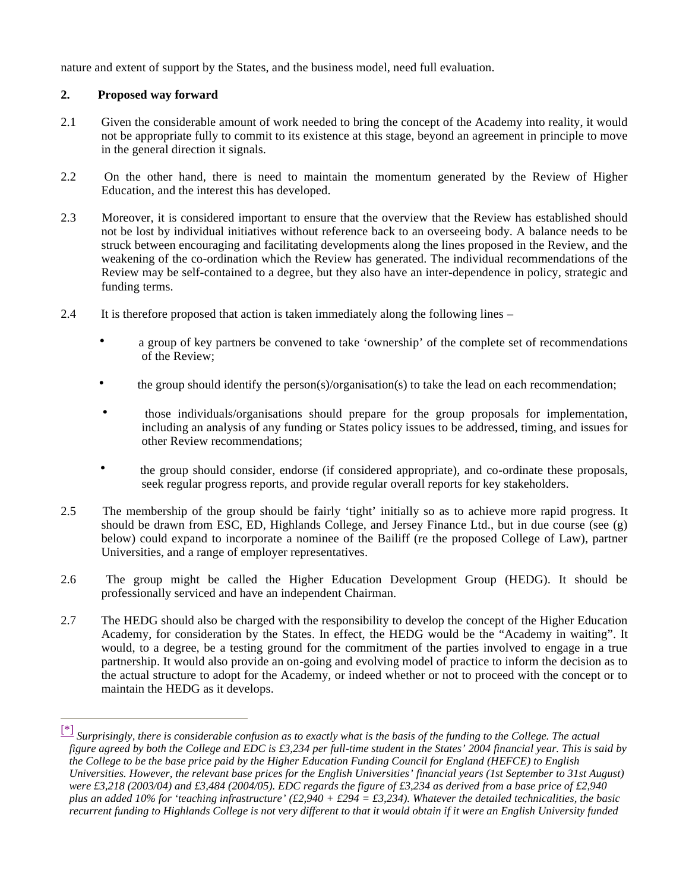nature and extent of support by the States, and the business model, need full evaluation.

## 2. Proposed way forward

2.1 Given the considerable amount of work needed to bring the concept of the Academy into reality, it would not be appropriate fully to commit to its existence at this stage, beyond an agreement in principle to move in the general direction it signals.

2.2 On the other hand, there is need to maintain the momentum generated by the Review of Higher Education, and the interest this has developed.

2.3 Moreover, it is considered important to ensure that the overview that the Review has established should not be lost by individual initiatives without reference back to an overseeing body. A balance needs to be struck between encouraging and facilitating developments along the lines proposed in the Review, and the weakening of the co-ordination which the Review has generated. The individual recommendations of the Review may be self-contained to a degree, but they also have an inter-dependence in policy, strategic and funding terms.

2.4 It is therefore proposed that action is taken immediately along the following lines –

- a group of key partners be convened to take 'ownership' of the complete set of recommendations of the Review;
- the group should identify the person(s)/organisation(s) to take the lead on each recommendation;
- those individuals/organisations should prepare for the group proposals for implementation, including an analysis of any funding or States policy issues to be addressed, timing, and issues for other Review recommendations;
- the group should consider, endorse (if considered appropriate), and co-ordinate these proposals, seek regular progress reports, and provide regular overall reports for key stakeholders.

2.5 The membership of the group should be fairly 'tight' initially so as to achieve more rapid progress. It should be drawn from ESC, ED, Highlands College, and Jersey Finance Ltd., but in due course (see (g) below) could expand to incorporate a nominee of the Bailiff (re the proposed College of Law), partner Universities, and a range of employer representatives.

2.6 The group might be called the Higher Education Development Group (HEDG). It should be professionally serviced and have an independent Chairman.

2.7 The HEDG should also be charged with the responsibility to develop the concept of the Higher Education Academy, for consideration by the States. In effect, the HEDG would be the "Academy in waiting". It would, to a degree, be a testing ground for the commitment of the parties involved to engage in a true partnership. It would also provide an on-going and evolving model of practice to inform the decision as to the actual structure to adopt for the Academy, or indeed whether or not to proceed with the concept or to maintain the HEDG as it develops.

---

[*] *Surprisingly, there is considerable confusion as to exactly what is the basis of the funding to the College. The actual figure agreed by both the College and EDC is £3,234 per full-time student in the States' 2004 financial year. This is said by the College to be the base price paid by the Higher Education Funding Council for England (HEFCE) to English Universities. However, the relevant base prices for the English Universities' financial years (1st September to 31st August) were £3,218 (2003/04) and £3,484 (2004/05). EDC regards the figure of £3,234 as derived from a base price of £2,940 plus an added 10% for 'teaching infrastructure' (£2,940 + £294 = £3,234). Whatever the detailed technicalities, the basic recurrent funding to Highlands College is not very different to that it would obtain if it were an English University funded*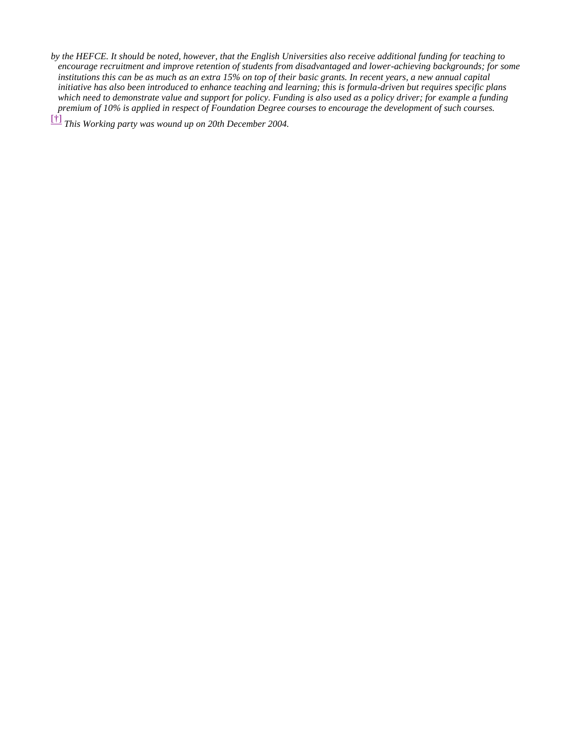*by the HEFCE. It should be noted, however, that the English Universities also receive additional funding for teaching to encourage recruitment and improve retention of students from disadvantaged and lower-achieving backgrounds; for some institutions this can be as much as an extra 15% on top of their basic grants. In recent years, a new annual capital initiative has also been introduced to enhance teaching and learning; this is formula-driven but requires specific plans which need to demonstrate value and support for policy. Funding is also used as a policy driver; for example a funding premium of 10% is applied in respect of Foundation Degree courses to encourage the development of such courses.*

[†] *This Working party was wound up on 20th December 2004.*